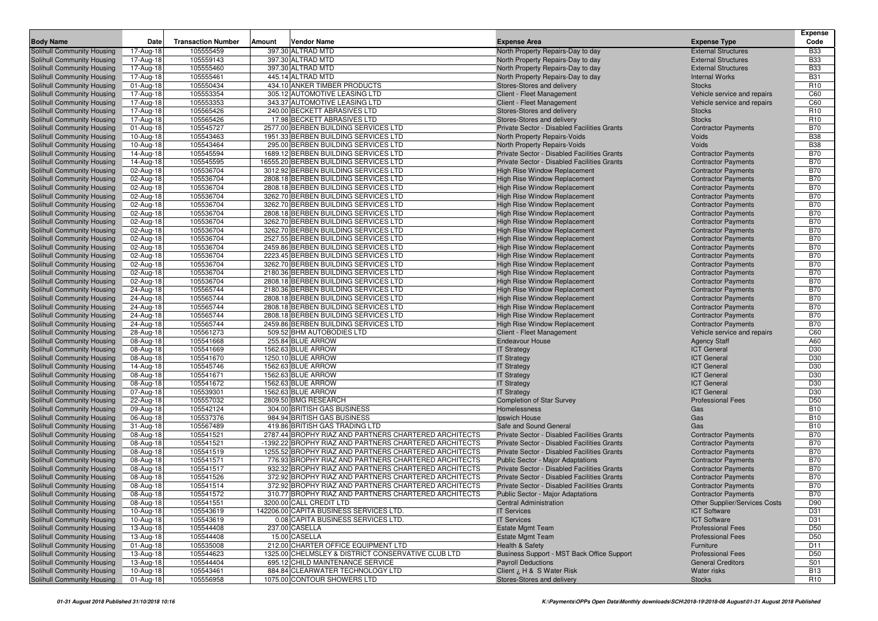| Body Name | Date | Transaction Number | Amount | Vendor Name | Expense Area | Expense Type | Expense Code |
|---|---|---|---|---|---|---|---|
| Solihull Community Housing | 17-Aug-18 | 105555459 | 397.30 | ALTRAD MTD | North Property Repairs-Day to day | External Structures | B33 |
| Solihull Community Housing | 17-Aug-18 | 105559143 | 397.30 | ALTRAD MTD | North Property Repairs-Day to day | External Structures | B33 |
| Solihull Community Housing | 17-Aug-18 | 105555460 | 397.30 | ALTRAD MTD | North Property Repairs-Day to day | External Structures | B33 |
| Solihull Community Housing | 17-Aug-18 | 105555461 | 445.14 | ALTRAD MTD | North Property Repairs-Day to day | Internal Works | B31 |
| Solihull Community Housing | 01-Aug-18 | 105550434 | 434.10 | ANKER TIMBER PRODUCTS | Stores-Stores and delivery | Stocks | R10 |
| Solihull Community Housing | 17-Aug-18 | 105553354 | 305.12 | AUTOMOTIVE LEASING LTD | Client - Fleet Management | Vehicle service and repairs | C60 |
| Solihull Community Housing | 17-Aug-18 | 105553353 | 343.37 | AUTOMOTIVE LEASING LTD | Client - Fleet Management | Vehicle service and repairs | C60 |
| Solihull Community Housing | 17-Aug-18 | 105565426 | 240.00 | BECKETT ABRASIVES LTD | Stores-Stores and delivery | Stocks | R10 |
| Solihull Community Housing | 17-Aug-18 | 105565426 | 17.98 | BECKETT ABRASIVES LTD | Stores-Stores and delivery | Stocks | R10 |
| Solihull Community Housing | 01-Aug-18 | 105545727 | 2577.00 | BERBEN BUILDING SERVICES LTD | Private Sector - Disabled Facilities Grants | Contractor Payments | B70 |
| Solihull Community Housing | 10-Aug-18 | 105543463 | 1951.33 | BERBEN BUILDING SERVICES LTD | North Property Repairs-Voids | Voids | B38 |
| Solihull Community Housing | 10-Aug-18 | 105543464 | 295.00 | BERBEN BUILDING SERVICES LTD | North Property Repairs-Voids | Voids | B38 |
| Solihull Community Housing | 14-Aug-18 | 105545594 | 1689.12 | BERBEN BUILDING SERVICES LTD | Private Sector - Disabled Facilities Grants | Contractor Payments | B70 |
| Solihull Community Housing | 14-Aug-18 | 105545595 | 16555.20 | BERBEN BUILDING SERVICES LTD | Private Sector - Disabled Facilities Grants | Contractor Payments | B70 |
| Solihull Community Housing | 02-Aug-18 | 105536704 | 3012.92 | BERBEN BUILDING SERVICES LTD | High Rise Window Replacement | Contractor Payments | B70 |
| Solihull Community Housing | 02-Aug-18 | 105536704 | 2808.18 | BERBEN BUILDING SERVICES LTD | High Rise Window Replacement | Contractor Payments | B70 |
| Solihull Community Housing | 02-Aug-18 | 105536704 | 2808.18 | BERBEN BUILDING SERVICES LTD | High Rise Window Replacement | Contractor Payments | B70 |
| Solihull Community Housing | 02-Aug-18 | 105536704 | 3262.70 | BERBEN BUILDING SERVICES LTD | High Rise Window Replacement | Contractor Payments | B70 |
| Solihull Community Housing | 02-Aug-18 | 105536704 | 3262.70 | BERBEN BUILDING SERVICES LTD | High Rise Window Replacement | Contractor Payments | B70 |
| Solihull Community Housing | 02-Aug-18 | 105536704 | 2808.18 | BERBEN BUILDING SERVICES LTD | High Rise Window Replacement | Contractor Payments | B70 |
| Solihull Community Housing | 02-Aug-18 | 105536704 | 3262.70 | BERBEN BUILDING SERVICES LTD | High Rise Window Replacement | Contractor Payments | B70 |
| Solihull Community Housing | 02-Aug-18 | 105536704 | 3262.70 | BERBEN BUILDING SERVICES LTD | High Rise Window Replacement | Contractor Payments | B70 |
| Solihull Community Housing | 02-Aug-18 | 105536704 | 2527.55 | BERBEN BUILDING SERVICES LTD | High Rise Window Replacement | Contractor Payments | B70 |
| Solihull Community Housing | 02-Aug-18 | 105536704 | 2459.86 | BERBEN BUILDING SERVICES LTD | High Rise Window Replacement | Contractor Payments | B70 |
| Solihull Community Housing | 02-Aug-18 | 105536704 | 2223.45 | BERBEN BUILDING SERVICES LTD | High Rise Window Replacement | Contractor Payments | B70 |
| Solihull Community Housing | 02-Aug-18 | 105536704 | 3262.70 | BERBEN BUILDING SERVICES LTD | High Rise Window Replacement | Contractor Payments | B70 |
| Solihull Community Housing | 02-Aug-18 | 105536704 | 2180.36 | BERBEN BUILDING SERVICES LTD | High Rise Window Replacement | Contractor Payments | B70 |
| Solihull Community Housing | 02-Aug-18 | 105536704 | 2808.18 | BERBEN BUILDING SERVICES LTD | High Rise Window Replacement | Contractor Payments | B70 |
| Solihull Community Housing | 24-Aug-18 | 105565744 | 2180.36 | BERBEN BUILDING SERVICES LTD | High Rise Window Replacement | Contractor Payments | B70 |
| Solihull Community Housing | 24-Aug-18 | 105565744 | 2808.18 | BERBEN BUILDING SERVICES LTD | High Rise Window Replacement | Contractor Payments | B70 |
| Solihull Community Housing | 24-Aug-18 | 105565744 | 2808.18 | BERBEN BUILDING SERVICES LTD | High Rise Window Replacement | Contractor Payments | B70 |
| Solihull Community Housing | 24-Aug-18 | 105565744 | 2808.18 | BERBEN BUILDING SERVICES LTD | High Rise Window Replacement | Contractor Payments | B70 |
| Solihull Community Housing | 24-Aug-18 | 105565744 | 2459.86 | BERBEN BUILDING SERVICES LTD | High Rise Window Replacement | Contractor Payments | B70 |
| Solihull Community Housing | 28-Aug-18 | 105561273 | 509.52 | BHM AUTOBODIES LTD | Client - Fleet Management | Vehicle service and repairs | C60 |
| Solihull Community Housing | 08-Aug-18 | 105541668 | 255.84 | BLUE ARROW | Endeavour House | Agency Staff | A60 |
| Solihull Community Housing | 08-Aug-18 | 105541669 | 1562.63 | BLUE ARROW | IT Strategy | ICT General | D30 |
| Solihull Community Housing | 08-Aug-18 | 105541670 | 1250.10 | BLUE ARROW | IT Strategy | ICT General | D30 |
| Solihull Community Housing | 14-Aug-18 | 105545746 | 1562.63 | BLUE ARROW | IT Strategy | ICT General | D30 |
| Solihull Community Housing | 08-Aug-18 | 105541671 | 1562.63 | BLUE ARROW | IT Strategy | ICT General | D30 |
| Solihull Community Housing | 08-Aug-18 | 105541672 | 1562.63 | BLUE ARROW | IT Strategy | ICT General | D30 |
| Solihull Community Housing | 07-Aug-18 | 105539301 | 1562.63 | BLUE ARROW | IT Strategy | ICT General | D30 |
| Solihull Community Housing | 22-Aug-18 | 105557032 | 2809.50 | BMG RESEARCH | Completion of Star Survey | Professional Fees | D50 |
| Solihull Community Housing | 09-Aug-18 | 105542124 | 304.00 | BRITISH GAS BUSINESS | Homelessness | Gas | B10 |
| Solihull Community Housing | 06-Aug-18 | 105537376 | 984.94 | BRITISH GAS BUSINESS | Ipswich House | Gas | B10 |
| Solihull Community Housing | 31-Aug-18 | 105567489 | 419.86 | BRITISH GAS TRADING LTD | Safe and Sound General | Gas | B10 |
| Solihull Community Housing | 08-Aug-18 | 105541521 | 2787.44 | BROPHY RIAZ AND PARTNERS CHARTERED ARCHITECTS | Private Sector - Disabled Facilities Grants | Contractor Payments | B70 |
| Solihull Community Housing | 08-Aug-18 | 105541521 | -1392.22 | BROPHY RIAZ AND PARTNERS CHARTERED ARCHITECTS | Private Sector - Disabled Facilities Grants | Contractor Payments | B70 |
| Solihull Community Housing | 08-Aug-18 | 105541519 | 1255.52 | BROPHY RIAZ AND PARTNERS CHARTERED ARCHITECTS | Private Sector - Disabled Facilities Grants | Contractor Payments | B70 |
| Solihull Community Housing | 08-Aug-18 | 105541571 | 776.93 | BROPHY RIAZ AND PARTNERS CHARTERED ARCHITECTS | Public Sector - Major Adaptations | Contractor Payments | B70 |
| Solihull Community Housing | 08-Aug-18 | 105541517 | 932.32 | BROPHY RIAZ AND PARTNERS CHARTERED ARCHITECTS | Private Sector - Disabled Facilities Grants | Contractor Payments | B70 |
| Solihull Community Housing | 08-Aug-18 | 105541526 | 372.92 | BROPHY RIAZ AND PARTNERS CHARTERED ARCHITECTS | Private Sector - Disabled Facilities Grants | Contractor Payments | B70 |
| Solihull Community Housing | 08-Aug-18 | 105541514 | 372.92 | BROPHY RIAZ AND PARTNERS CHARTERED ARCHITECTS | Private Sector - Disabled Facilities Grants | Contractor Payments | B70 |
| Solihull Community Housing | 08-Aug-18 | 105541572 | 310.77 | BROPHY RIAZ AND PARTNERS CHARTERED ARCHITECTS | Public Sector - Major Adaptations | Contractor Payments | B70 |
| Solihull Community Housing | 08-Aug-18 | 105541551 | 3200.00 | CALL CREDIT LTD | Central Administration | Other Supplier/Services Costs | D90 |
| Solihull Community Housing | 10-Aug-18 | 105543619 | 142206.00 | CAPITA BUSINESS SERVICES LTD. | IT Services | ICT Software | D31 |
| Solihull Community Housing | 10-Aug-18 | 105543619 | 0.08 | CAPITA BUSINESS SERVICES LTD. | IT Services | ICT Software | D31 |
| Solihull Community Housing | 13-Aug-18 | 105544408 | 237.00 | CASELLA | Estate Mgmt Team | Professional Fees | D50 |
| Solihull Community Housing | 13-Aug-18 | 105544408 | 15.00 | CASELLA | Estate Mgmt Team | Professional Fees | D50 |
| Solihull Community Housing | 01-Aug-18 | 105535008 | 212.00 | CHARTER OFFICE EQUIPMENT LTD | Health & Safety | Furniture | D11 |
| Solihull Community Housing | 13-Aug-18 | 105544623 | 1325.00 | CHELMSLEY & DISTRICT CONSERVATIVE CLUB LTD | Business Support - MST Back Office Support | Professional Fees | D50 |
| Solihull Community Housing | 13-Aug-18 | 105544404 | 695.12 | CHILD MAINTENANCE SERVICE | Payroll Deductions | General Creditors | S01 |
| Solihull Community Housing | 10-Aug-18 | 105543461 | 884.84 | CLEARWATER TECHNOLOGY LTD | Client ¿ H & S Water Risk | Water risks | B13 |
| Solihull Community Housing | 01-Aug-18 | 105556958 | 1075.00 | CONTOUR SHOWERS LTD | Stores-Stores and delivery | Stocks | R10 |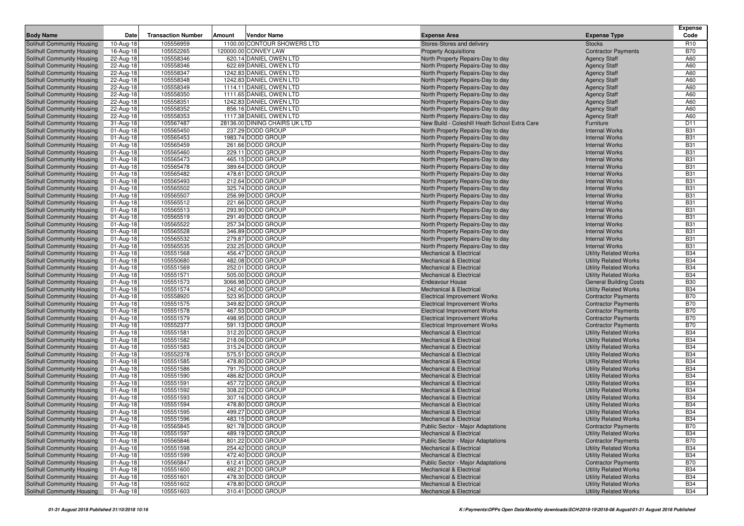| Body Name | Date | Transaction Number | Amount | Vendor Name | Expense Area | Expense Type | Expense Code |
|---|---|---|---|---|---|---|---|
| Solihull Community Housing | 10-Aug-18 | 105556959 | 1100.00 | CONTOUR SHOWERS LTD | Stores-Stores and delivery | Stocks | R10 |
| Solihull Community Housing | 16-Aug-18 | 105552265 | 120000.00 | CONVEY LAW | Property Acquisitions | Contractor Payments | B70 |
| Solihull Community Housing | 22-Aug-18 | 105558346 | 620.14 | DANIEL OWEN LTD | North Property Repairs-Day to day | Agency Staff | A60 |
| Solihull Community Housing | 22-Aug-18 | 105558346 | 622.69 | DANIEL OWEN LTD | North Property Repairs-Day to day | Agency Staff | A60 |
| Solihull Community Housing | 22-Aug-18 | 105558347 | 1242.83 | DANIEL OWEN LTD | North Property Repairs-Day to day | Agency Staff | A60 |
| Solihull Community Housing | 22-Aug-18 | 105558348 | 1242.83 | DANIEL OWEN LTD | North Property Repairs-Day to day | Agency Staff | A60 |
| Solihull Community Housing | 22-Aug-18 | 105558349 | 1114.11 | DANIEL OWEN LTD | North Property Repairs-Day to day | Agency Staff | A60 |
| Solihull Community Housing | 22-Aug-18 | 105558350 | 1111.65 | DANIEL OWEN LTD | North Property Repairs-Day to day | Agency Staff | A60 |
| Solihull Community Housing | 22-Aug-18 | 105558351 | 1242.83 | DANIEL OWEN LTD | North Property Repairs-Day to day | Agency Staff | A60 |
| Solihull Community Housing | 22-Aug-18 | 105558352 | 856.16 | DANIEL OWEN LTD | North Property Repairs-Day to day | Agency Staff | A60 |
| Solihull Community Housing | 22-Aug-18 | 105558353 | 1117.38 | DANIEL OWEN LTD | North Property Repairs-Day to day | Agency Staff | A60 |
| Solihull Community Housing | 31-Aug-18 | 105567487 | 28136.00 | DINING CHAIRS UK LTD | New Build - Coleshill Heath School Extra Care | Furniture | D11 |
| Solihull Community Housing | 01-Aug-18 | 105565450 | 237.29 | DODD GROUP | North Property Repairs-Day to day | Internal Works | B31 |
| Solihull Community Housing | 01-Aug-18 | 105565453 | 1983.74 | DODD GROUP | North Property Repairs-Day to day | Internal Works | B31 |
| Solihull Community Housing | 01-Aug-18 | 105565459 | 261.66 | DODD GROUP | North Property Repairs-Day to day | Internal Works | B31 |
| Solihull Community Housing | 01-Aug-18 | 105565460 | 229.11 | DODD GROUP | North Property Repairs-Day to day | Internal Works | B31 |
| Solihull Community Housing | 01-Aug-18 | 105565473 | 465.15 | DODD GROUP | North Property Repairs-Day to day | Internal Works | B31 |
| Solihull Community Housing | 01-Aug-18 | 105565478 | 389.64 | DODD GROUP | North Property Repairs-Day to day | Internal Works | B31 |
| Solihull Community Housing | 01-Aug-18 | 105565482 | 478.61 | DODD GROUP | North Property Repairs-Day to day | Internal Works | B31 |
| Solihull Community Housing | 01-Aug-18 | 105565493 | 212.64 | DODD GROUP | North Property Repairs-Day to day | Internal Works | B31 |
| Solihull Community Housing | 01-Aug-18 | 105565502 | 325.74 | DODD GROUP | North Property Repairs-Day to day | Internal Works | B31 |
| Solihull Community Housing | 01-Aug-18 | 105565507 | 256.99 | DODD GROUP | North Property Repairs-Day to day | Internal Works | B31 |
| Solihull Community Housing | 01-Aug-18 | 105565512 | 221.66 | DODD GROUP | North Property Repairs-Day to day | Internal Works | B31 |
| Solihull Community Housing | 01-Aug-18 | 105565513 | 293.90 | DODD GROUP | North Property Repairs-Day to day | Internal Works | B31 |
| Solihull Community Housing | 01-Aug-18 | 105565519 | 291.49 | DODD GROUP | North Property Repairs-Day to day | Internal Works | B31 |
| Solihull Community Housing | 01-Aug-18 | 105565522 | 257.34 | DODD GROUP | North Property Repairs-Day to day | Internal Works | B31 |
| Solihull Community Housing | 01-Aug-18 | 105565528 | 346.89 | DODD GROUP | North Property Repairs-Day to day | Internal Works | B31 |
| Solihull Community Housing | 01-Aug-18 | 105565532 | 279.87 | DODD GROUP | North Property Repairs-Day to day | Internal Works | B31 |
| Solihull Community Housing | 01-Aug-18 | 105565535 | 232.25 | DODD GROUP | North Property Repairs-Day to day | Internal Works | B31 |
| Solihull Community Housing | 01-Aug-18 | 105551568 | 456.47 | DODD GROUP | Mechanical & Electrical | Utility Related Works | B34 |
| Solihull Community Housing | 01-Aug-18 | 105550680 | 482.08 | DODD GROUP | Mechanical & Electrical | Utility Related Works | B34 |
| Solihull Community Housing | 01-Aug-18 | 105551569 | 252.01 | DODD GROUP | Mechanical & Electrical | Utility Related Works | B34 |
| Solihull Community Housing | 01-Aug-18 | 105551571 | 505.00 | DODD GROUP | Mechanical & Electrical | Utility Related Works | B34 |
| Solihull Community Housing | 01-Aug-18 | 105551573 | 3066.98 | DODD GROUP | Endeavour House | General Building Costs | B30 |
| Solihull Community Housing | 01-Aug-18 | 105551574 | 242.40 | DODD GROUP | Mechanical & Electrical | Utility Related Works | B34 |
| Solihull Community Housing | 01-Aug-18 | 105558920 | 523.95 | DODD GROUP | Electrical Improvement Works | Contractor Payments | B70 |
| Solihull Community Housing | 01-Aug-18 | 105551575 | 349.82 | DODD GROUP | Electrical Improvement Works | Contractor Payments | B70 |
| Solihull Community Housing | 01-Aug-18 | 105551578 | 467.53 | DODD GROUP | Electrical Improvement Works | Contractor Payments | B70 |
| Solihull Community Housing | 01-Aug-18 | 105551579 | 498.95 | DODD GROUP | Electrical Improvement Works | Contractor Payments | B70 |
| Solihull Community Housing | 01-Aug-18 | 105552377 | 591.13 | DODD GROUP | Electrical Improvement Works | Contractor Payments | B70 |
| Solihull Community Housing | 01-Aug-18 | 105551581 | 312.20 | DODD GROUP | Mechanical & Electrical | Utility Related Works | B34 |
| Solihull Community Housing | 01-Aug-18 | 105551582 | 218.06 | DODD GROUP | Mechanical & Electrical | Utility Related Works | B34 |
| Solihull Community Housing | 01-Aug-18 | 105551583 | 315.24 | DODD GROUP | Mechanical & Electrical | Utility Related Works | B34 |
| Solihull Community Housing | 01-Aug-18 | 105552378 | 575.51 | DODD GROUP | Mechanical & Electrical | Utility Related Works | B34 |
| Solihull Community Housing | 01-Aug-18 | 105551585 | 478.80 | DODD GROUP | Mechanical & Electrical | Utility Related Works | B34 |
| Solihull Community Housing | 01-Aug-18 | 105551586 | 791.75 | DODD GROUP | Mechanical & Electrical | Utility Related Works | B34 |
| Solihull Community Housing | 01-Aug-18 | 105551590 | 486.82 | DODD GROUP | Mechanical & Electrical | Utility Related Works | B34 |
| Solihull Community Housing | 01-Aug-18 | 105551591 | 457.72 | DODD GROUP | Mechanical & Electrical | Utility Related Works | B34 |
| Solihull Community Housing | 01-Aug-18 | 105551592 | 308.22 | DODD GROUP | Mechanical & Electrical | Utility Related Works | B34 |
| Solihull Community Housing | 01-Aug-18 | 105551593 | 307.16 | DODD GROUP | Mechanical & Electrical | Utility Related Works | B34 |
| Solihull Community Housing | 01-Aug-18 | 105551594 | 478.80 | DODD GROUP | Mechanical & Electrical | Utility Related Works | B34 |
| Solihull Community Housing | 01-Aug-18 | 105551595 | 499.27 | DODD GROUP | Mechanical & Electrical | Utility Related Works | B34 |
| Solihull Community Housing | 01-Aug-18 | 105551596 | 483.15 | DODD GROUP | Mechanical & Electrical | Utility Related Works | B34 |
| Solihull Community Housing | 01-Aug-18 | 105565845 | 921.78 | DODD GROUP | Public Sector - Major Adaptations | Contractor Payments | B70 |
| Solihull Community Housing | 01-Aug-18 | 105551597 | 489.19 | DODD GROUP | Mechanical & Electrical | Utility Related Works | B34 |
| Solihull Community Housing | 01-Aug-18 | 105565846 | 801.22 | DODD GROUP | Public Sector - Major Adaptations | Contractor Payments | B70 |
| Solihull Community Housing | 01-Aug-18 | 105551598 | 254.42 | DODD GROUP | Mechanical & Electrical | Utility Related Works | B34 |
| Solihull Community Housing | 01-Aug-18 | 105551599 | 472.40 | DODD GROUP | Mechanical & Electrical | Utility Related Works | B34 |
| Solihull Community Housing | 01-Aug-18 | 105565847 | 612.41 | DODD GROUP | Public Sector - Major Adaptations | Contractor Payments | B70 |
| Solihull Community Housing | 01-Aug-18 | 105551600 | 492.21 | DODD GROUP | Mechanical & Electrical | Utility Related Works | B34 |
| Solihull Community Housing | 01-Aug-18 | 105551601 | 478.30 | DODD GROUP | Mechanical & Electrical | Utility Related Works | B34 |
| Solihull Community Housing | 01-Aug-18 | 105551602 | 478.80 | DODD GROUP | Mechanical & Electrical | Utility Related Works | B34 |
| Solihull Community Housing | 01-Aug-18 | 105551603 | 310.41 | DODD GROUP | Mechanical & Electrical | Utility Related Works | B34 |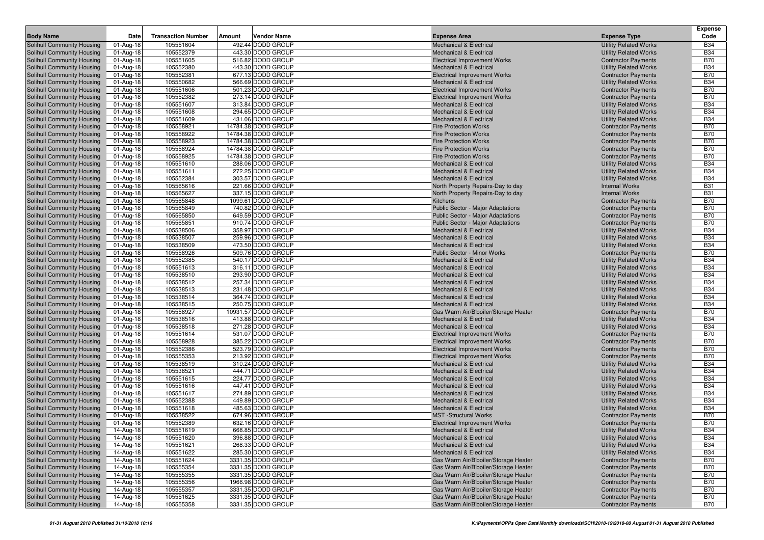| Body Name | Date | Transaction Number | Amount | Vendor Name | Expense Area | Expense Type | Expense Code |
|---|---|---|---|---|---|---|---|
| Solihull Community Housing | 01-Aug-18 | 105551604 | 492.44 | DODD GROUP | Mechanical & Electrical | Utility Related Works | B34 |
| Solihull Community Housing | 01-Aug-18 | 105552379 | 443.30 | DODD GROUP | Mechanical & Electrical | Utility Related Works | B34 |
| Solihull Community Housing | 01-Aug-18 | 105551605 | 516.82 | DODD GROUP | Electrical Improvement Works | Contractor Payments | B70 |
| Solihull Community Housing | 01-Aug-18 | 105552380 | 443.30 | DODD GROUP | Mechanical & Electrical | Utility Related Works | B34 |
| Solihull Community Housing | 01-Aug-18 | 105552381 | 677.13 | DODD GROUP | Electrical Improvement Works | Contractor Payments | B70 |
| Solihull Community Housing | 01-Aug-18 | 105550682 | 566.69 | DODD GROUP | Mechanical & Electrical | Utility Related Works | B34 |
| Solihull Community Housing | 01-Aug-18 | 105551606 | 501.23 | DODD GROUP | Electrical Improvement Works | Contractor Payments | B70 |
| Solihull Community Housing | 01-Aug-18 | 105552382 | 273.14 | DODD GROUP | Electrical Improvement Works | Contractor Payments | B70 |
| Solihull Community Housing | 01-Aug-18 | 105551607 | 313.84 | DODD GROUP | Mechanical & Electrical | Utility Related Works | B34 |
| Solihull Community Housing | 01-Aug-18 | 105551608 | 294.65 | DODD GROUP | Mechanical & Electrical | Utility Related Works | B34 |
| Solihull Community Housing | 01-Aug-18 | 105551609 | 431.06 | DODD GROUP | Mechanical & Electrical | Utility Related Works | B34 |
| Solihull Community Housing | 01-Aug-18 | 105558921 | 14784.38 | DODD GROUP | Fire Protection Works | Contractor Payments | B70 |
| Solihull Community Housing | 01-Aug-18 | 105558922 | 14784.38 | DODD GROUP | Fire Protection Works | Contractor Payments | B70 |
| Solihull Community Housing | 01-Aug-18 | 105558923 | 14784.38 | DODD GROUP | Fire Protection Works | Contractor Payments | B70 |
| Solihull Community Housing | 01-Aug-18 | 105558924 | 14784.38 | DODD GROUP | Fire Protection Works | Contractor Payments | B70 |
| Solihull Community Housing | 01-Aug-18 | 105558925 | 14784.38 | DODD GROUP | Fire Protection Works | Contractor Payments | B70 |
| Solihull Community Housing | 01-Aug-18 | 105551610 | 288.06 | DODD GROUP | Mechanical & Electrical | Utility Related Works | B34 |
| Solihull Community Housing | 01-Aug-18 | 105551611 | 272.25 | DODD GROUP | Mechanical & Electrical | Utility Related Works | B34 |
| Solihull Community Housing | 01-Aug-18 | 105552384 | 303.57 | DODD GROUP | Mechanical & Electrical | Utility Related Works | B34 |
| Solihull Community Housing | 01-Aug-18 | 105565616 | 221.66 | DODD GROUP | North Property Repairs-Day to day | Internal Works | B31 |
| Solihull Community Housing | 01-Aug-18 | 105565627 | 337.15 | DODD GROUP | North Property Repairs-Day to day | Internal Works | B31 |
| Solihull Community Housing | 01-Aug-18 | 105565848 | 1099.61 | DODD GROUP | Kitchens | Contractor Payments | B70 |
| Solihull Community Housing | 01-Aug-18 | 105565849 | 740.82 | DODD GROUP | Public Sector - Major Adaptations | Contractor Payments | B70 |
| Solihull Community Housing | 01-Aug-18 | 105565850 | 649.59 | DODD GROUP | Public Sector - Major Adaptations | Contractor Payments | B70 |
| Solihull Community Housing | 01-Aug-18 | 105565851 | 910.74 | DODD GROUP | Public Sector - Major Adaptations | Contractor Payments | B70 |
| Solihull Community Housing | 01-Aug-18 | 105538506 | 358.97 | DODD GROUP | Mechanical & Electrical | Utility Related Works | B34 |
| Solihull Community Housing | 01-Aug-18 | 105538507 | 259.96 | DODD GROUP | Mechanical & Electrical | Utility Related Works | B34 |
| Solihull Community Housing | 01-Aug-18 | 105538509 | 473.50 | DODD GROUP | Mechanical & Electrical | Utility Related Works | B34 |
| Solihull Community Housing | 01-Aug-18 | 105558926 | 509.76 | DODD GROUP | Public Sector - Minor Works | Contractor Payments | B70 |
| Solihull Community Housing | 01-Aug-18 | 105552385 | 540.17 | DODD GROUP | Mechanical & Electrical | Utility Related Works | B34 |
| Solihull Community Housing | 01-Aug-18 | 105551613 | 316.11 | DODD GROUP | Mechanical & Electrical | Utility Related Works | B34 |
| Solihull Community Housing | 01-Aug-18 | 105538510 | 293.90 | DODD GROUP | Mechanical & Electrical | Utility Related Works | B34 |
| Solihull Community Housing | 01-Aug-18 | 105538512 | 257.34 | DODD GROUP | Mechanical & Electrical | Utility Related Works | B34 |
| Solihull Community Housing | 01-Aug-18 | 105538513 | 231.48 | DODD GROUP | Mechanical & Electrical | Utility Related Works | B34 |
| Solihull Community Housing | 01-Aug-18 | 105538514 | 364.74 | DODD GROUP | Mechanical & Electrical | Utility Related Works | B34 |
| Solihull Community Housing | 01-Aug-18 | 105538515 | 250.75 | DODD GROUP | Mechanical & Electrical | Utility Related Works | B34 |
| Solihull Community Housing | 01-Aug-18 | 105558927 | 10931.57 | DODD GROUP | Gas Warm Air/B'boiler/Storage Heater | Contractor Payments | B70 |
| Solihull Community Housing | 01-Aug-18 | 105538516 | 413.88 | DODD GROUP | Mechanical & Electrical | Utility Related Works | B34 |
| Solihull Community Housing | 01-Aug-18 | 105538518 | 271.28 | DODD GROUP | Mechanical & Electrical | Utility Related Works | B34 |
| Solihull Community Housing | 01-Aug-18 | 105551614 | 531.07 | DODD GROUP | Electrical Improvement Works | Contractor Payments | B70 |
| Solihull Community Housing | 01-Aug-18 | 105558928 | 385.22 | DODD GROUP | Electrical Improvement Works | Contractor Payments | B70 |
| Solihull Community Housing | 01-Aug-18 | 105552386 | 523.79 | DODD GROUP | Electrical Improvement Works | Contractor Payments | B70 |
| Solihull Community Housing | 01-Aug-18 | 105555353 | 213.92 | DODD GROUP | Electrical Improvement Works | Contractor Payments | B70 |
| Solihull Community Housing | 01-Aug-18 | 105538519 | 310.24 | DODD GROUP | Mechanical & Electrical | Utility Related Works | B34 |
| Solihull Community Housing | 01-Aug-18 | 105538521 | 444.71 | DODD GROUP | Mechanical & Electrical | Utility Related Works | B34 |
| Solihull Community Housing | 01-Aug-18 | 105551615 | 224.77 | DODD GROUP | Mechanical & Electrical | Utility Related Works | B34 |
| Solihull Community Housing | 01-Aug-18 | 105551616 | 447.41 | DODD GROUP | Mechanical & Electrical | Utility Related Works | B34 |
| Solihull Community Housing | 01-Aug-18 | 105551617 | 274.89 | DODD GROUP | Mechanical & Electrical | Utility Related Works | B34 |
| Solihull Community Housing | 01-Aug-18 | 105552388 | 449.89 | DODD GROUP | Mechanical & Electrical | Utility Related Works | B34 |
| Solihull Community Housing | 01-Aug-18 | 105551618 | 485.63 | DODD GROUP | Mechanical & Electrical | Utility Related Works | B34 |
| Solihull Community Housing | 01-Aug-18 | 105538522 | 674.96 | DODD GROUP | MST -Structural Works | Contractor Payments | B70 |
| Solihull Community Housing | 01-Aug-18 | 105552389 | 632.16 | DODD GROUP | Electrical Improvement Works | Contractor Payments | B70 |
| Solihull Community Housing | 14-Aug-18 | 105551619 | 668.85 | DODD GROUP | Mechanical & Electrical | Utility Related Works | B34 |
| Solihull Community Housing | 14-Aug-18 | 105551620 | 396.88 | DODD GROUP | Mechanical & Electrical | Utility Related Works | B34 |
| Solihull Community Housing | 14-Aug-18 | 105551621 | 268.33 | DODD GROUP | Mechanical & Electrical | Utility Related Works | B34 |
| Solihull Community Housing | 14-Aug-18 | 105551622 | 285.30 | DODD GROUP | Mechanical & Electrical | Utility Related Works | B34 |
| Solihull Community Housing | 14-Aug-18 | 105551624 | 3331.35 | DODD GROUP | Gas Warm Air/B'boiler/Storage Heater | Contractor Payments | B70 |
| Solihull Community Housing | 14-Aug-18 | 105555354 | 3331.35 | DODD GROUP | Gas Warm Air/B'boiler/Storage Heater | Contractor Payments | B70 |
| Solihull Community Housing | 14-Aug-18 | 105555355 | 3331.35 | DODD GROUP | Gas Warm Air/B'boiler/Storage Heater | Contractor Payments | B70 |
| Solihull Community Housing | 14-Aug-18 | 105555356 | 1966.98 | DODD GROUP | Gas Warm Air/B'boiler/Storage Heater | Contractor Payments | B70 |
| Solihull Community Housing | 14-Aug-18 | 105555357 | 3331.35 | DODD GROUP | Gas Warm Air/B'boiler/Storage Heater | Contractor Payments | B70 |
| Solihull Community Housing | 14-Aug-18 | 105551625 | 3331.35 | DODD GROUP | Gas Warm Air/B'boiler/Storage Heater | Contractor Payments | B70 |
| Solihull Community Housing | 14-Aug-18 | 105555358 | 3331.35 | DODD GROUP | Gas Warm Air/B'boiler/Storage Heater | Contractor Payments | B70 |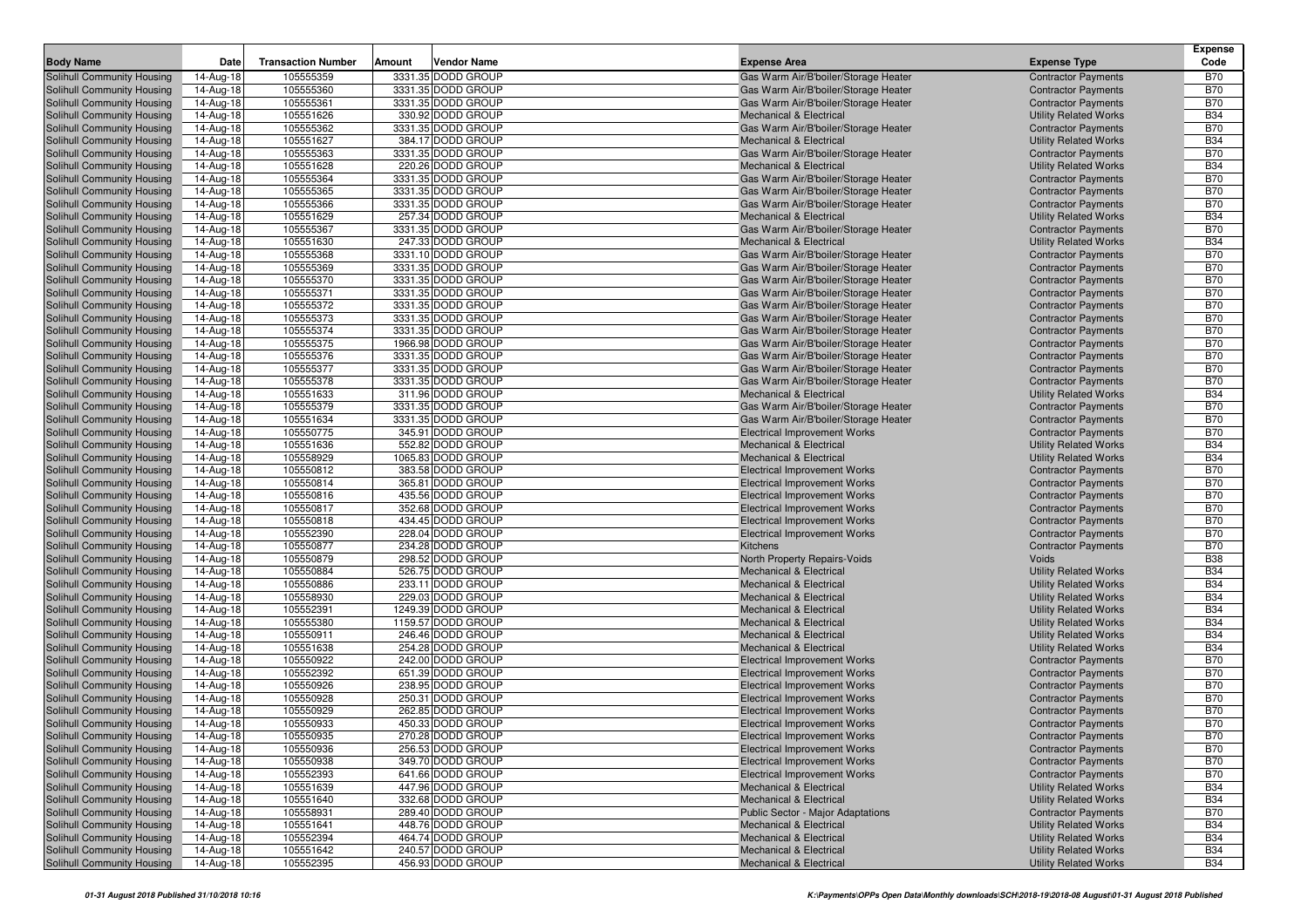| Body Name | Date | Transaction Number | Amount | Vendor Name | Expense Area | Expense Type | Expense Code |
|---|---|---|---|---|---|---|---|
| Solihull Community Housing | 14-Aug-18 | 105555359 | 3331.35 | DODD GROUP | Gas Warm Air/B'boiler/Storage Heater | Contractor Payments | B70 |
| Solihull Community Housing | 14-Aug-18 | 105555360 | 3331.35 | DODD GROUP | Gas Warm Air/B'boiler/Storage Heater | Contractor Payments | B70 |
| Solihull Community Housing | 14-Aug-18 | 105555361 | 3331.35 | DODD GROUP | Gas Warm Air/B'boiler/Storage Heater | Contractor Payments | B70 |
| Solihull Community Housing | 14-Aug-18 | 105551626 | 330.92 | DODD GROUP | Mechanical & Electrical | Utility Related Works | B34 |
| Solihull Community Housing | 14-Aug-18 | 105555362 | 3331.35 | DODD GROUP | Gas Warm Air/B'boiler/Storage Heater | Contractor Payments | B70 |
| Solihull Community Housing | 14-Aug-18 | 105551627 | 384.17 | DODD GROUP | Mechanical & Electrical | Utility Related Works | B34 |
| Solihull Community Housing | 14-Aug-18 | 105555363 | 3331.35 | DODD GROUP | Gas Warm Air/B'boiler/Storage Heater | Contractor Payments | B70 |
| Solihull Community Housing | 14-Aug-18 | 105551628 | 220.26 | DODD GROUP | Mechanical & Electrical | Utility Related Works | B34 |
| Solihull Community Housing | 14-Aug-18 | 105555364 | 3331.35 | DODD GROUP | Gas Warm Air/B'boiler/Storage Heater | Contractor Payments | B70 |
| Solihull Community Housing | 14-Aug-18 | 105555365 | 3331.35 | DODD GROUP | Gas Warm Air/B'boiler/Storage Heater | Contractor Payments | B70 |
| Solihull Community Housing | 14-Aug-18 | 105555366 | 3331.35 | DODD GROUP | Gas Warm Air/B'boiler/Storage Heater | Contractor Payments | B70 |
| Solihull Community Housing | 14-Aug-18 | 105551629 | 257.34 | DODD GROUP | Mechanical & Electrical | Utility Related Works | B34 |
| Solihull Community Housing | 14-Aug-18 | 105555367 | 3331.35 | DODD GROUP | Gas Warm Air/B'boiler/Storage Heater | Contractor Payments | B70 |
| Solihull Community Housing | 14-Aug-18 | 105551630 | 247.33 | DODD GROUP | Mechanical & Electrical | Utility Related Works | B34 |
| Solihull Community Housing | 14-Aug-18 | 105555368 | 3331.10 | DODD GROUP | Gas Warm Air/B'boiler/Storage Heater | Contractor Payments | B70 |
| Solihull Community Housing | 14-Aug-18 | 105555369 | 3331.35 | DODD GROUP | Gas Warm Air/B'boiler/Storage Heater | Contractor Payments | B70 |
| Solihull Community Housing | 14-Aug-18 | 105555370 | 3331.35 | DODD GROUP | Gas Warm Air/B'boiler/Storage Heater | Contractor Payments | B70 |
| Solihull Community Housing | 14-Aug-18 | 105555371 | 3331.35 | DODD GROUP | Gas Warm Air/B'boiler/Storage Heater | Contractor Payments | B70 |
| Solihull Community Housing | 14-Aug-18 | 105555372 | 3331.35 | DODD GROUP | Gas Warm Air/B'boiler/Storage Heater | Contractor Payments | B70 |
| Solihull Community Housing | 14-Aug-18 | 105555373 | 3331.35 | DODD GROUP | Gas Warm Air/B'boiler/Storage Heater | Contractor Payments | B70 |
| Solihull Community Housing | 14-Aug-18 | 105555374 | 3331.35 | DODD GROUP | Gas Warm Air/B'boiler/Storage Heater | Contractor Payments | B70 |
| Solihull Community Housing | 14-Aug-18 | 105555375 | 1966.98 | DODD GROUP | Gas Warm Air/B'boiler/Storage Heater | Contractor Payments | B70 |
| Solihull Community Housing | 14-Aug-18 | 105555376 | 3331.35 | DODD GROUP | Gas Warm Air/B'boiler/Storage Heater | Contractor Payments | B70 |
| Solihull Community Housing | 14-Aug-18 | 105555377 | 3331.35 | DODD GROUP | Gas Warm Air/B'boiler/Storage Heater | Contractor Payments | B70 |
| Solihull Community Housing | 14-Aug-18 | 105555378 | 3331.35 | DODD GROUP | Gas Warm Air/B'boiler/Storage Heater | Contractor Payments | B70 |
| Solihull Community Housing | 14-Aug-18 | 105551633 | 311.96 | DODD GROUP | Mechanical & Electrical | Utility Related Works | B34 |
| Solihull Community Housing | 14-Aug-18 | 105555379 | 3331.35 | DODD GROUP | Gas Warm Air/B'boiler/Storage Heater | Contractor Payments | B70 |
| Solihull Community Housing | 14-Aug-18 | 105551634 | 3331.35 | DODD GROUP | Gas Warm Air/B'boiler/Storage Heater | Contractor Payments | B70 |
| Solihull Community Housing | 14-Aug-18 | 105550775 | 345.91 | DODD GROUP | Electrical Improvement Works | Contractor Payments | B70 |
| Solihull Community Housing | 14-Aug-18 | 105551636 | 552.82 | DODD GROUP | Mechanical & Electrical | Utility Related Works | B34 |
| Solihull Community Housing | 14-Aug-18 | 105558929 | 1065.83 | DODD GROUP | Mechanical & Electrical | Utility Related Works | B34 |
| Solihull Community Housing | 14-Aug-18 | 105550812 | 383.58 | DODD GROUP | Electrical Improvement Works | Contractor Payments | B70 |
| Solihull Community Housing | 14-Aug-18 | 105550814 | 365.81 | DODD GROUP | Electrical Improvement Works | Contractor Payments | B70 |
| Solihull Community Housing | 14-Aug-18 | 105550816 | 435.56 | DODD GROUP | Electrical Improvement Works | Contractor Payments | B70 |
| Solihull Community Housing | 14-Aug-18 | 105550817 | 352.68 | DODD GROUP | Electrical Improvement Works | Contractor Payments | B70 |
| Solihull Community Housing | 14-Aug-18 | 105550818 | 434.45 | DODD GROUP | Electrical Improvement Works | Contractor Payments | B70 |
| Solihull Community Housing | 14-Aug-18 | 105552390 | 228.04 | DODD GROUP | Electrical Improvement Works | Contractor Payments | B70 |
| Solihull Community Housing | 14-Aug-18 | 105550877 | 234.28 | DODD GROUP | Kitchens | Contractor Payments | B70 |
| Solihull Community Housing | 14-Aug-18 | 105550879 | 298.52 | DODD GROUP | North Property Repairs-Voids | Voids | B38 |
| Solihull Community Housing | 14-Aug-18 | 105550884 | 526.75 | DODD GROUP | Mechanical & Electrical | Utility Related Works | B34 |
| Solihull Community Housing | 14-Aug-18 | 105550886 | 233.11 | DODD GROUP | Mechanical & Electrical | Utility Related Works | B34 |
| Solihull Community Housing | 14-Aug-18 | 105558930 | 229.03 | DODD GROUP | Mechanical & Electrical | Utility Related Works | B34 |
| Solihull Community Housing | 14-Aug-18 | 105552391 | 1249.39 | DODD GROUP | Mechanical & Electrical | Utility Related Works | B34 |
| Solihull Community Housing | 14-Aug-18 | 105555380 | 1159.57 | DODD GROUP | Mechanical & Electrical | Utility Related Works | B34 |
| Solihull Community Housing | 14-Aug-18 | 105550911 | 246.46 | DODD GROUP | Mechanical & Electrical | Utility Related Works | B34 |
| Solihull Community Housing | 14-Aug-18 | 105551638 | 254.28 | DODD GROUP | Mechanical & Electrical | Utility Related Works | B34 |
| Solihull Community Housing | 14-Aug-18 | 105550922 | 242.00 | DODD GROUP | Electrical Improvement Works | Contractor Payments | B70 |
| Solihull Community Housing | 14-Aug-18 | 105552392 | 651.39 | DODD GROUP | Electrical Improvement Works | Contractor Payments | B70 |
| Solihull Community Housing | 14-Aug-18 | 105550926 | 238.95 | DODD GROUP | Electrical Improvement Works | Contractor Payments | B70 |
| Solihull Community Housing | 14-Aug-18 | 105550928 | 250.31 | DODD GROUP | Electrical Improvement Works | Contractor Payments | B70 |
| Solihull Community Housing | 14-Aug-18 | 105550929 | 262.85 | DODD GROUP | Electrical Improvement Works | Contractor Payments | B70 |
| Solihull Community Housing | 14-Aug-18 | 105550933 | 450.33 | DODD GROUP | Electrical Improvement Works | Contractor Payments | B70 |
| Solihull Community Housing | 14-Aug-18 | 105550935 | 270.28 | DODD GROUP | Electrical Improvement Works | Contractor Payments | B70 |
| Solihull Community Housing | 14-Aug-18 | 105550936 | 256.53 | DODD GROUP | Electrical Improvement Works | Contractor Payments | B70 |
| Solihull Community Housing | 14-Aug-18 | 105550938 | 349.70 | DODD GROUP | Electrical Improvement Works | Contractor Payments | B70 |
| Solihull Community Housing | 14-Aug-18 | 105552393 | 641.66 | DODD GROUP | Electrical Improvement Works | Contractor Payments | B70 |
| Solihull Community Housing | 14-Aug-18 | 105551639 | 447.96 | DODD GROUP | Mechanical & Electrical | Utility Related Works | B34 |
| Solihull Community Housing | 14-Aug-18 | 105551640 | 332.68 | DODD GROUP | Mechanical & Electrical | Utility Related Works | B34 |
| Solihull Community Housing | 14-Aug-18 | 105558931 | 289.40 | DODD GROUP | Public Sector - Major Adaptations | Contractor Payments | B70 |
| Solihull Community Housing | 14-Aug-18 | 105551641 | 448.76 | DODD GROUP | Mechanical & Electrical | Utility Related Works | B34 |
| Solihull Community Housing | 14-Aug-18 | 105552394 | 464.74 | DODD GROUP | Mechanical & Electrical | Utility Related Works | B34 |
| Solihull Community Housing | 14-Aug-18 | 105551642 | 240.57 | DODD GROUP | Mechanical & Electrical | Utility Related Works | B34 |
| Solihull Community Housing | 14-Aug-18 | 105552395 | 456.93 | DODD GROUP | Mechanical & Electrical | Utility Related Works | B34 |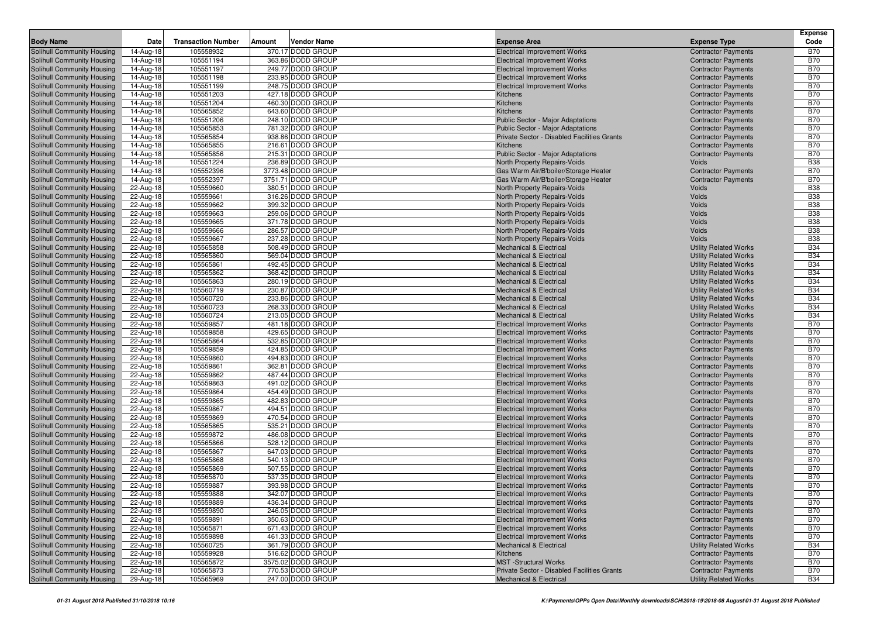| Body Name | Date | Transaction Number | Amount | Vendor Name | Expense Area | Expense Type | Expense Code |
|---|---|---|---|---|---|---|---|
| Solihull Community Housing | 14-Aug-18 | 105558932 | 370.17 | DODD GROUP | Electrical Improvement Works | Contractor Payments | B70 |
| Solihull Community Housing | 14-Aug-18 | 105551194 | 363.86 | DODD GROUP | Electrical Improvement Works | Contractor Payments | B70 |
| Solihull Community Housing | 14-Aug-18 | 105551197 | 249.77 | DODD GROUP | Electrical Improvement Works | Contractor Payments | B70 |
| Solihull Community Housing | 14-Aug-18 | 105551198 | 233.95 | DODD GROUP | Electrical Improvement Works | Contractor Payments | B70 |
| Solihull Community Housing | 14-Aug-18 | 105551199 | 248.75 | DODD GROUP | Electrical Improvement Works | Contractor Payments | B70 |
| Solihull Community Housing | 14-Aug-18 | 105551203 | 427.18 | DODD GROUP | Kitchens | Contractor Payments | B70 |
| Solihull Community Housing | 14-Aug-18 | 105551204 | 460.30 | DODD GROUP | Kitchens | Contractor Payments | B70 |
| Solihull Community Housing | 14-Aug-18 | 105565852 | 643.60 | DODD GROUP | Kitchens | Contractor Payments | B70 |
| Solihull Community Housing | 14-Aug-18 | 105551206 | 248.10 | DODD GROUP | Public Sector - Major Adaptations | Contractor Payments | B70 |
| Solihull Community Housing | 14-Aug-18 | 105565853 | 781.32 | DODD GROUP | Public Sector - Major Adaptations | Contractor Payments | B70 |
| Solihull Community Housing | 14-Aug-18 | 105565854 | 938.86 | DODD GROUP | Private Sector - Disabled Facilities Grants | Contractor Payments | B70 |
| Solihull Community Housing | 14-Aug-18 | 105565855 | 216.61 | DODD GROUP | Kitchens | Contractor Payments | B70 |
| Solihull Community Housing | 14-Aug-18 | 105565856 | 215.31 | DODD GROUP | Public Sector - Major Adaptations | Contractor Payments | B70 |
| Solihull Community Housing | 14-Aug-18 | 105551224 | 236.89 | DODD GROUP | North Property Repairs-Voids | Voids | B38 |
| Solihull Community Housing | 14-Aug-18 | 105552396 | 3773.48 | DODD GROUP | Gas Warm Air/B'boiler/Storage Heater | Contractor Payments | B70 |
| Solihull Community Housing | 14-Aug-18 | 105552397 | 3751.71 | DODD GROUP | Gas Warm Air/B'boiler/Storage Heater | Contractor Payments | B70 |
| Solihull Community Housing | 22-Aug-18 | 105559660 | 380.51 | DODD GROUP | North Property Repairs-Voids | Voids | B38 |
| Solihull Community Housing | 22-Aug-18 | 105559661 | 316.26 | DODD GROUP | North Property Repairs-Voids | Voids | B38 |
| Solihull Community Housing | 22-Aug-18 | 105559662 | 399.32 | DODD GROUP | North Property Repairs-Voids | Voids | B38 |
| Solihull Community Housing | 22-Aug-18 | 105559663 | 259.06 | DODD GROUP | North Property Repairs-Voids | Voids | B38 |
| Solihull Community Housing | 22-Aug-18 | 105559665 | 371.78 | DODD GROUP | North Property Repairs-Voids | Voids | B38 |
| Solihull Community Housing | 22-Aug-18 | 105559666 | 286.57 | DODD GROUP | North Property Repairs-Voids | Voids | B38 |
| Solihull Community Housing | 22-Aug-18 | 105559667 | 237.28 | DODD GROUP | North Property Repairs-Voids | Voids | B38 |
| Solihull Community Housing | 22-Aug-18 | 105565858 | 508.49 | DODD GROUP | Mechanical & Electrical | Utility Related Works | B34 |
| Solihull Community Housing | 22-Aug-18 | 105565860 | 569.04 | DODD GROUP | Mechanical & Electrical | Utility Related Works | B34 |
| Solihull Community Housing | 22-Aug-18 | 105565861 | 492.45 | DODD GROUP | Mechanical & Electrical | Utility Related Works | B34 |
| Solihull Community Housing | 22-Aug-18 | 105565862 | 368.42 | DODD GROUP | Mechanical & Electrical | Utility Related Works | B34 |
| Solihull Community Housing | 22-Aug-18 | 105565863 | 280.19 | DODD GROUP | Mechanical & Electrical | Utility Related Works | B34 |
| Solihull Community Housing | 22-Aug-18 | 105560719 | 230.87 | DODD GROUP | Mechanical & Electrical | Utility Related Works | B34 |
| Solihull Community Housing | 22-Aug-18 | 105560720 | 233.86 | DODD GROUP | Mechanical & Electrical | Utility Related Works | B34 |
| Solihull Community Housing | 22-Aug-18 | 105560723 | 268.33 | DODD GROUP | Mechanical & Electrical | Utility Related Works | B34 |
| Solihull Community Housing | 22-Aug-18 | 105560724 | 213.05 | DODD GROUP | Mechanical & Electrical | Utility Related Works | B34 |
| Solihull Community Housing | 22-Aug-18 | 105559857 | 481.18 | DODD GROUP | Electrical Improvement Works | Contractor Payments | B70 |
| Solihull Community Housing | 22-Aug-18 | 105559858 | 429.65 | DODD GROUP | Electrical Improvement Works | Contractor Payments | B70 |
| Solihull Community Housing | 22-Aug-18 | 105565864 | 532.85 | DODD GROUP | Electrical Improvement Works | Contractor Payments | B70 |
| Solihull Community Housing | 22-Aug-18 | 105559859 | 424.85 | DODD GROUP | Electrical Improvement Works | Contractor Payments | B70 |
| Solihull Community Housing | 22-Aug-18 | 105559860 | 494.83 | DODD GROUP | Electrical Improvement Works | Contractor Payments | B70 |
| Solihull Community Housing | 22-Aug-18 | 105559861 | 362.81 | DODD GROUP | Electrical Improvement Works | Contractor Payments | B70 |
| Solihull Community Housing | 22-Aug-18 | 105559862 | 487.44 | DODD GROUP | Electrical Improvement Works | Contractor Payments | B70 |
| Solihull Community Housing | 22-Aug-18 | 105559863 | 491.02 | DODD GROUP | Electrical Improvement Works | Contractor Payments | B70 |
| Solihull Community Housing | 22-Aug-18 | 105559864 | 454.49 | DODD GROUP | Electrical Improvement Works | Contractor Payments | B70 |
| Solihull Community Housing | 22-Aug-18 | 105559865 | 482.83 | DODD GROUP | Electrical Improvement Works | Contractor Payments | B70 |
| Solihull Community Housing | 22-Aug-18 | 105559867 | 494.51 | DODD GROUP | Electrical Improvement Works | Contractor Payments | B70 |
| Solihull Community Housing | 22-Aug-18 | 105559869 | 470.54 | DODD GROUP | Electrical Improvement Works | Contractor Payments | B70 |
| Solihull Community Housing | 22-Aug-18 | 105565865 | 535.21 | DODD GROUP | Electrical Improvement Works | Contractor Payments | B70 |
| Solihull Community Housing | 22-Aug-18 | 105559872 | 486.08 | DODD GROUP | Electrical Improvement Works | Contractor Payments | B70 |
| Solihull Community Housing | 22-Aug-18 | 105565866 | 528.12 | DODD GROUP | Electrical Improvement Works | Contractor Payments | B70 |
| Solihull Community Housing | 22-Aug-18 | 105565867 | 647.03 | DODD GROUP | Electrical Improvement Works | Contractor Payments | B70 |
| Solihull Community Housing | 22-Aug-18 | 105565868 | 540.13 | DODD GROUP | Electrical Improvement Works | Contractor Payments | B70 |
| Solihull Community Housing | 22-Aug-18 | 105565869 | 507.55 | DODD GROUP | Electrical Improvement Works | Contractor Payments | B70 |
| Solihull Community Housing | 22-Aug-18 | 105565870 | 537.35 | DODD GROUP | Electrical Improvement Works | Contractor Payments | B70 |
| Solihull Community Housing | 22-Aug-18 | 105559887 | 393.98 | DODD GROUP | Electrical Improvement Works | Contractor Payments | B70 |
| Solihull Community Housing | 22-Aug-18 | 105559888 | 342.07 | DODD GROUP | Electrical Improvement Works | Contractor Payments | B70 |
| Solihull Community Housing | 22-Aug-18 | 105559889 | 436.34 | DODD GROUP | Electrical Improvement Works | Contractor Payments | B70 |
| Solihull Community Housing | 22-Aug-18 | 105559890 | 246.05 | DODD GROUP | Electrical Improvement Works | Contractor Payments | B70 |
| Solihull Community Housing | 22-Aug-18 | 105559891 | 350.63 | DODD GROUP | Electrical Improvement Works | Contractor Payments | B70 |
| Solihull Community Housing | 22-Aug-18 | 105565871 | 671.43 | DODD GROUP | Electrical Improvement Works | Contractor Payments | B70 |
| Solihull Community Housing | 22-Aug-18 | 105559898 | 461.33 | DODD GROUP | Electrical Improvement Works | Contractor Payments | B70 |
| Solihull Community Housing | 22-Aug-18 | 105560725 | 361.79 | DODD GROUP | Mechanical & Electrical | Utility Related Works | B34 |
| Solihull Community Housing | 22-Aug-18 | 105559928 | 516.62 | DODD GROUP | Kitchens | Contractor Payments | B70 |
| Solihull Community Housing | 22-Aug-18 | 105565872 | 3575.02 | DODD GROUP | MST -Structural Works | Contractor Payments | B70 |
| Solihull Community Housing | 22-Aug-18 | 105565873 | 770.53 | DODD GROUP | Private Sector - Disabled Facilities Grants | Contractor Payments | B70 |
| Solihull Community Housing | 29-Aug-18 | 105565969 | 247.00 | DODD GROUP | Mechanical & Electrical | Utility Related Works | B34 |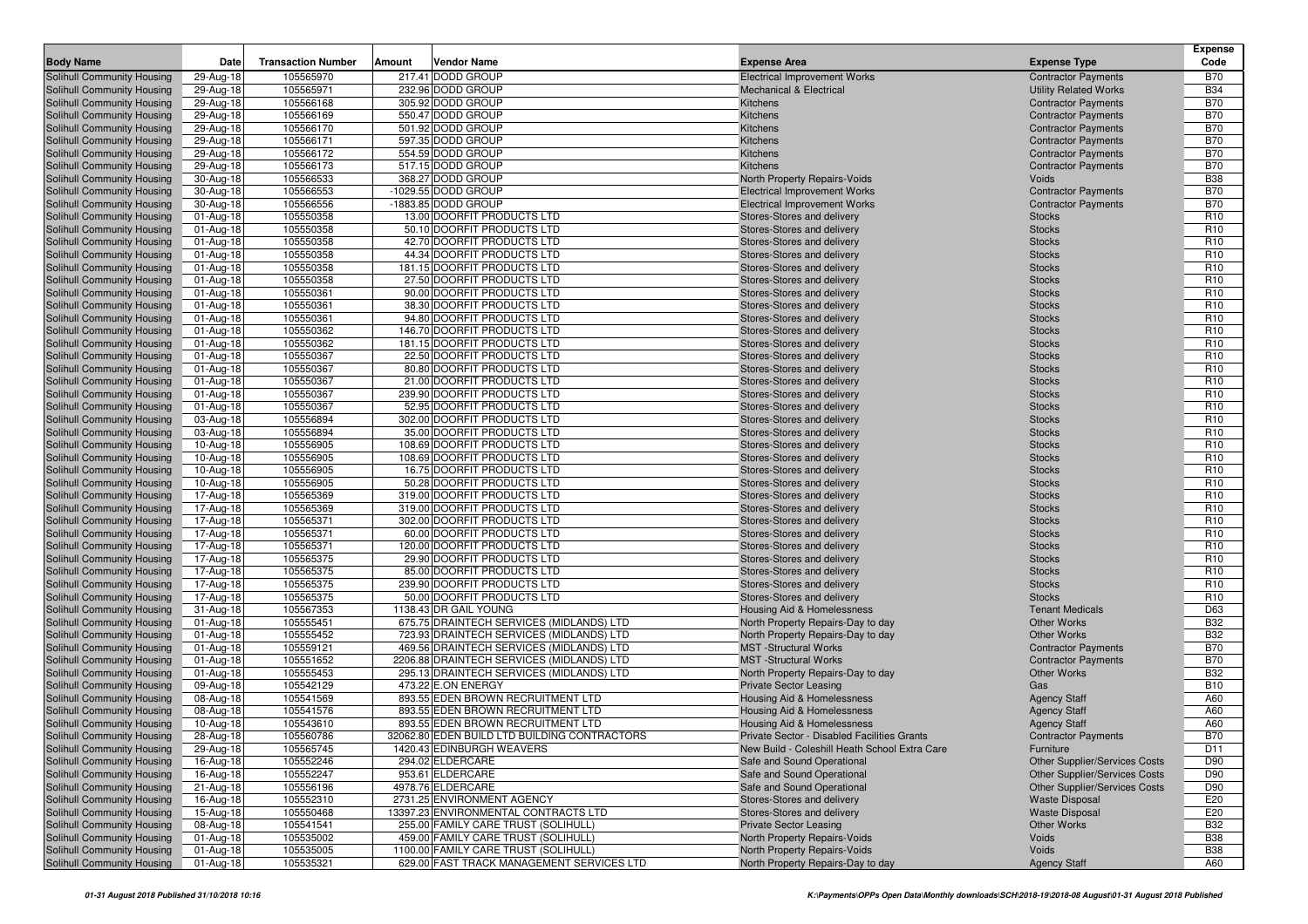| Body Name | Date | Transaction Number | Amount | Vendor Name | Expense Area | Expense Type | Expense Code |
|---|---|---|---|---|---|---|---|
| Solihull Community Housing | 29-Aug-18 | 105565970 | 217.41 | DODD GROUP | Electrical Improvement Works | Contractor Payments | B70 |
| Solihull Community Housing | 29-Aug-18 | 105565971 | 232.96 | DODD GROUP | Mechanical & Electrical | Utility Related Works | B34 |
| Solihull Community Housing | 29-Aug-18 | 105566168 | 305.92 | DODD GROUP | Kitchens | Contractor Payments | B70 |
| Solihull Community Housing | 29-Aug-18 | 105566169 | 550.47 | DODD GROUP | Kitchens | Contractor Payments | B70 |
| Solihull Community Housing | 29-Aug-18 | 105566170 | 501.92 | DODD GROUP | Kitchens | Contractor Payments | B70 |
| Solihull Community Housing | 29-Aug-18 | 105566171 | 597.35 | DODD GROUP | Kitchens | Contractor Payments | B70 |
| Solihull Community Housing | 29-Aug-18 | 105566172 | 554.59 | DODD GROUP | Kitchens | Contractor Payments | B70 |
| Solihull Community Housing | 29-Aug-18 | 105566173 | 517.15 | DODD GROUP | Kitchens | Contractor Payments | B70 |
| Solihull Community Housing | 30-Aug-18 | 105566533 | 368.27 | DODD GROUP | North Property Repairs-Voids | Voids | B38 |
| Solihull Community Housing | 30-Aug-18 | 105566553 | -1029.55 | DODD GROUP | Electrical Improvement Works | Contractor Payments | B70 |
| Solihull Community Housing | 30-Aug-18 | 105566556 | -1883.85 | DODD GROUP | Electrical Improvement Works | Contractor Payments | B70 |
| Solihull Community Housing | 01-Aug-18 | 105550358 | 13.00 | DOORFIT PRODUCTS LTD | Stores-Stores and delivery | Stocks | R10 |
| Solihull Community Housing | 01-Aug-18 | 105550358 | 50.10 | DOORFIT PRODUCTS LTD | Stores-Stores and delivery | Stocks | R10 |
| Solihull Community Housing | 01-Aug-18 | 105550358 | 42.70 | DOORFIT PRODUCTS LTD | Stores-Stores and delivery | Stocks | R10 |
| Solihull Community Housing | 01-Aug-18 | 105550358 | 44.34 | DOORFIT PRODUCTS LTD | Stores-Stores and delivery | Stocks | R10 |
| Solihull Community Housing | 01-Aug-18 | 105550358 | 181.15 | DOORFIT PRODUCTS LTD | Stores-Stores and delivery | Stocks | R10 |
| Solihull Community Housing | 01-Aug-18 | 105550358 | 27.50 | DOORFIT PRODUCTS LTD | Stores-Stores and delivery | Stocks | R10 |
| Solihull Community Housing | 01-Aug-18 | 105550361 | 90.00 | DOORFIT PRODUCTS LTD | Stores-Stores and delivery | Stocks | R10 |
| Solihull Community Housing | 01-Aug-18 | 105550361 | 38.30 | DOORFIT PRODUCTS LTD | Stores-Stores and delivery | Stocks | R10 |
| Solihull Community Housing | 01-Aug-18 | 105550361 | 94.80 | DOORFIT PRODUCTS LTD | Stores-Stores and delivery | Stocks | R10 |
| Solihull Community Housing | 01-Aug-18 | 105550362 | 146.70 | DOORFIT PRODUCTS LTD | Stores-Stores and delivery | Stocks | R10 |
| Solihull Community Housing | 01-Aug-18 | 105550362 | 181.15 | DOORFIT PRODUCTS LTD | Stores-Stores and delivery | Stocks | R10 |
| Solihull Community Housing | 01-Aug-18 | 105550367 | 22.50 | DOORFIT PRODUCTS LTD | Stores-Stores and delivery | Stocks | R10 |
| Solihull Community Housing | 01-Aug-18 | 105550367 | 80.80 | DOORFIT PRODUCTS LTD | Stores-Stores and delivery | Stocks | R10 |
| Solihull Community Housing | 01-Aug-18 | 105550367 | 21.00 | DOORFIT PRODUCTS LTD | Stores-Stores and delivery | Stocks | R10 |
| Solihull Community Housing | 01-Aug-18 | 105550367 | 239.90 | DOORFIT PRODUCTS LTD | Stores-Stores and delivery | Stocks | R10 |
| Solihull Community Housing | 01-Aug-18 | 105550367 | 52.95 | DOORFIT PRODUCTS LTD | Stores-Stores and delivery | Stocks | R10 |
| Solihull Community Housing | 03-Aug-18 | 105556894 | 302.00 | DOORFIT PRODUCTS LTD | Stores-Stores and delivery | Stocks | R10 |
| Solihull Community Housing | 03-Aug-18 | 105556894 | 35.00 | DOORFIT PRODUCTS LTD | Stores-Stores and delivery | Stocks | R10 |
| Solihull Community Housing | 10-Aug-18 | 105556905 | 108.69 | DOORFIT PRODUCTS LTD | Stores-Stores and delivery | Stocks | R10 |
| Solihull Community Housing | 10-Aug-18 | 105556905 | 108.69 | DOORFIT PRODUCTS LTD | Stores-Stores and delivery | Stocks | R10 |
| Solihull Community Housing | 10-Aug-18 | 105556905 | 16.75 | DOORFIT PRODUCTS LTD | Stores-Stores and delivery | Stocks | R10 |
| Solihull Community Housing | 10-Aug-18 | 105556905 | 50.28 | DOORFIT PRODUCTS LTD | Stores-Stores and delivery | Stocks | R10 |
| Solihull Community Housing | 17-Aug-18 | 105565369 | 319.00 | DOORFIT PRODUCTS LTD | Stores-Stores and delivery | Stocks | R10 |
| Solihull Community Housing | 17-Aug-18 | 105565369 | 319.00 | DOORFIT PRODUCTS LTD | Stores-Stores and delivery | Stocks | R10 |
| Solihull Community Housing | 17-Aug-18 | 105565371 | 302.00 | DOORFIT PRODUCTS LTD | Stores-Stores and delivery | Stocks | R10 |
| Solihull Community Housing | 17-Aug-18 | 105565371 | 60.00 | DOORFIT PRODUCTS LTD | Stores-Stores and delivery | Stocks | R10 |
| Solihull Community Housing | 17-Aug-18 | 105565371 | 120.00 | DOORFIT PRODUCTS LTD | Stores-Stores and delivery | Stocks | R10 |
| Solihull Community Housing | 17-Aug-18 | 105565375 | 29.90 | DOORFIT PRODUCTS LTD | Stores-Stores and delivery | Stocks | R10 |
| Solihull Community Housing | 17-Aug-18 | 105565375 | 85.00 | DOORFIT PRODUCTS LTD | Stores-Stores and delivery | Stocks | R10 |
| Solihull Community Housing | 17-Aug-18 | 105565375 | 239.90 | DOORFIT PRODUCTS LTD | Stores-Stores and delivery | Stocks | R10 |
| Solihull Community Housing | 17-Aug-18 | 105565375 | 50.00 | DOORFIT PRODUCTS LTD | Stores-Stores and delivery | Stocks | R10 |
| Solihull Community Housing | 31-Aug-18 | 105567353 | 1138.43 | DR GAIL YOUNG | Housing Aid & Homelessness | Tenant Medicals | D63 |
| Solihull Community Housing | 01-Aug-18 | 105555451 | 675.75 | DRAINTECH SERVICES (MIDLANDS) LTD | North Property Repairs-Day to day | Other Works | B32 |
| Solihull Community Housing | 01-Aug-18 | 105555452 | 723.93 | DRAINTECH SERVICES (MIDLANDS) LTD | North Property Repairs-Day to day | Other Works | B32 |
| Solihull Community Housing | 01-Aug-18 | 105559121 | 469.56 | DRAINTECH SERVICES (MIDLANDS) LTD | MST -Structural Works | Contractor Payments | B70 |
| Solihull Community Housing | 01-Aug-18 | 105551652 | 2206.88 | DRAINTECH SERVICES (MIDLANDS) LTD | MST -Structural Works | Contractor Payments | B70 |
| Solihull Community Housing | 01-Aug-18 | 105555453 | 295.13 | DRAINTECH SERVICES (MIDLANDS) LTD | North Property Repairs-Day to day | Other Works | B32 |
| Solihull Community Housing | 09-Aug-18 | 105542129 | 473.22 | E.ON ENERGY | Private Sector Leasing | Gas | B10 |
| Solihull Community Housing | 08-Aug-18 | 105541569 | 893.55 | EDEN BROWN RECRUITMENT LTD | Housing Aid & Homelessness | Agency Staff | A60 |
| Solihull Community Housing | 08-Aug-18 | 105541576 | 893.55 | EDEN BROWN RECRUITMENT LTD | Housing Aid & Homelessness | Agency Staff | A60 |
| Solihull Community Housing | 10-Aug-18 | 105543610 | 893.55 | EDEN BROWN RECRUITMENT LTD | Housing Aid & Homelessness | Agency Staff | A60 |
| Solihull Community Housing | 28-Aug-18 | 105560786 | 32062.80 | EDEN BUILD LTD BUILDING CONTRACTORS | Private Sector - Disabled Facilities Grants | Contractor Payments | B70 |
| Solihull Community Housing | 29-Aug-18 | 105565745 | 1420.43 | EDINBURGH WEAVERS | New Build - Coleshill Heath School Extra Care | Furniture | D11 |
| Solihull Community Housing | 16-Aug-18 | 105552246 | 294.02 | ELDERCARE | Safe and Sound Operational | Other Supplier/Services Costs | D90 |
| Solihull Community Housing | 16-Aug-18 | 105552247 | 953.61 | ELDERCARE | Safe and Sound Operational | Other Supplier/Services Costs | D90 |
| Solihull Community Housing | 21-Aug-18 | 105556196 | 4978.76 | ELDERCARE | Safe and Sound Operational | Other Supplier/Services Costs | D90 |
| Solihull Community Housing | 16-Aug-18 | 105552310 | 2731.25 | ENVIRONMENT AGENCY | Stores-Stores and delivery | Waste Disposal | E20 |
| Solihull Community Housing | 15-Aug-18 | 105550468 | 13397.23 | ENVIRONMENTAL CONTRACTS LTD | Stores-Stores and delivery | Waste Disposal | E20 |
| Solihull Community Housing | 08-Aug-18 | 105541541 | 255.00 | FAMILY CARE TRUST (SOLIHULL) | Private Sector Leasing | Other Works | B32 |
| Solihull Community Housing | 01-Aug-18 | 105535002 | 459.00 | FAMILY CARE TRUST (SOLIHULL) | North Property Repairs-Voids | Voids | B38 |
| Solihull Community Housing | 01-Aug-18 | 105535005 | 1100.00 | FAMILY CARE TRUST (SOLIHULL) | North Property Repairs-Voids | Voids | B38 |
| Solihull Community Housing | 01-Aug-18 | 105535321 | 629.00 | FAST TRACK MANAGEMENT SERVICES LTD | North Property Repairs-Day to day | Agency Staff | A60 |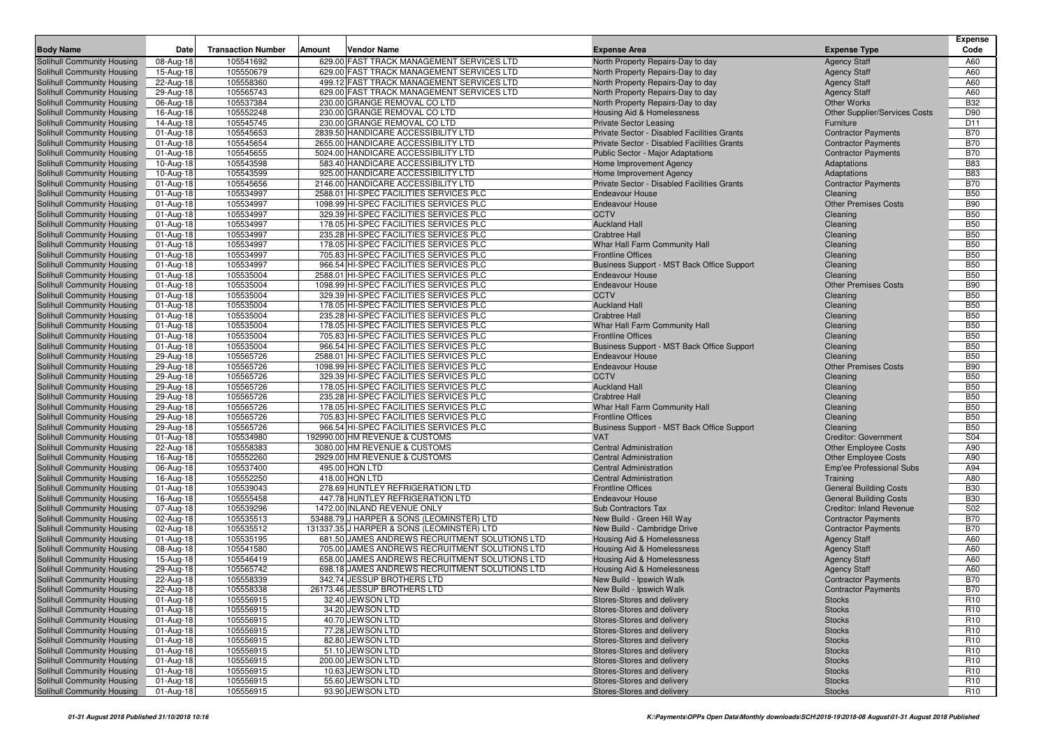| Body Name | Date | Transaction Number | Amount | Vendor Name | Expense Area | Expense Type | Expense Code |
|---|---|---|---|---|---|---|---|
| Solihull Community Housing | 08-Aug-18 | 105541692 | 629.00 | FAST TRACK MANAGEMENT SERVICES LTD | North Property Repairs-Day to day | Agency Staff | A60 |
| Solihull Community Housing | 15-Aug-18 | 105550679 | 629.00 | FAST TRACK MANAGEMENT SERVICES LTD | North Property Repairs-Day to day | Agency Staff | A60 |
| Solihull Community Housing | 22-Aug-18 | 105558360 | 499.12 | FAST TRACK MANAGEMENT SERVICES LTD | North Property Repairs-Day to day | Agency Staff | A60 |
| Solihull Community Housing | 29-Aug-18 | 105565743 | 629.00 | FAST TRACK MANAGEMENT SERVICES LTD | North Property Repairs-Day to day | Agency Staff | A60 |
| Solihull Community Housing | 06-Aug-18 | 105537384 | 230.00 | GRANGE REMOVAL CO LTD | North Property Repairs-Day to day | Other Works | B32 |
| Solihull Community Housing | 16-Aug-18 | 105552248 | 230.00 | GRANGE REMOVAL CO LTD | Housing Aid & Homelessness | Other Supplier/Services Costs | D90 |
| Solihull Community Housing | 14-Aug-18 | 105545745 | 230.00 | GRANGE REMOVAL CO LTD | Private Sector Leasing | Furniture | D11 |
| Solihull Community Housing | 01-Aug-18 | 105545653 | 2839.50 | HANDICARE ACCESSIBILITY LTD | Private Sector - Disabled Facilities Grants | Contractor Payments | B70 |
| Solihull Community Housing | 01-Aug-18 | 105545654 | 2655.00 | HANDICARE ACCESSIBILITY LTD | Private Sector - Disabled Facilities Grants | Contractor Payments | B70 |
| Solihull Community Housing | 01-Aug-18 | 105545655 | 5024.00 | HANDICARE ACCESSIBILITY LTD | Public Sector - Major Adaptations | Contractor Payments | B70 |
| Solihull Community Housing | 10-Aug-18 | 105543598 | 583.40 | HANDICARE ACCESSIBILITY LTD | Home Improvement Agency | Adaptations | B83 |
| Solihull Community Housing | 10-Aug-18 | 105543599 | 925.00 | HANDICARE ACCESSIBILITY LTD | Home Improvement Agency | Adaptations | B83 |
| Solihull Community Housing | 01-Aug-18 | 105545656 | 2146.00 | HANDICARE ACCESSIBILITY LTD | Private Sector - Disabled Facilities Grants | Contractor Payments | B70 |
| Solihull Community Housing | 01-Aug-18 | 105534997 | 2588.01 | HI-SPEC FACILITIES SERVICES PLC | Endeavour House | Cleaning | B50 |
| Solihull Community Housing | 01-Aug-18 | 105534997 | 1098.99 | HI-SPEC FACILITIES SERVICES PLC | Endeavour House | Other Premises Costs | B90 |
| Solihull Community Housing | 01-Aug-18 | 105534997 | 329.39 | HI-SPEC FACILITIES SERVICES PLC | CCTV | Cleaning | B50 |
| Solihull Community Housing | 01-Aug-18 | 105534997 | 178.05 | HI-SPEC FACILITIES SERVICES PLC | Auckland Hall | Cleaning | B50 |
| Solihull Community Housing | 01-Aug-18 | 105534997 | 235.28 | HI-SPEC FACILITIES SERVICES PLC | Crabtree Hall | Cleaning | B50 |
| Solihull Community Housing | 01-Aug-18 | 105534997 | 178.05 | HI-SPEC FACILITIES SERVICES PLC | Whar Hall Farm Community Hall | Cleaning | B50 |
| Solihull Community Housing | 01-Aug-18 | 105534997 | 705.83 | HI-SPEC FACILITIES SERVICES PLC | Frontline Offices | Cleaning | B50 |
| Solihull Community Housing | 01-Aug-18 | 105534997 | 966.54 | HI-SPEC FACILITIES SERVICES PLC | Business Support - MST Back Office Support | Cleaning | B50 |
| Solihull Community Housing | 01-Aug-18 | 105535004 | 2588.01 | HI-SPEC FACILITIES SERVICES PLC | Endeavour House | Cleaning | B50 |
| Solihull Community Housing | 01-Aug-18 | 105535004 | 1098.99 | HI-SPEC FACILITIES SERVICES PLC | Endeavour House | Other Premises Costs | B90 |
| Solihull Community Housing | 01-Aug-18 | 105535004 | 329.39 | HI-SPEC FACILITIES SERVICES PLC | CCTV | Cleaning | B50 |
| Solihull Community Housing | 01-Aug-18 | 105535004 | 178.05 | HI-SPEC FACILITIES SERVICES PLC | Auckland Hall | Cleaning | B50 |
| Solihull Community Housing | 01-Aug-18 | 105535004 | 235.28 | HI-SPEC FACILITIES SERVICES PLC | Crabtree Hall | Cleaning | B50 |
| Solihull Community Housing | 01-Aug-18 | 105535004 | 178.05 | HI-SPEC FACILITIES SERVICES PLC | Whar Hall Farm Community Hall | Cleaning | B50 |
| Solihull Community Housing | 01-Aug-18 | 105535004 | 705.83 | HI-SPEC FACILITIES SERVICES PLC | Frontline Offices | Cleaning | B50 |
| Solihull Community Housing | 01-Aug-18 | 105535004 | 966.54 | HI-SPEC FACILITIES SERVICES PLC | Business Support - MST Back Office Support | Cleaning | B50 |
| Solihull Community Housing | 29-Aug-18 | 105565726 | 2588.01 | HI-SPEC FACILITIES SERVICES PLC | Endeavour House | Cleaning | B50 |
| Solihull Community Housing | 29-Aug-18 | 105565726 | 1098.99 | HI-SPEC FACILITIES SERVICES PLC | Endeavour House | Other Premises Costs | B90 |
| Solihull Community Housing | 29-Aug-18 | 105565726 | 329.39 | HI-SPEC FACILITIES SERVICES PLC | CCTV | Cleaning | B50 |
| Solihull Community Housing | 29-Aug-18 | 105565726 | 178.05 | HI-SPEC FACILITIES SERVICES PLC | Auckland Hall | Cleaning | B50 |
| Solihull Community Housing | 29-Aug-18 | 105565726 | 235.28 | HI-SPEC FACILITIES SERVICES PLC | Crabtree Hall | Cleaning | B50 |
| Solihull Community Housing | 29-Aug-18 | 105565726 | 178.05 | HI-SPEC FACILITIES SERVICES PLC | Whar Hall Farm Community Hall | Cleaning | B50 |
| Solihull Community Housing | 29-Aug-18 | 105565726 | 705.83 | HI-SPEC FACILITIES SERVICES PLC | Frontline Offices | Cleaning | B50 |
| Solihull Community Housing | 29-Aug-18 | 105565726 | 966.54 | HI-SPEC FACILITIES SERVICES PLC | Business Support - MST Back Office Support | Cleaning | B50 |
| Solihull Community Housing | 01-Aug-18 | 105534980 | 192990.00 | HM REVENUE & CUSTOMS | VAT | Creditor: Government | S04 |
| Solihull Community Housing | 22-Aug-18 | 105558383 | 3080.00 | HM REVENUE & CUSTOMS | Central Administration | Other Employee Costs | A90 |
| Solihull Community Housing | 16-Aug-18 | 105552260 | 2929.00 | HM REVENUE & CUSTOMS | Central Administration | Other Employee Costs | A90 |
| Solihull Community Housing | 06-Aug-18 | 105537400 | 495.00 | HQN LTD | Central Administration | Emp'ee Professional Subs | A94 |
| Solihull Community Housing | 16-Aug-18 | 105552250 | 418.00 | HQN LTD | Central Administration | Training | A80 |
| Solihull Community Housing | 01-Aug-18 | 105539043 | 278.69 | HUNTLEY REFRIGERATION LTD | Frontline Offices | General Building Costs | B30 |
| Solihull Community Housing | 16-Aug-18 | 105555458 | 447.78 | HUNTLEY REFRIGERATION LTD | Endeavour House | General Building Costs | B30 |
| Solihull Community Housing | 07-Aug-18 | 105539296 | 1472.00 | INLAND REVENUE ONLY | Sub Contractors Tax | Creditor: Inland Revenue | S02 |
| Solihull Community Housing | 02-Aug-18 | 105535513 | 53488.79 | J HARPER & SONS (LEOMINSTER) LTD | New Build - Green Hill Way | Contractor Payments | B70 |
| Solihull Community Housing | 02-Aug-18 | 105535512 | 131337.35 | J HARPER & SONS (LEOMINSTER) LTD | New Build - Cambridge Drive | Contractor Payments | B70 |
| Solihull Community Housing | 01-Aug-18 | 105535195 | 681.50 | JAMES ANDREWS RECRUITMENT SOLUTIONS LTD | Housing Aid & Homelessness | Agency Staff | A60 |
| Solihull Community Housing | 08-Aug-18 | 105541580 | 705.00 | JAMES ANDREWS RECRUITMENT SOLUTIONS LTD | Housing Aid & Homelessness | Agency Staff | A60 |
| Solihull Community Housing | 15-Aug-18 | 105546419 | 658.00 | JAMES ANDREWS RECRUITMENT SOLUTIONS LTD | Housing Aid & Homelessness | Agency Staff | A60 |
| Solihull Community Housing | 29-Aug-18 | 105565742 | 698.18 | JAMES ANDREWS RECRUITMENT SOLUTIONS LTD | Housing Aid & Homelessness | Agency Staff | A60 |
| Solihull Community Housing | 22-Aug-18 | 105558339 | 342.74 | JESSUP BROTHERS LTD | New Build - Ipswich Walk | Contractor Payments | B70 |
| Solihull Community Housing | 22-Aug-18 | 105558338 | 26173.46 | JESSUP BROTHERS LTD | New Build - Ipswich Walk | Contractor Payments | B70 |
| Solihull Community Housing | 01-Aug-18 | 105556915 | 32.40 | JEWSON LTD | Stores-Stores and delivery | Stocks | R10 |
| Solihull Community Housing | 01-Aug-18 | 105556915 | 34.20 | JEWSON LTD | Stores-Stores and delivery | Stocks | R10 |
| Solihull Community Housing | 01-Aug-18 | 105556915 | 40.70 | JEWSON LTD | Stores-Stores and delivery | Stocks | R10 |
| Solihull Community Housing | 01-Aug-18 | 105556915 | 77.28 | JEWSON LTD | Stores-Stores and delivery | Stocks | R10 |
| Solihull Community Housing | 01-Aug-18 | 105556915 | 82.80 | JEWSON LTD | Stores-Stores and delivery | Stocks | R10 |
| Solihull Community Housing | 01-Aug-18 | 105556915 | 51.10 | JEWSON LTD | Stores-Stores and delivery | Stocks | R10 |
| Solihull Community Housing | 01-Aug-18 | 105556915 | 200.00 | JEWSON LTD | Stores-Stores and delivery | Stocks | R10 |
| Solihull Community Housing | 01-Aug-18 | 105556915 | 10.63 | JEWSON LTD | Stores-Stores and delivery | Stocks | R10 |
| Solihull Community Housing | 01-Aug-18 | 105556915 | 55.60 | JEWSON LTD | Stores-Stores and delivery | Stocks | R10 |
| Solihull Community Housing | 01-Aug-18 | 105556915 | 93.90 | JEWSON LTD | Stores-Stores and delivery | Stocks | R10 |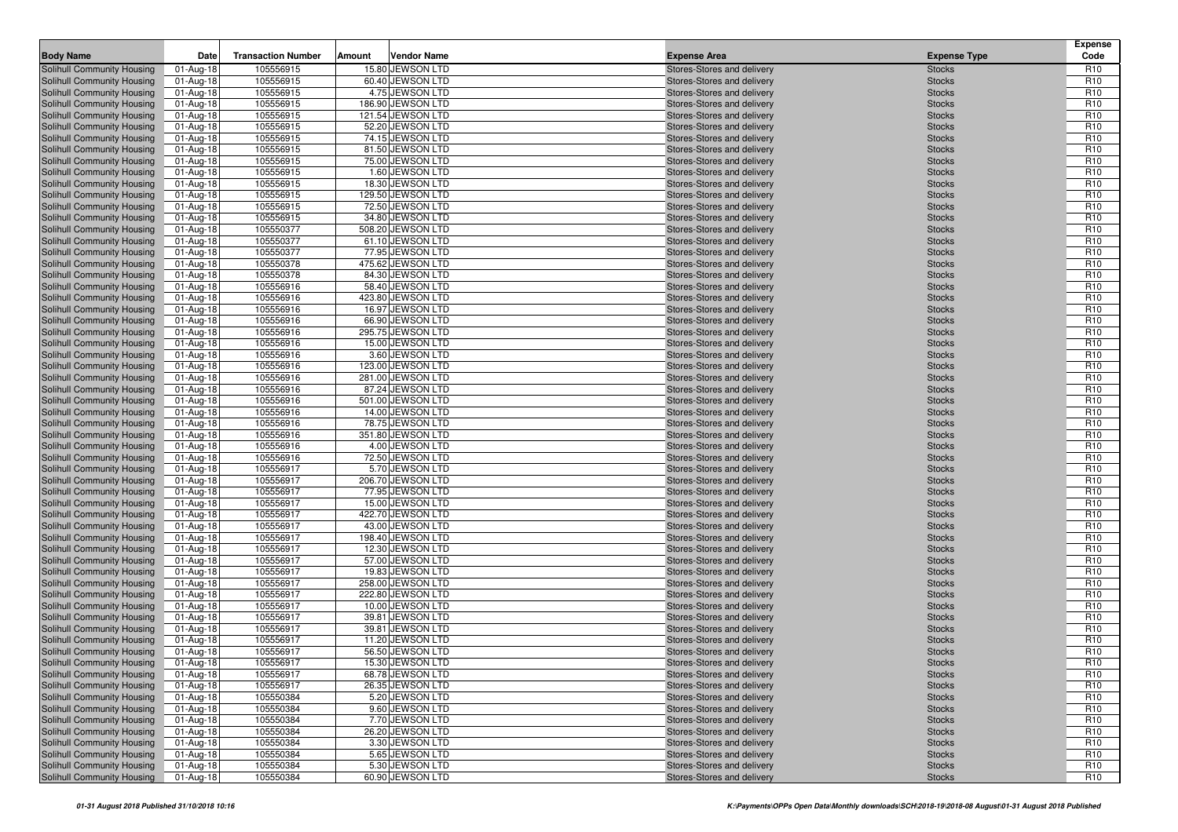| Body Name | Date | Transaction Number | Amount | Vendor Name | Expense Area | Expense Type | Expense Code |
|---|---|---|---|---|---|---|---|
| Solihull Community Housing | 01-Aug-18 | 105556915 | 15.80 | JEWSON LTD | Stores-Stores and delivery | Stocks | R10 |
| Solihull Community Housing | 01-Aug-18 | 105556915 | 60.40 | JEWSON LTD | Stores-Stores and delivery | Stocks | R10 |
| Solihull Community Housing | 01-Aug-18 | 105556915 | 4.75 | JEWSON LTD | Stores-Stores and delivery | Stocks | R10 |
| Solihull Community Housing | 01-Aug-18 | 105556915 | 186.90 | JEWSON LTD | Stores-Stores and delivery | Stocks | R10 |
| Solihull Community Housing | 01-Aug-18 | 105556915 | 121.54 | JEWSON LTD | Stores-Stores and delivery | Stocks | R10 |
| Solihull Community Housing | 01-Aug-18 | 105556915 | 52.20 | JEWSON LTD | Stores-Stores and delivery | Stocks | R10 |
| Solihull Community Housing | 01-Aug-18 | 105556915 | 74.15 | JEWSON LTD | Stores-Stores and delivery | Stocks | R10 |
| Solihull Community Housing | 01-Aug-18 | 105556915 | 81.50 | JEWSON LTD | Stores-Stores and delivery | Stocks | R10 |
| Solihull Community Housing | 01-Aug-18 | 105556915 | 75.00 | JEWSON LTD | Stores-Stores and delivery | Stocks | R10 |
| Solihull Community Housing | 01-Aug-18 | 105556915 | 1.60 | JEWSON LTD | Stores-Stores and delivery | Stocks | R10 |
| Solihull Community Housing | 01-Aug-18 | 105556915 | 18.30 | JEWSON LTD | Stores-Stores and delivery | Stocks | R10 |
| Solihull Community Housing | 01-Aug-18 | 105556915 | 129.50 | JEWSON LTD | Stores-Stores and delivery | Stocks | R10 |
| Solihull Community Housing | 01-Aug-18 | 105556915 | 72.50 | JEWSON LTD | Stores-Stores and delivery | Stocks | R10 |
| Solihull Community Housing | 01-Aug-18 | 105556915 | 34.80 | JEWSON LTD | Stores-Stores and delivery | Stocks | R10 |
| Solihull Community Housing | 01-Aug-18 | 105550377 | 508.20 | JEWSON LTD | Stores-Stores and delivery | Stocks | R10 |
| Solihull Community Housing | 01-Aug-18 | 105550377 | 61.10 | JEWSON LTD | Stores-Stores and delivery | Stocks | R10 |
| Solihull Community Housing | 01-Aug-18 | 105550377 | 77.95 | JEWSON LTD | Stores-Stores and delivery | Stocks | R10 |
| Solihull Community Housing | 01-Aug-18 | 105550378 | 475.62 | JEWSON LTD | Stores-Stores and delivery | Stocks | R10 |
| Solihull Community Housing | 01-Aug-18 | 105550378 | 84.30 | JEWSON LTD | Stores-Stores and delivery | Stocks | R10 |
| Solihull Community Housing | 01-Aug-18 | 105556916 | 58.40 | JEWSON LTD | Stores-Stores and delivery | Stocks | R10 |
| Solihull Community Housing | 01-Aug-18 | 105556916 | 423.80 | JEWSON LTD | Stores-Stores and delivery | Stocks | R10 |
| Solihull Community Housing | 01-Aug-18 | 105556916 | 16.97 | JEWSON LTD | Stores-Stores and delivery | Stocks | R10 |
| Solihull Community Housing | 01-Aug-18 | 105556916 | 66.90 | JEWSON LTD | Stores-Stores and delivery | Stocks | R10 |
| Solihull Community Housing | 01-Aug-18 | 105556916 | 295.75 | JEWSON LTD | Stores-Stores and delivery | Stocks | R10 |
| Solihull Community Housing | 01-Aug-18 | 105556916 | 15.00 | JEWSON LTD | Stores-Stores and delivery | Stocks | R10 |
| Solihull Community Housing | 01-Aug-18 | 105556916 | 3.60 | JEWSON LTD | Stores-Stores and delivery | Stocks | R10 |
| Solihull Community Housing | 01-Aug-18 | 105556916 | 123.00 | JEWSON LTD | Stores-Stores and delivery | Stocks | R10 |
| Solihull Community Housing | 01-Aug-18 | 105556916 | 281.00 | JEWSON LTD | Stores-Stores and delivery | Stocks | R10 |
| Solihull Community Housing | 01-Aug-18 | 105556916 | 87.24 | JEWSON LTD | Stores-Stores and delivery | Stocks | R10 |
| Solihull Community Housing | 01-Aug-18 | 105556916 | 501.00 | JEWSON LTD | Stores-Stores and delivery | Stocks | R10 |
| Solihull Community Housing | 01-Aug-18 | 105556916 | 14.00 | JEWSON LTD | Stores-Stores and delivery | Stocks | R10 |
| Solihull Community Housing | 01-Aug-18 | 105556916 | 78.75 | JEWSON LTD | Stores-Stores and delivery | Stocks | R10 |
| Solihull Community Housing | 01-Aug-18 | 105556916 | 351.80 | JEWSON LTD | Stores-Stores and delivery | Stocks | R10 |
| Solihull Community Housing | 01-Aug-18 | 105556916 | 4.00 | JEWSON LTD | Stores-Stores and delivery | Stocks | R10 |
| Solihull Community Housing | 01-Aug-18 | 105556916 | 72.50 | JEWSON LTD | Stores-Stores and delivery | Stocks | R10 |
| Solihull Community Housing | 01-Aug-18 | 105556917 | 5.70 | JEWSON LTD | Stores-Stores and delivery | Stocks | R10 |
| Solihull Community Housing | 01-Aug-18 | 105556917 | 206.70 | JEWSON LTD | Stores-Stores and delivery | Stocks | R10 |
| Solihull Community Housing | 01-Aug-18 | 105556917 | 77.95 | JEWSON LTD | Stores-Stores and delivery | Stocks | R10 |
| Solihull Community Housing | 01-Aug-18 | 105556917 | 15.00 | JEWSON LTD | Stores-Stores and delivery | Stocks | R10 |
| Solihull Community Housing | 01-Aug-18 | 105556917 | 422.70 | JEWSON LTD | Stores-Stores and delivery | Stocks | R10 |
| Solihull Community Housing | 01-Aug-18 | 105556917 | 43.00 | JEWSON LTD | Stores-Stores and delivery | Stocks | R10 |
| Solihull Community Housing | 01-Aug-18 | 105556917 | 198.40 | JEWSON LTD | Stores-Stores and delivery | Stocks | R10 |
| Solihull Community Housing | 01-Aug-18 | 105556917 | 12.30 | JEWSON LTD | Stores-Stores and delivery | Stocks | R10 |
| Solihull Community Housing | 01-Aug-18 | 105556917 | 57.00 | JEWSON LTD | Stores-Stores and delivery | Stocks | R10 |
| Solihull Community Housing | 01-Aug-18 | 105556917 | 19.83 | JEWSON LTD | Stores-Stores and delivery | Stocks | R10 |
| Solihull Community Housing | 01-Aug-18 | 105556917 | 258.00 | JEWSON LTD | Stores-Stores and delivery | Stocks | R10 |
| Solihull Community Housing | 01-Aug-18 | 105556917 | 222.80 | JEWSON LTD | Stores-Stores and delivery | Stocks | R10 |
| Solihull Community Housing | 01-Aug-18 | 105556917 | 10.00 | JEWSON LTD | Stores-Stores and delivery | Stocks | R10 |
| Solihull Community Housing | 01-Aug-18 | 105556917 | 39.81 | JEWSON LTD | Stores-Stores and delivery | Stocks | R10 |
| Solihull Community Housing | 01-Aug-18 | 105556917 | 39.81 | JEWSON LTD | Stores-Stores and delivery | Stocks | R10 |
| Solihull Community Housing | 01-Aug-18 | 105556917 | 11.20 | JEWSON LTD | Stores-Stores and delivery | Stocks | R10 |
| Solihull Community Housing | 01-Aug-18 | 105556917 | 56.50 | JEWSON LTD | Stores-Stores and delivery | Stocks | R10 |
| Solihull Community Housing | 01-Aug-18 | 105556917 | 15.30 | JEWSON LTD | Stores-Stores and delivery | Stocks | R10 |
| Solihull Community Housing | 01-Aug-18 | 105556917 | 68.78 | JEWSON LTD | Stores-Stores and delivery | Stocks | R10 |
| Solihull Community Housing | 01-Aug-18 | 105556917 | 26.35 | JEWSON LTD | Stores-Stores and delivery | Stocks | R10 |
| Solihull Community Housing | 01-Aug-18 | 105550384 | 5.20 | JEWSON LTD | Stores-Stores and delivery | Stocks | R10 |
| Solihull Community Housing | 01-Aug-18 | 105550384 | 9.60 | JEWSON LTD | Stores-Stores and delivery | Stocks | R10 |
| Solihull Community Housing | 01-Aug-18 | 105550384 | 7.70 | JEWSON LTD | Stores-Stores and delivery | Stocks | R10 |
| Solihull Community Housing | 01-Aug-18 | 105550384 | 26.20 | JEWSON LTD | Stores-Stores and delivery | Stocks | R10 |
| Solihull Community Housing | 01-Aug-18 | 105550384 | 3.30 | JEWSON LTD | Stores-Stores and delivery | Stocks | R10 |
| Solihull Community Housing | 01-Aug-18 | 105550384 | 5.65 | JEWSON LTD | Stores-Stores and delivery | Stocks | R10 |
| Solihull Community Housing | 01-Aug-18 | 105550384 | 5.30 | JEWSON LTD | Stores-Stores and delivery | Stocks | R10 |
| Solihull Community Housing | 01-Aug-18 | 105550384 | 60.90 | JEWSON LTD | Stores-Stores and delivery | Stocks | R10 |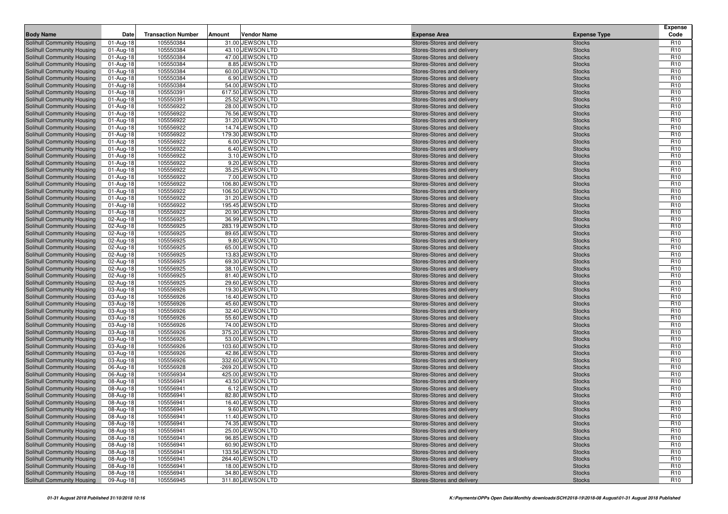| Body Name | Date | Transaction Number | Amount | Vendor Name | Expense Area | Expense Type | Expense Code |
|---|---|---|---|---|---|---|---|
| Solihull Community Housing | 01-Aug-18 | 105550384 | 31.00 | JEWSON LTD | Stores-Stores and delivery | Stocks | R10 |
| Solihull Community Housing | 01-Aug-18 | 105550384 | 43.10 | JEWSON LTD | Stores-Stores and delivery | Stocks | R10 |
| Solihull Community Housing | 01-Aug-18 | 105550384 | 47.00 | JEWSON LTD | Stores-Stores and delivery | Stocks | R10 |
| Solihull Community Housing | 01-Aug-18 | 105550384 | 8.85 | JEWSON LTD | Stores-Stores and delivery | Stocks | R10 |
| Solihull Community Housing | 01-Aug-18 | 105550384 | 60.00 | JEWSON LTD | Stores-Stores and delivery | Stocks | R10 |
| Solihull Community Housing | 01-Aug-18 | 105550384 | 6.90 | JEWSON LTD | Stores-Stores and delivery | Stocks | R10 |
| Solihull Community Housing | 01-Aug-18 | 105550384 | 54.00 | JEWSON LTD | Stores-Stores and delivery | Stocks | R10 |
| Solihull Community Housing | 01-Aug-18 | 105550391 | 617.50 | JEWSON LTD | Stores-Stores and delivery | Stocks | R10 |
| Solihull Community Housing | 01-Aug-18 | 105550391 | 25.52 | JEWSON LTD | Stores-Stores and delivery | Stocks | R10 |
| Solihull Community Housing | 01-Aug-18 | 105556922 | 28.00 | JEWSON LTD | Stores-Stores and delivery | Stocks | R10 |
| Solihull Community Housing | 01-Aug-18 | 105556922 | 76.56 | JEWSON LTD | Stores-Stores and delivery | Stocks | R10 |
| Solihull Community Housing | 01-Aug-18 | 105556922 | 31.20 | JEWSON LTD | Stores-Stores and delivery | Stocks | R10 |
| Solihull Community Housing | 01-Aug-18 | 105556922 | 14.74 | JEWSON LTD | Stores-Stores and delivery | Stocks | R10 |
| Solihull Community Housing | 01-Aug-18 | 105556922 | 179.30 | JEWSON LTD | Stores-Stores and delivery | Stocks | R10 |
| Solihull Community Housing | 01-Aug-18 | 105556922 | 6.00 | JEWSON LTD | Stores-Stores and delivery | Stocks | R10 |
| Solihull Community Housing | 01-Aug-18 | 105556922 | 6.40 | JEWSON LTD | Stores-Stores and delivery | Stocks | R10 |
| Solihull Community Housing | 01-Aug-18 | 105556922 | 3.10 | JEWSON LTD | Stores-Stores and delivery | Stocks | R10 |
| Solihull Community Housing | 01-Aug-18 | 105556922 | 9.20 | JEWSON LTD | Stores-Stores and delivery | Stocks | R10 |
| Solihull Community Housing | 01-Aug-18 | 105556922 | 35.25 | JEWSON LTD | Stores-Stores and delivery | Stocks | R10 |
| Solihull Community Housing | 01-Aug-18 | 105556922 | 7.00 | JEWSON LTD | Stores-Stores and delivery | Stocks | R10 |
| Solihull Community Housing | 01-Aug-18 | 105556922 | 106.80 | JEWSON LTD | Stores-Stores and delivery | Stocks | R10 |
| Solihull Community Housing | 01-Aug-18 | 105556922 | 106.50 | JEWSON LTD | Stores-Stores and delivery | Stocks | R10 |
| Solihull Community Housing | 01-Aug-18 | 105556922 | 31.20 | JEWSON LTD | Stores-Stores and delivery | Stocks | R10 |
| Solihull Community Housing | 01-Aug-18 | 105556922 | 195.45 | JEWSON LTD | Stores-Stores and delivery | Stocks | R10 |
| Solihull Community Housing | 01-Aug-18 | 105556922 | 20.90 | JEWSON LTD | Stores-Stores and delivery | Stocks | R10 |
| Solihull Community Housing | 02-Aug-18 | 105556925 | 36.99 | JEWSON LTD | Stores-Stores and delivery | Stocks | R10 |
| Solihull Community Housing | 02-Aug-18 | 105556925 | 283.19 | JEWSON LTD | Stores-Stores and delivery | Stocks | R10 |
| Solihull Community Housing | 02-Aug-18 | 105556925 | 89.65 | JEWSON LTD | Stores-Stores and delivery | Stocks | R10 |
| Solihull Community Housing | 02-Aug-18 | 105556925 | 9.80 | JEWSON LTD | Stores-Stores and delivery | Stocks | R10 |
| Solihull Community Housing | 02-Aug-18 | 105556925 | 65.00 | JEWSON LTD | Stores-Stores and delivery | Stocks | R10 |
| Solihull Community Housing | 02-Aug-18 | 105556925 | 13.83 | JEWSON LTD | Stores-Stores and delivery | Stocks | R10 |
| Solihull Community Housing | 02-Aug-18 | 105556925 | 69.30 | JEWSON LTD | Stores-Stores and delivery | Stocks | R10 |
| Solihull Community Housing | 02-Aug-18 | 105556925 | 38.10 | JEWSON LTD | Stores-Stores and delivery | Stocks | R10 |
| Solihull Community Housing | 02-Aug-18 | 105556925 | 81.40 | JEWSON LTD | Stores-Stores and delivery | Stocks | R10 |
| Solihull Community Housing | 02-Aug-18 | 105556925 | 29.60 | JEWSON LTD | Stores-Stores and delivery | Stocks | R10 |
| Solihull Community Housing | 03-Aug-18 | 105556926 | 19.30 | JEWSON LTD | Stores-Stores and delivery | Stocks | R10 |
| Solihull Community Housing | 03-Aug-18 | 105556926 | 16.40 | JEWSON LTD | Stores-Stores and delivery | Stocks | R10 |
| Solihull Community Housing | 03-Aug-18 | 105556926 | 45.60 | JEWSON LTD | Stores-Stores and delivery | Stocks | R10 |
| Solihull Community Housing | 03-Aug-18 | 105556926 | 32.40 | JEWSON LTD | Stores-Stores and delivery | Stocks | R10 |
| Solihull Community Housing | 03-Aug-18 | 105556926 | 55.60 | JEWSON LTD | Stores-Stores and delivery | Stocks | R10 |
| Solihull Community Housing | 03-Aug-18 | 105556926 | 74.00 | JEWSON LTD | Stores-Stores and delivery | Stocks | R10 |
| Solihull Community Housing | 03-Aug-18 | 105556926 | 375.20 | JEWSON LTD | Stores-Stores and delivery | Stocks | R10 |
| Solihull Community Housing | 03-Aug-18 | 105556926 | 53.00 | JEWSON LTD | Stores-Stores and delivery | Stocks | R10 |
| Solihull Community Housing | 03-Aug-18 | 105556926 | 103.60 | JEWSON LTD | Stores-Stores and delivery | Stocks | R10 |
| Solihull Community Housing | 03-Aug-18 | 105556926 | 42.86 | JEWSON LTD | Stores-Stores and delivery | Stocks | R10 |
| Solihull Community Housing | 03-Aug-18 | 105556926 | 332.60 | JEWSON LTD | Stores-Stores and delivery | Stocks | R10 |
| Solihull Community Housing | 06-Aug-18 | 105556928 | -269.20 | JEWSON LTD | Stores-Stores and delivery | Stocks | R10 |
| Solihull Community Housing | 06-Aug-18 | 105556934 | 425.00 | JEWSON LTD | Stores-Stores and delivery | Stocks | R10 |
| Solihull Community Housing | 08-Aug-18 | 105556941 | 43.50 | JEWSON LTD | Stores-Stores and delivery | Stocks | R10 |
| Solihull Community Housing | 08-Aug-18 | 105556941 | 6.12 | JEWSON LTD | Stores-Stores and delivery | Stocks | R10 |
| Solihull Community Housing | 08-Aug-18 | 105556941 | 82.80 | JEWSON LTD | Stores-Stores and delivery | Stocks | R10 |
| Solihull Community Housing | 08-Aug-18 | 105556941 | 16.40 | JEWSON LTD | Stores-Stores and delivery | Stocks | R10 |
| Solihull Community Housing | 08-Aug-18 | 105556941 | 9.60 | JEWSON LTD | Stores-Stores and delivery | Stocks | R10 |
| Solihull Community Housing | 08-Aug-18 | 105556941 | 11.40 | JEWSON LTD | Stores-Stores and delivery | Stocks | R10 |
| Solihull Community Housing | 08-Aug-18 | 105556941 | 74.35 | JEWSON LTD | Stores-Stores and delivery | Stocks | R10 |
| Solihull Community Housing | 08-Aug-18 | 105556941 | 25.00 | JEWSON LTD | Stores-Stores and delivery | Stocks | R10 |
| Solihull Community Housing | 08-Aug-18 | 105556941 | 96.85 | JEWSON LTD | Stores-Stores and delivery | Stocks | R10 |
| Solihull Community Housing | 08-Aug-18 | 105556941 | 60.90 | JEWSON LTD | Stores-Stores and delivery | Stocks | R10 |
| Solihull Community Housing | 08-Aug-18 | 105556941 | 133.56 | JEWSON LTD | Stores-Stores and delivery | Stocks | R10 |
| Solihull Community Housing | 08-Aug-18 | 105556941 | 264.40 | JEWSON LTD | Stores-Stores and delivery | Stocks | R10 |
| Solihull Community Housing | 08-Aug-18 | 105556941 | 18.00 | JEWSON LTD | Stores-Stores and delivery | Stocks | R10 |
| Solihull Community Housing | 08-Aug-18 | 105556941 | 34.80 | JEWSON LTD | Stores-Stores and delivery | Stocks | R10 |
| Solihull Community Housing | 09-Aug-18 | 105556945 | 311.80 | JEWSON LTD | Stores-Stores and delivery | Stocks | R10 |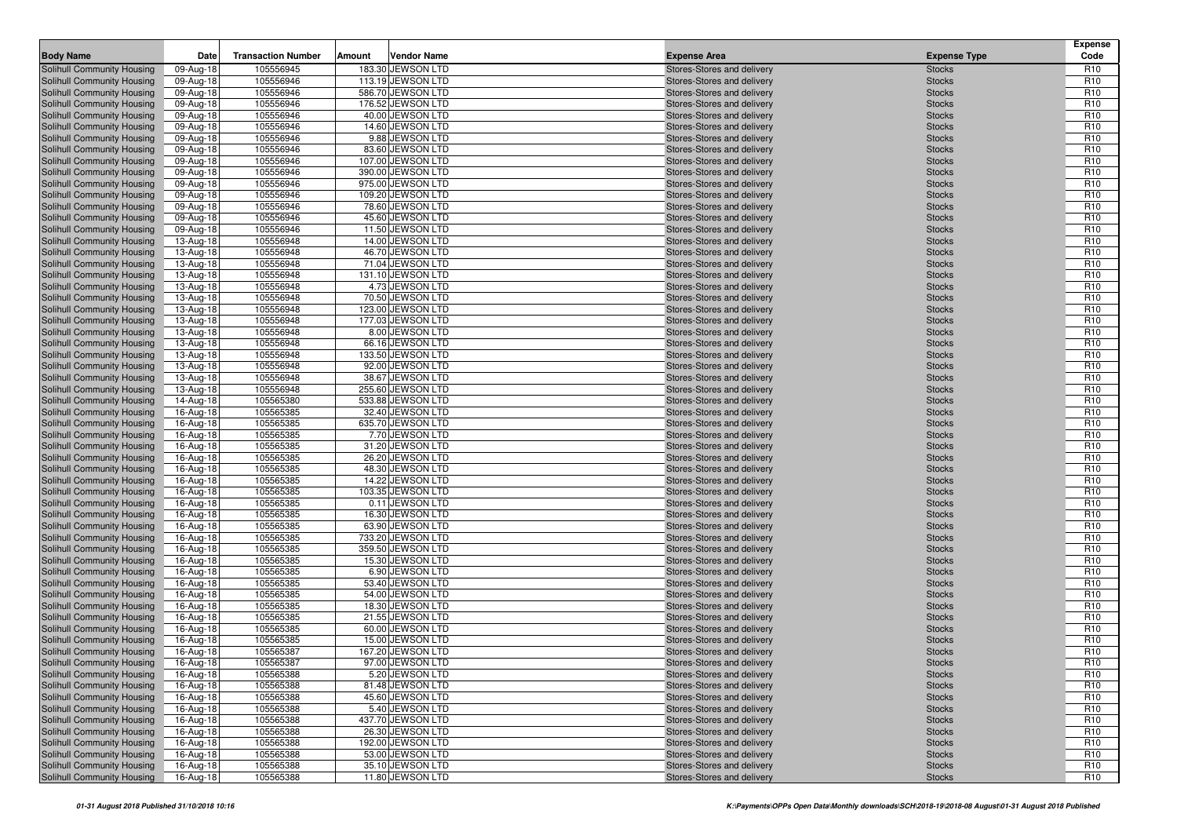| Body Name | Date | Transaction Number | Amount | Vendor Name | Expense Area | Expense Type | Expense Code |
|---|---|---|---|---|---|---|---|
| Solihull Community Housing | 09-Aug-18 | 105556945 | 183.30 | JEWSON LTD | Stores-Stores and delivery | Stocks | R10 |
| Solihull Community Housing | 09-Aug-18 | 105556946 | 113.19 | JEWSON LTD | Stores-Stores and delivery | Stocks | R10 |
| Solihull Community Housing | 09-Aug-18 | 105556946 | 586.70 | JEWSON LTD | Stores-Stores and delivery | Stocks | R10 |
| Solihull Community Housing | 09-Aug-18 | 105556946 | 176.52 | JEWSON LTD | Stores-Stores and delivery | Stocks | R10 |
| Solihull Community Housing | 09-Aug-18 | 105556946 | 40.00 | JEWSON LTD | Stores-Stores and delivery | Stocks | R10 |
| Solihull Community Housing | 09-Aug-18 | 105556946 | 14.60 | JEWSON LTD | Stores-Stores and delivery | Stocks | R10 |
| Solihull Community Housing | 09-Aug-18 | 105556946 | 9.88 | JEWSON LTD | Stores-Stores and delivery | Stocks | R10 |
| Solihull Community Housing | 09-Aug-18 | 105556946 | 83.60 | JEWSON LTD | Stores-Stores and delivery | Stocks | R10 |
| Solihull Community Housing | 09-Aug-18 | 105556946 | 107.00 | JEWSON LTD | Stores-Stores and delivery | Stocks | R10 |
| Solihull Community Housing | 09-Aug-18 | 105556946 | 390.00 | JEWSON LTD | Stores-Stores and delivery | Stocks | R10 |
| Solihull Community Housing | 09-Aug-18 | 105556946 | 975.00 | JEWSON LTD | Stores-Stores and delivery | Stocks | R10 |
| Solihull Community Housing | 09-Aug-18 | 105556946 | 109.20 | JEWSON LTD | Stores-Stores and delivery | Stocks | R10 |
| Solihull Community Housing | 09-Aug-18 | 105556946 | 78.60 | JEWSON LTD | Stores-Stores and delivery | Stocks | R10 |
| Solihull Community Housing | 09-Aug-18 | 105556946 | 45.60 | JEWSON LTD | Stores-Stores and delivery | Stocks | R10 |
| Solihull Community Housing | 09-Aug-18 | 105556946 | 11.50 | JEWSON LTD | Stores-Stores and delivery | Stocks | R10 |
| Solihull Community Housing | 13-Aug-18 | 105556948 | 14.00 | JEWSON LTD | Stores-Stores and delivery | Stocks | R10 |
| Solihull Community Housing | 13-Aug-18 | 105556948 | 46.70 | JEWSON LTD | Stores-Stores and delivery | Stocks | R10 |
| Solihull Community Housing | 13-Aug-18 | 105556948 | 71.04 | JEWSON LTD | Stores-Stores and delivery | Stocks | R10 |
| Solihull Community Housing | 13-Aug-18 | 105556948 | 131.10 | JEWSON LTD | Stores-Stores and delivery | Stocks | R10 |
| Solihull Community Housing | 13-Aug-18 | 105556948 | 4.73 | JEWSON LTD | Stores-Stores and delivery | Stocks | R10 |
| Solihull Community Housing | 13-Aug-18 | 105556948 | 70.50 | JEWSON LTD | Stores-Stores and delivery | Stocks | R10 |
| Solihull Community Housing | 13-Aug-18 | 105556948 | 123.00 | JEWSON LTD | Stores-Stores and delivery | Stocks | R10 |
| Solihull Community Housing | 13-Aug-18 | 105556948 | 177.03 | JEWSON LTD | Stores-Stores and delivery | Stocks | R10 |
| Solihull Community Housing | 13-Aug-18 | 105556948 | 8.00 | JEWSON LTD | Stores-Stores and delivery | Stocks | R10 |
| Solihull Community Housing | 13-Aug-18 | 105556948 | 66.16 | JEWSON LTD | Stores-Stores and delivery | Stocks | R10 |
| Solihull Community Housing | 13-Aug-18 | 105556948 | 133.50 | JEWSON LTD | Stores-Stores and delivery | Stocks | R10 |
| Solihull Community Housing | 13-Aug-18 | 105556948 | 92.00 | JEWSON LTD | Stores-Stores and delivery | Stocks | R10 |
| Solihull Community Housing | 13-Aug-18 | 105556948 | 38.67 | JEWSON LTD | Stores-Stores and delivery | Stocks | R10 |
| Solihull Community Housing | 13-Aug-18 | 105556948 | 255.60 | JEWSON LTD | Stores-Stores and delivery | Stocks | R10 |
| Solihull Community Housing | 14-Aug-18 | 105565380 | 533.88 | JEWSON LTD | Stores-Stores and delivery | Stocks | R10 |
| Solihull Community Housing | 16-Aug-18 | 105565385 | 32.40 | JEWSON LTD | Stores-Stores and delivery | Stocks | R10 |
| Solihull Community Housing | 16-Aug-18 | 105565385 | 635.70 | JEWSON LTD | Stores-Stores and delivery | Stocks | R10 |
| Solihull Community Housing | 16-Aug-18 | 105565385 | 7.70 | JEWSON LTD | Stores-Stores and delivery | Stocks | R10 |
| Solihull Community Housing | 16-Aug-18 | 105565385 | 31.20 | JEWSON LTD | Stores-Stores and delivery | Stocks | R10 |
| Solihull Community Housing | 16-Aug-18 | 105565385 | 26.20 | JEWSON LTD | Stores-Stores and delivery | Stocks | R10 |
| Solihull Community Housing | 16-Aug-18 | 105565385 | 48.30 | JEWSON LTD | Stores-Stores and delivery | Stocks | R10 |
| Solihull Community Housing | 16-Aug-18 | 105565385 | 14.22 | JEWSON LTD | Stores-Stores and delivery | Stocks | R10 |
| Solihull Community Housing | 16-Aug-18 | 105565385 | 103.35 | JEWSON LTD | Stores-Stores and delivery | Stocks | R10 |
| Solihull Community Housing | 16-Aug-18 | 105565385 | 0.11 | JEWSON LTD | Stores-Stores and delivery | Stocks | R10 |
| Solihull Community Housing | 16-Aug-18 | 105565385 | 16.30 | JEWSON LTD | Stores-Stores and delivery | Stocks | R10 |
| Solihull Community Housing | 16-Aug-18 | 105565385 | 63.90 | JEWSON LTD | Stores-Stores and delivery | Stocks | R10 |
| Solihull Community Housing | 16-Aug-18 | 105565385 | 733.20 | JEWSON LTD | Stores-Stores and delivery | Stocks | R10 |
| Solihull Community Housing | 16-Aug-18 | 105565385 | 359.50 | JEWSON LTD | Stores-Stores and delivery | Stocks | R10 |
| Solihull Community Housing | 16-Aug-18 | 105565385 | 15.30 | JEWSON LTD | Stores-Stores and delivery | Stocks | R10 |
| Solihull Community Housing | 16-Aug-18 | 105565385 | 6.90 | JEWSON LTD | Stores-Stores and delivery | Stocks | R10 |
| Solihull Community Housing | 16-Aug-18 | 105565385 | 53.40 | JEWSON LTD | Stores-Stores and delivery | Stocks | R10 |
| Solihull Community Housing | 16-Aug-18 | 105565385 | 54.00 | JEWSON LTD | Stores-Stores and delivery | Stocks | R10 |
| Solihull Community Housing | 16-Aug-18 | 105565385 | 18.30 | JEWSON LTD | Stores-Stores and delivery | Stocks | R10 |
| Solihull Community Housing | 16-Aug-18 | 105565385 | 21.55 | JEWSON LTD | Stores-Stores and delivery | Stocks | R10 |
| Solihull Community Housing | 16-Aug-18 | 105565385 | 60.00 | JEWSON LTD | Stores-Stores and delivery | Stocks | R10 |
| Solihull Community Housing | 16-Aug-18 | 105565385 | 15.00 | JEWSON LTD | Stores-Stores and delivery | Stocks | R10 |
| Solihull Community Housing | 16-Aug-18 | 105565387 | 167.20 | JEWSON LTD | Stores-Stores and delivery | Stocks | R10 |
| Solihull Community Housing | 16-Aug-18 | 105565387 | 97.00 | JEWSON LTD | Stores-Stores and delivery | Stocks | R10 |
| Solihull Community Housing | 16-Aug-18 | 105565388 | 5.20 | JEWSON LTD | Stores-Stores and delivery | Stocks | R10 |
| Solihull Community Housing | 16-Aug-18 | 105565388 | 81.48 | JEWSON LTD | Stores-Stores and delivery | Stocks | R10 |
| Solihull Community Housing | 16-Aug-18 | 105565388 | 45.60 | JEWSON LTD | Stores-Stores and delivery | Stocks | R10 |
| Solihull Community Housing | 16-Aug-18 | 105565388 | 5.40 | JEWSON LTD | Stores-Stores and delivery | Stocks | R10 |
| Solihull Community Housing | 16-Aug-18 | 105565388 | 437.70 | JEWSON LTD | Stores-Stores and delivery | Stocks | R10 |
| Solihull Community Housing | 16-Aug-18 | 105565388 | 26.30 | JEWSON LTD | Stores-Stores and delivery | Stocks | R10 |
| Solihull Community Housing | 16-Aug-18 | 105565388 | 192.00 | JEWSON LTD | Stores-Stores and delivery | Stocks | R10 |
| Solihull Community Housing | 16-Aug-18 | 105565388 | 53.00 | JEWSON LTD | Stores-Stores and delivery | Stocks | R10 |
| Solihull Community Housing | 16-Aug-18 | 105565388 | 35.10 | JEWSON LTD | Stores-Stores and delivery | Stocks | R10 |
| Solihull Community Housing | 16-Aug-18 | 105565388 | 11.80 | JEWSON LTD | Stores-Stores and delivery | Stocks | R10 |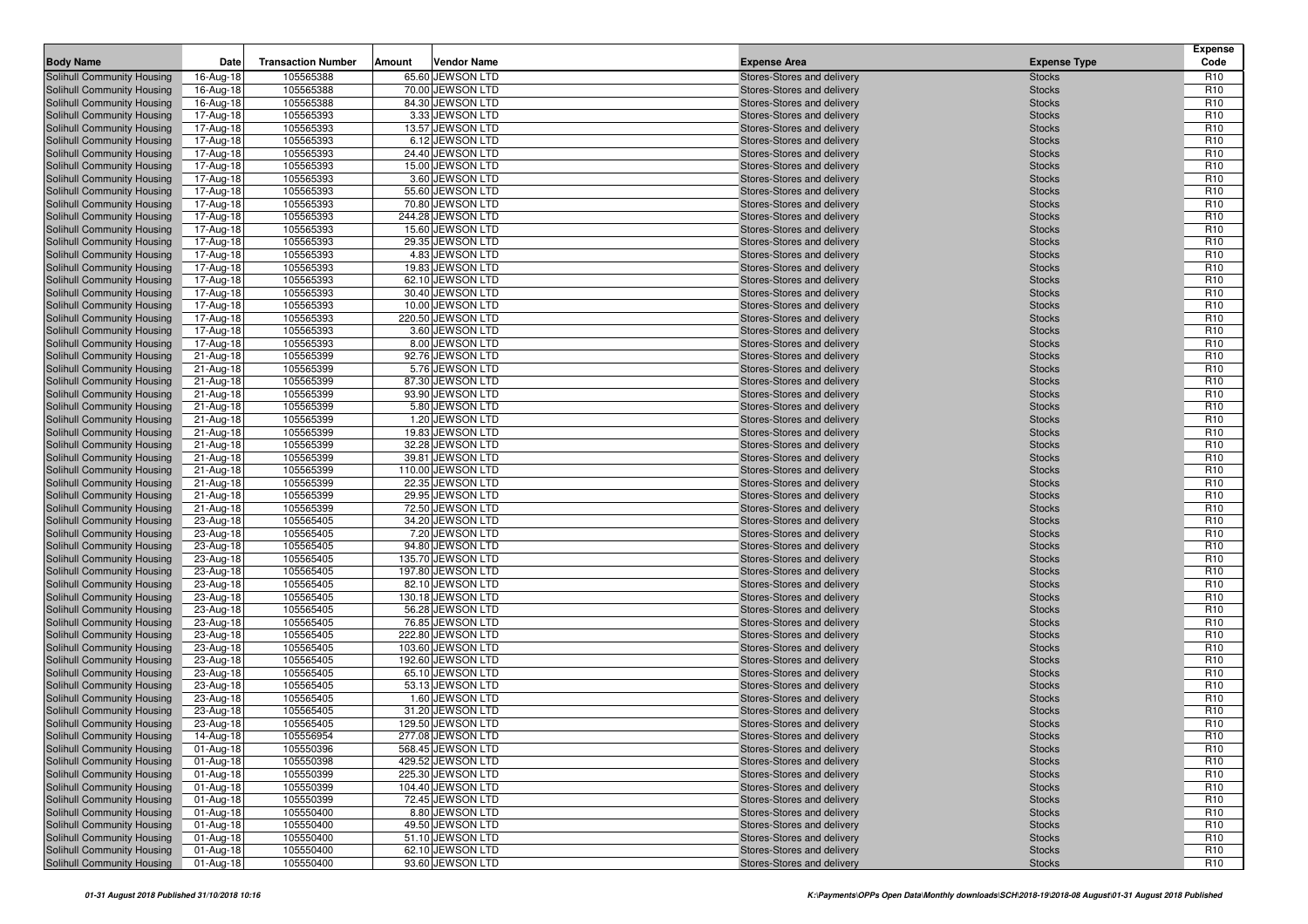| Body Name | Date | Transaction Number | Amount | Vendor Name | Expense Area | Expense Type | Expense Code |
|---|---|---|---|---|---|---|---|
| Solihull Community Housing | 16-Aug-18 | 105565388 | 65.60 | JEWSON LTD | Stores-Stores and delivery | Stocks | R10 |
| Solihull Community Housing | 16-Aug-18 | 105565388 | 70.00 | JEWSON LTD | Stores-Stores and delivery | Stocks | R10 |
| Solihull Community Housing | 16-Aug-18 | 105565388 | 84.30 | JEWSON LTD | Stores-Stores and delivery | Stocks | R10 |
| Solihull Community Housing | 17-Aug-18 | 105565393 | 3.33 | JEWSON LTD | Stores-Stores and delivery | Stocks | R10 |
| Solihull Community Housing | 17-Aug-18 | 105565393 | 13.57 | JEWSON LTD | Stores-Stores and delivery | Stocks | R10 |
| Solihull Community Housing | 17-Aug-18 | 105565393 | 6.12 | JEWSON LTD | Stores-Stores and delivery | Stocks | R10 |
| Solihull Community Housing | 17-Aug-18 | 105565393 | 24.40 | JEWSON LTD | Stores-Stores and delivery | Stocks | R10 |
| Solihull Community Housing | 17-Aug-18 | 105565393 | 15.00 | JEWSON LTD | Stores-Stores and delivery | Stocks | R10 |
| Solihull Community Housing | 17-Aug-18 | 105565393 | 3.60 | JEWSON LTD | Stores-Stores and delivery | Stocks | R10 |
| Solihull Community Housing | 17-Aug-18 | 105565393 | 55.60 | JEWSON LTD | Stores-Stores and delivery | Stocks | R10 |
| Solihull Community Housing | 17-Aug-18 | 105565393 | 70.80 | JEWSON LTD | Stores-Stores and delivery | Stocks | R10 |
| Solihull Community Housing | 17-Aug-18 | 105565393 | 244.28 | JEWSON LTD | Stores-Stores and delivery | Stocks | R10 |
| Solihull Community Housing | 17-Aug-18 | 105565393 | 15.60 | JEWSON LTD | Stores-Stores and delivery | Stocks | R10 |
| Solihull Community Housing | 17-Aug-18 | 105565393 | 29.35 | JEWSON LTD | Stores-Stores and delivery | Stocks | R10 |
| Solihull Community Housing | 17-Aug-18 | 105565393 | 4.83 | JEWSON LTD | Stores-Stores and delivery | Stocks | R10 |
| Solihull Community Housing | 17-Aug-18 | 105565393 | 19.83 | JEWSON LTD | Stores-Stores and delivery | Stocks | R10 |
| Solihull Community Housing | 17-Aug-18 | 105565393 | 62.10 | JEWSON LTD | Stores-Stores and delivery | Stocks | R10 |
| Solihull Community Housing | 17-Aug-18 | 105565393 | 30.40 | JEWSON LTD | Stores-Stores and delivery | Stocks | R10 |
| Solihull Community Housing | 17-Aug-18 | 105565393 | 10.00 | JEWSON LTD | Stores-Stores and delivery | Stocks | R10 |
| Solihull Community Housing | 17-Aug-18 | 105565393 | 220.50 | JEWSON LTD | Stores-Stores and delivery | Stocks | R10 |
| Solihull Community Housing | 17-Aug-18 | 105565393 | 3.60 | JEWSON LTD | Stores-Stores and delivery | Stocks | R10 |
| Solihull Community Housing | 17-Aug-18 | 105565393 | 8.00 | JEWSON LTD | Stores-Stores and delivery | Stocks | R10 |
| Solihull Community Housing | 21-Aug-18 | 105565399 | 92.76 | JEWSON LTD | Stores-Stores and delivery | Stocks | R10 |
| Solihull Community Housing | 21-Aug-18 | 105565399 | 5.76 | JEWSON LTD | Stores-Stores and delivery | Stocks | R10 |
| Solihull Community Housing | 21-Aug-18 | 105565399 | 87.30 | JEWSON LTD | Stores-Stores and delivery | Stocks | R10 |
| Solihull Community Housing | 21-Aug-18 | 105565399 | 93.90 | JEWSON LTD | Stores-Stores and delivery | Stocks | R10 |
| Solihull Community Housing | 21-Aug-18 | 105565399 | 5.80 | JEWSON LTD | Stores-Stores and delivery | Stocks | R10 |
| Solihull Community Housing | 21-Aug-18 | 105565399 | 1.20 | JEWSON LTD | Stores-Stores and delivery | Stocks | R10 |
| Solihull Community Housing | 21-Aug-18 | 105565399 | 19.83 | JEWSON LTD | Stores-Stores and delivery | Stocks | R10 |
| Solihull Community Housing | 21-Aug-18 | 105565399 | 32.28 | JEWSON LTD | Stores-Stores and delivery | Stocks | R10 |
| Solihull Community Housing | 21-Aug-18 | 105565399 | 39.81 | JEWSON LTD | Stores-Stores and delivery | Stocks | R10 |
| Solihull Community Housing | 21-Aug-18 | 105565399 | 110.00 | JEWSON LTD | Stores-Stores and delivery | Stocks | R10 |
| Solihull Community Housing | 21-Aug-18 | 105565399 | 22.35 | JEWSON LTD | Stores-Stores and delivery | Stocks | R10 |
| Solihull Community Housing | 21-Aug-18 | 105565399 | 29.95 | JEWSON LTD | Stores-Stores and delivery | Stocks | R10 |
| Solihull Community Housing | 21-Aug-18 | 105565399 | 72.50 | JEWSON LTD | Stores-Stores and delivery | Stocks | R10 |
| Solihull Community Housing | 23-Aug-18 | 105565405 | 34.20 | JEWSON LTD | Stores-Stores and delivery | Stocks | R10 |
| Solihull Community Housing | 23-Aug-18 | 105565405 | 7.20 | JEWSON LTD | Stores-Stores and delivery | Stocks | R10 |
| Solihull Community Housing | 23-Aug-18 | 105565405 | 94.80 | JEWSON LTD | Stores-Stores and delivery | Stocks | R10 |
| Solihull Community Housing | 23-Aug-18 | 105565405 | 135.70 | JEWSON LTD | Stores-Stores and delivery | Stocks | R10 |
| Solihull Community Housing | 23-Aug-18 | 105565405 | 197.80 | JEWSON LTD | Stores-Stores and delivery | Stocks | R10 |
| Solihull Community Housing | 23-Aug-18 | 105565405 | 82.10 | JEWSON LTD | Stores-Stores and delivery | Stocks | R10 |
| Solihull Community Housing | 23-Aug-18 | 105565405 | 130.18 | JEWSON LTD | Stores-Stores and delivery | Stocks | R10 |
| Solihull Community Housing | 23-Aug-18 | 105565405 | 56.28 | JEWSON LTD | Stores-Stores and delivery | Stocks | R10 |
| Solihull Community Housing | 23-Aug-18 | 105565405 | 76.85 | JEWSON LTD | Stores-Stores and delivery | Stocks | R10 |
| Solihull Community Housing | 23-Aug-18 | 105565405 | 222.80 | JEWSON LTD | Stores-Stores and delivery | Stocks | R10 |
| Solihull Community Housing | 23-Aug-18 | 105565405 | 103.60 | JEWSON LTD | Stores-Stores and delivery | Stocks | R10 |
| Solihull Community Housing | 23-Aug-18 | 105565405 | 192.60 | JEWSON LTD | Stores-Stores and delivery | Stocks | R10 |
| Solihull Community Housing | 23-Aug-18 | 105565405 | 65.10 | JEWSON LTD | Stores-Stores and delivery | Stocks | R10 |
| Solihull Community Housing | 23-Aug-18 | 105565405 | 53.13 | JEWSON LTD | Stores-Stores and delivery | Stocks | R10 |
| Solihull Community Housing | 23-Aug-18 | 105565405 | 1.60 | JEWSON LTD | Stores-Stores and delivery | Stocks | R10 |
| Solihull Community Housing | 23-Aug-18 | 105565405 | 31.20 | JEWSON LTD | Stores-Stores and delivery | Stocks | R10 |
| Solihull Community Housing | 23-Aug-18 | 105565405 | 129.50 | JEWSON LTD | Stores-Stores and delivery | Stocks | R10 |
| Solihull Community Housing | 14-Aug-18 | 105556954 | 277.08 | JEWSON LTD | Stores-Stores and delivery | Stocks | R10 |
| Solihull Community Housing | 01-Aug-18 | 105550396 | 568.45 | JEWSON LTD | Stores-Stores and delivery | Stocks | R10 |
| Solihull Community Housing | 01-Aug-18 | 105550398 | 429.52 | JEWSON LTD | Stores-Stores and delivery | Stocks | R10 |
| Solihull Community Housing | 01-Aug-18 | 105550399 | 225.30 | JEWSON LTD | Stores-Stores and delivery | Stocks | R10 |
| Solihull Community Housing | 01-Aug-18 | 105550399 | 104.40 | JEWSON LTD | Stores-Stores and delivery | Stocks | R10 |
| Solihull Community Housing | 01-Aug-18 | 105550399 | 72.45 | JEWSON LTD | Stores-Stores and delivery | Stocks | R10 |
| Solihull Community Housing | 01-Aug-18 | 105550400 | 8.80 | JEWSON LTD | Stores-Stores and delivery | Stocks | R10 |
| Solihull Community Housing | 01-Aug-18 | 105550400 | 49.50 | JEWSON LTD | Stores-Stores and delivery | Stocks | R10 |
| Solihull Community Housing | 01-Aug-18 | 105550400 | 51.10 | JEWSON LTD | Stores-Stores and delivery | Stocks | R10 |
| Solihull Community Housing | 01-Aug-18 | 105550400 | 62.10 | JEWSON LTD | Stores-Stores and delivery | Stocks | R10 |
| Solihull Community Housing | 01-Aug-18 | 105550400 | 93.60 | JEWSON LTD | Stores-Stores and delivery | Stocks | R10 |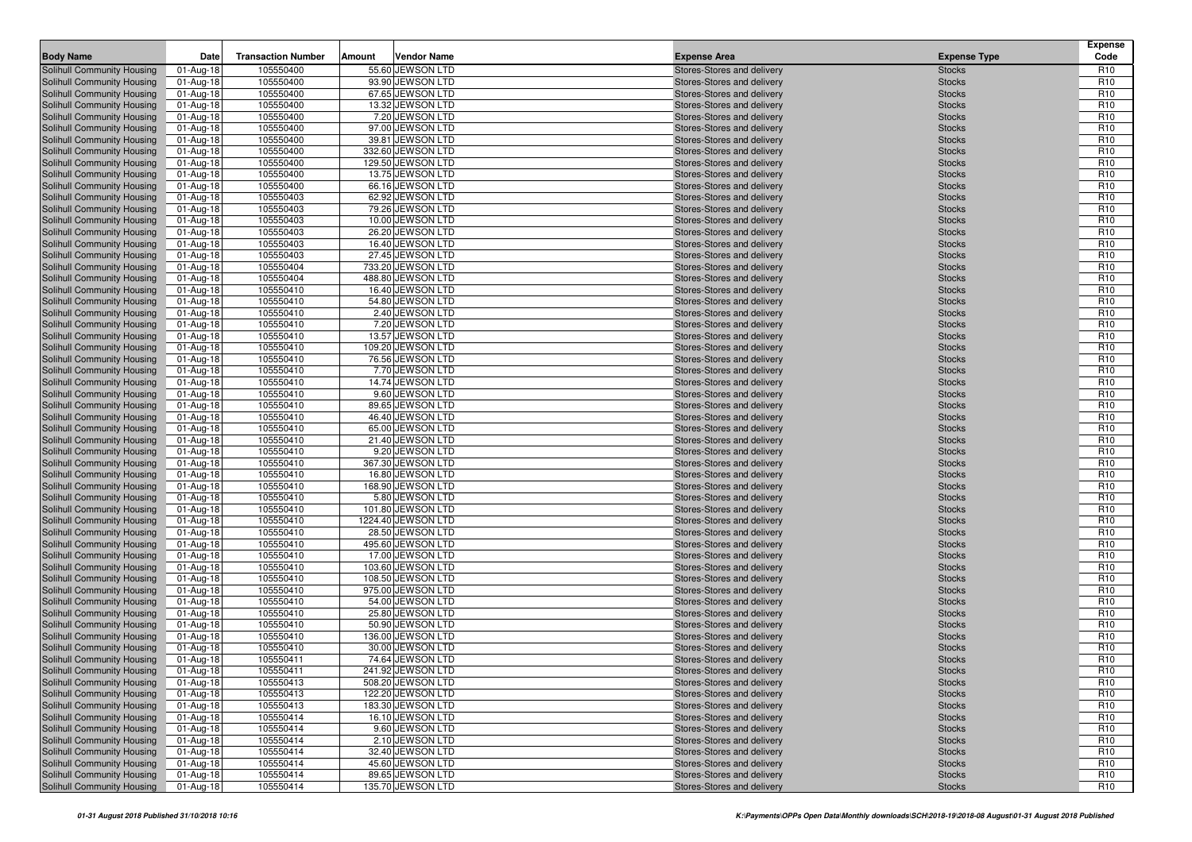| Body Name | Date | Transaction Number | Amount | Vendor Name | Expense Area | Expense Type | Expense Code |
|---|---|---|---|---|---|---|---|
| Solihull Community Housing | 01-Aug-18 | 105550400 | 55.60 | JEWSON LTD | Stores-Stores and delivery | Stocks | R10 |
| Solihull Community Housing | 01-Aug-18 | 105550400 | 93.90 | JEWSON LTD | Stores-Stores and delivery | Stocks | R10 |
| Solihull Community Housing | 01-Aug-18 | 105550400 | 67.65 | JEWSON LTD | Stores-Stores and delivery | Stocks | R10 |
| Solihull Community Housing | 01-Aug-18 | 105550400 | 13.32 | JEWSON LTD | Stores-Stores and delivery | Stocks | R10 |
| Solihull Community Housing | 01-Aug-18 | 105550400 | 7.20 | JEWSON LTD | Stores-Stores and delivery | Stocks | R10 |
| Solihull Community Housing | 01-Aug-18 | 105550400 | 97.00 | JEWSON LTD | Stores-Stores and delivery | Stocks | R10 |
| Solihull Community Housing | 01-Aug-18 | 105550400 | 39.81 | JEWSON LTD | Stores-Stores and delivery | Stocks | R10 |
| Solihull Community Housing | 01-Aug-18 | 105550400 | 332.60 | JEWSON LTD | Stores-Stores and delivery | Stocks | R10 |
| Solihull Community Housing | 01-Aug-18 | 105550400 | 129.50 | JEWSON LTD | Stores-Stores and delivery | Stocks | R10 |
| Solihull Community Housing | 01-Aug-18 | 105550400 | 13.75 | JEWSON LTD | Stores-Stores and delivery | Stocks | R10 |
| Solihull Community Housing | 01-Aug-18 | 105550400 | 66.16 | JEWSON LTD | Stores-Stores and delivery | Stocks | R10 |
| Solihull Community Housing | 01-Aug-18 | 105550403 | 62.92 | JEWSON LTD | Stores-Stores and delivery | Stocks | R10 |
| Solihull Community Housing | 01-Aug-18 | 105550403 | 79.26 | JEWSON LTD | Stores-Stores and delivery | Stocks | R10 |
| Solihull Community Housing | 01-Aug-18 | 105550403 | 10.00 | JEWSON LTD | Stores-Stores and delivery | Stocks | R10 |
| Solihull Community Housing | 01-Aug-18 | 105550403 | 26.20 | JEWSON LTD | Stores-Stores and delivery | Stocks | R10 |
| Solihull Community Housing | 01-Aug-18 | 105550403 | 16.40 | JEWSON LTD | Stores-Stores and delivery | Stocks | R10 |
| Solihull Community Housing | 01-Aug-18 | 105550403 | 27.45 | JEWSON LTD | Stores-Stores and delivery | Stocks | R10 |
| Solihull Community Housing | 01-Aug-18 | 105550404 | 733.20 | JEWSON LTD | Stores-Stores and delivery | Stocks | R10 |
| Solihull Community Housing | 01-Aug-18 | 105550404 | 488.80 | JEWSON LTD | Stores-Stores and delivery | Stocks | R10 |
| Solihull Community Housing | 01-Aug-18 | 105550410 | 16.40 | JEWSON LTD | Stores-Stores and delivery | Stocks | R10 |
| Solihull Community Housing | 01-Aug-18 | 105550410 | 54.80 | JEWSON LTD | Stores-Stores and delivery | Stocks | R10 |
| Solihull Community Housing | 01-Aug-18 | 105550410 | 2.40 | JEWSON LTD | Stores-Stores and delivery | Stocks | R10 |
| Solihull Community Housing | 01-Aug-18 | 105550410 | 7.20 | JEWSON LTD | Stores-Stores and delivery | Stocks | R10 |
| Solihull Community Housing | 01-Aug-18 | 105550410 | 13.57 | JEWSON LTD | Stores-Stores and delivery | Stocks | R10 |
| Solihull Community Housing | 01-Aug-18 | 105550410 | 109.20 | JEWSON LTD | Stores-Stores and delivery | Stocks | R10 |
| Solihull Community Housing | 01-Aug-18 | 105550410 | 76.56 | JEWSON LTD | Stores-Stores and delivery | Stocks | R10 |
| Solihull Community Housing | 01-Aug-18 | 105550410 | 7.70 | JEWSON LTD | Stores-Stores and delivery | Stocks | R10 |
| Solihull Community Housing | 01-Aug-18 | 105550410 | 14.74 | JEWSON LTD | Stores-Stores and delivery | Stocks | R10 |
| Solihull Community Housing | 01-Aug-18 | 105550410 | 9.60 | JEWSON LTD | Stores-Stores and delivery | Stocks | R10 |
| Solihull Community Housing | 01-Aug-18 | 105550410 | 89.65 | JEWSON LTD | Stores-Stores and delivery | Stocks | R10 |
| Solihull Community Housing | 01-Aug-18 | 105550410 | 46.40 | JEWSON LTD | Stores-Stores and delivery | Stocks | R10 |
| Solihull Community Housing | 01-Aug-18 | 105550410 | 65.00 | JEWSON LTD | Stores-Stores and delivery | Stocks | R10 |
| Solihull Community Housing | 01-Aug-18 | 105550410 | 21.40 | JEWSON LTD | Stores-Stores and delivery | Stocks | R10 |
| Solihull Community Housing | 01-Aug-18 | 105550410 | 9.20 | JEWSON LTD | Stores-Stores and delivery | Stocks | R10 |
| Solihull Community Housing | 01-Aug-18 | 105550410 | 367.30 | JEWSON LTD | Stores-Stores and delivery | Stocks | R10 |
| Solihull Community Housing | 01-Aug-18 | 105550410 | 16.80 | JEWSON LTD | Stores-Stores and delivery | Stocks | R10 |
| Solihull Community Housing | 01-Aug-18 | 105550410 | 168.90 | JEWSON LTD | Stores-Stores and delivery | Stocks | R10 |
| Solihull Community Housing | 01-Aug-18 | 105550410 | 5.80 | JEWSON LTD | Stores-Stores and delivery | Stocks | R10 |
| Solihull Community Housing | 01-Aug-18 | 105550410 | 101.80 | JEWSON LTD | Stores-Stores and delivery | Stocks | R10 |
| Solihull Community Housing | 01-Aug-18 | 105550410 | 1224.40 | JEWSON LTD | Stores-Stores and delivery | Stocks | R10 |
| Solihull Community Housing | 01-Aug-18 | 105550410 | 28.50 | JEWSON LTD | Stores-Stores and delivery | Stocks | R10 |
| Solihull Community Housing | 01-Aug-18 | 105550410 | 495.60 | JEWSON LTD | Stores-Stores and delivery | Stocks | R10 |
| Solihull Community Housing | 01-Aug-18 | 105550410 | 17.00 | JEWSON LTD | Stores-Stores and delivery | Stocks | R10 |
| Solihull Community Housing | 01-Aug-18 | 105550410 | 103.60 | JEWSON LTD | Stores-Stores and delivery | Stocks | R10 |
| Solihull Community Housing | 01-Aug-18 | 105550410 | 108.50 | JEWSON LTD | Stores-Stores and delivery | Stocks | R10 |
| Solihull Community Housing | 01-Aug-18 | 105550410 | 975.00 | JEWSON LTD | Stores-Stores and delivery | Stocks | R10 |
| Solihull Community Housing | 01-Aug-18 | 105550410 | 54.00 | JEWSON LTD | Stores-Stores and delivery | Stocks | R10 |
| Solihull Community Housing | 01-Aug-18 | 105550410 | 25.80 | JEWSON LTD | Stores-Stores and delivery | Stocks | R10 |
| Solihull Community Housing | 01-Aug-18 | 105550410 | 50.90 | JEWSON LTD | Stores-Stores and delivery | Stocks | R10 |
| Solihull Community Housing | 01-Aug-18 | 105550410 | 136.00 | JEWSON LTD | Stores-Stores and delivery | Stocks | R10 |
| Solihull Community Housing | 01-Aug-18 | 105550410 | 30.00 | JEWSON LTD | Stores-Stores and delivery | Stocks | R10 |
| Solihull Community Housing | 01-Aug-18 | 105550411 | 74.64 | JEWSON LTD | Stores-Stores and delivery | Stocks | R10 |
| Solihull Community Housing | 01-Aug-18 | 105550411 | 241.92 | JEWSON LTD | Stores-Stores and delivery | Stocks | R10 |
| Solihull Community Housing | 01-Aug-18 | 105550413 | 508.20 | JEWSON LTD | Stores-Stores and delivery | Stocks | R10 |
| Solihull Community Housing | 01-Aug-18 | 105550413 | 122.20 | JEWSON LTD | Stores-Stores and delivery | Stocks | R10 |
| Solihull Community Housing | 01-Aug-18 | 105550413 | 183.30 | JEWSON LTD | Stores-Stores and delivery | Stocks | R10 |
| Solihull Community Housing | 01-Aug-18 | 105550414 | 16.10 | JEWSON LTD | Stores-Stores and delivery | Stocks | R10 |
| Solihull Community Housing | 01-Aug-18 | 105550414 | 9.60 | JEWSON LTD | Stores-Stores and delivery | Stocks | R10 |
| Solihull Community Housing | 01-Aug-18 | 105550414 | 2.10 | JEWSON LTD | Stores-Stores and delivery | Stocks | R10 |
| Solihull Community Housing | 01-Aug-18 | 105550414 | 32.40 | JEWSON LTD | Stores-Stores and delivery | Stocks | R10 |
| Solihull Community Housing | 01-Aug-18 | 105550414 | 45.60 | JEWSON LTD | Stores-Stores and delivery | Stocks | R10 |
| Solihull Community Housing | 01-Aug-18 | 105550414 | 89.65 | JEWSON LTD | Stores-Stores and delivery | Stocks | R10 |
| Solihull Community Housing | 01-Aug-18 | 105550414 | 135.70 | JEWSON LTD | Stores-Stores and delivery | Stocks | R10 |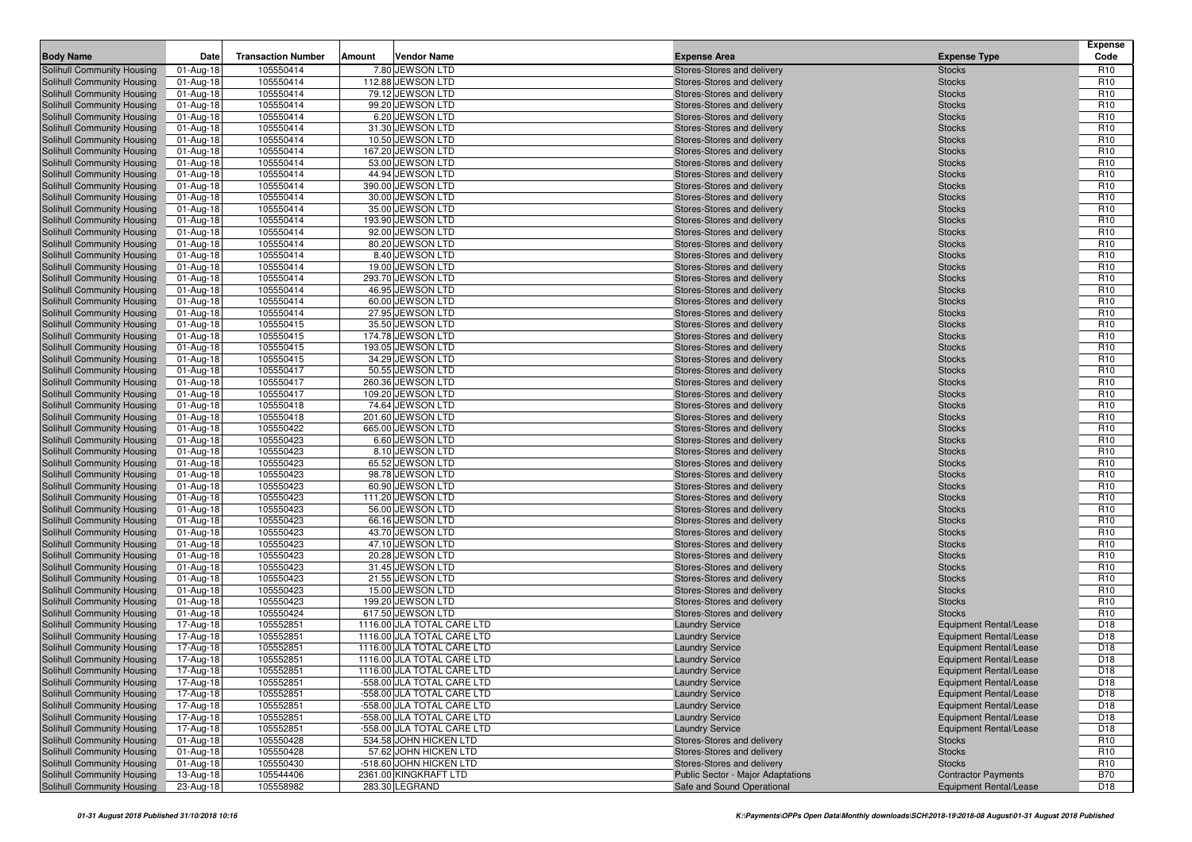| Body Name | Date | Transaction Number | Amount | Vendor Name | Expense Area | Expense Type | Expense Code |
|---|---|---|---|---|---|---|---|
| Solihull Community Housing | 01-Aug-18 | 105550414 | 7.80 | JEWSON LTD | Stores-Stores and delivery | Stocks | R10 |
| Solihull Community Housing | 01-Aug-18 | 105550414 | 112.88 | JEWSON LTD | Stores-Stores and delivery | Stocks | R10 |
| Solihull Community Housing | 01-Aug-18 | 105550414 | 79.12 | JEWSON LTD | Stores-Stores and delivery | Stocks | R10 |
| Solihull Community Housing | 01-Aug-18 | 105550414 | 99.20 | JEWSON LTD | Stores-Stores and delivery | Stocks | R10 |
| Solihull Community Housing | 01-Aug-18 | 105550414 | 6.20 | JEWSON LTD | Stores-Stores and delivery | Stocks | R10 |
| Solihull Community Housing | 01-Aug-18 | 105550414 | 31.30 | JEWSON LTD | Stores-Stores and delivery | Stocks | R10 |
| Solihull Community Housing | 01-Aug-18 | 105550414 | 10.50 | JEWSON LTD | Stores-Stores and delivery | Stocks | R10 |
| Solihull Community Housing | 01-Aug-18 | 105550414 | 167.20 | JEWSON LTD | Stores-Stores and delivery | Stocks | R10 |
| Solihull Community Housing | 01-Aug-18 | 105550414 | 53.00 | JEWSON LTD | Stores-Stores and delivery | Stocks | R10 |
| Solihull Community Housing | 01-Aug-18 | 105550414 | 44.94 | JEWSON LTD | Stores-Stores and delivery | Stocks | R10 |
| Solihull Community Housing | 01-Aug-18 | 105550414 | 390.00 | JEWSON LTD | Stores-Stores and delivery | Stocks | R10 |
| Solihull Community Housing | 01-Aug-18 | 105550414 | 30.00 | JEWSON LTD | Stores-Stores and delivery | Stocks | R10 |
| Solihull Community Housing | 01-Aug-18 | 105550414 | 35.00 | JEWSON LTD | Stores-Stores and delivery | Stocks | R10 |
| Solihull Community Housing | 01-Aug-18 | 105550414 | 193.90 | JEWSON LTD | Stores-Stores and delivery | Stocks | R10 |
| Solihull Community Housing | 01-Aug-18 | 105550414 | 92.00 | JEWSON LTD | Stores-Stores and delivery | Stocks | R10 |
| Solihull Community Housing | 01-Aug-18 | 105550414 | 80.20 | JEWSON LTD | Stores-Stores and delivery | Stocks | R10 |
| Solihull Community Housing | 01-Aug-18 | 105550414 | 8.40 | JEWSON LTD | Stores-Stores and delivery | Stocks | R10 |
| Solihull Community Housing | 01-Aug-18 | 105550414 | 19.00 | JEWSON LTD | Stores-Stores and delivery | Stocks | R10 |
| Solihull Community Housing | 01-Aug-18 | 105550414 | 293.70 | JEWSON LTD | Stores-Stores and delivery | Stocks | R10 |
| Solihull Community Housing | 01-Aug-18 | 105550414 | 46.95 | JEWSON LTD | Stores-Stores and delivery | Stocks | R10 |
| Solihull Community Housing | 01-Aug-18 | 105550414 | 60.00 | JEWSON LTD | Stores-Stores and delivery | Stocks | R10 |
| Solihull Community Housing | 01-Aug-18 | 105550414 | 27.95 | JEWSON LTD | Stores-Stores and delivery | Stocks | R10 |
| Solihull Community Housing | 01-Aug-18 | 105550415 | 35.50 | JEWSON LTD | Stores-Stores and delivery | Stocks | R10 |
| Solihull Community Housing | 01-Aug-18 | 105550415 | 174.78 | JEWSON LTD | Stores-Stores and delivery | Stocks | R10 |
| Solihull Community Housing | 01-Aug-18 | 105550415 | 193.05 | JEWSON LTD | Stores-Stores and delivery | Stocks | R10 |
| Solihull Community Housing | 01-Aug-18 | 105550415 | 34.29 | JEWSON LTD | Stores-Stores and delivery | Stocks | R10 |
| Solihull Community Housing | 01-Aug-18 | 105550417 | 50.55 | JEWSON LTD | Stores-Stores and delivery | Stocks | R10 |
| Solihull Community Housing | 01-Aug-18 | 105550417 | 260.36 | JEWSON LTD | Stores-Stores and delivery | Stocks | R10 |
| Solihull Community Housing | 01-Aug-18 | 105550417 | 109.20 | JEWSON LTD | Stores-Stores and delivery | Stocks | R10 |
| Solihull Community Housing | 01-Aug-18 | 105550418 | 74.64 | JEWSON LTD | Stores-Stores and delivery | Stocks | R10 |
| Solihull Community Housing | 01-Aug-18 | 105550418 | 201.60 | JEWSON LTD | Stores-Stores and delivery | Stocks | R10 |
| Solihull Community Housing | 01-Aug-18 | 105550422 | 665.00 | JEWSON LTD | Stores-Stores and delivery | Stocks | R10 |
| Solihull Community Housing | 01-Aug-18 | 105550423 | 6.60 | JEWSON LTD | Stores-Stores and delivery | Stocks | R10 |
| Solihull Community Housing | 01-Aug-18 | 105550423 | 8.10 | JEWSON LTD | Stores-Stores and delivery | Stocks | R10 |
| Solihull Community Housing | 01-Aug-18 | 105550423 | 65.52 | JEWSON LTD | Stores-Stores and delivery | Stocks | R10 |
| Solihull Community Housing | 01-Aug-18 | 105550423 | 98.78 | JEWSON LTD | Stores-Stores and delivery | Stocks | R10 |
| Solihull Community Housing | 01-Aug-18 | 105550423 | 60.90 | JEWSON LTD | Stores-Stores and delivery | Stocks | R10 |
| Solihull Community Housing | 01-Aug-18 | 105550423 | 111.20 | JEWSON LTD | Stores-Stores and delivery | Stocks | R10 |
| Solihull Community Housing | 01-Aug-18 | 105550423 | 56.00 | JEWSON LTD | Stores-Stores and delivery | Stocks | R10 |
| Solihull Community Housing | 01-Aug-18 | 105550423 | 66.16 | JEWSON LTD | Stores-Stores and delivery | Stocks | R10 |
| Solihull Community Housing | 01-Aug-18 | 105550423 | 43.70 | JEWSON LTD | Stores-Stores and delivery | Stocks | R10 |
| Solihull Community Housing | 01-Aug-18 | 105550423 | 47.10 | JEWSON LTD | Stores-Stores and delivery | Stocks | R10 |
| Solihull Community Housing | 01-Aug-18 | 105550423 | 20.28 | JEWSON LTD | Stores-Stores and delivery | Stocks | R10 |
| Solihull Community Housing | 01-Aug-18 | 105550423 | 31.45 | JEWSON LTD | Stores-Stores and delivery | Stocks | R10 |
| Solihull Community Housing | 01-Aug-18 | 105550423 | 21.55 | JEWSON LTD | Stores-Stores and delivery | Stocks | R10 |
| Solihull Community Housing | 01-Aug-18 | 105550423 | 15.00 | JEWSON LTD | Stores-Stores and delivery | Stocks | R10 |
| Solihull Community Housing | 01-Aug-18 | 105550423 | 199.20 | JEWSON LTD | Stores-Stores and delivery | Stocks | R10 |
| Solihull Community Housing | 01-Aug-18 | 105550424 | 617.50 | JEWSON LTD | Stores-Stores and delivery | Stocks | R10 |
| Solihull Community Housing | 17-Aug-18 | 105552851 | 1116.00 | JLA TOTAL CARE LTD | Laundry Service | Equipment Rental/Lease | D18 |
| Solihull Community Housing | 17-Aug-18 | 105552851 | 1116.00 | JLA TOTAL CARE LTD | Laundry Service | Equipment Rental/Lease | D18 |
| Solihull Community Housing | 17-Aug-18 | 105552851 | 1116.00 | JLA TOTAL CARE LTD | Laundry Service | Equipment Rental/Lease | D18 |
| Solihull Community Housing | 17-Aug-18 | 105552851 | 1116.00 | JLA TOTAL CARE LTD | Laundry Service | Equipment Rental/Lease | D18 |
| Solihull Community Housing | 17-Aug-18 | 105552851 | 1116.00 | JLA TOTAL CARE LTD | Laundry Service | Equipment Rental/Lease | D18 |
| Solihull Community Housing | 17-Aug-18 | 105552851 | -558.00 | JLA TOTAL CARE LTD | Laundry Service | Equipment Rental/Lease | D18 |
| Solihull Community Housing | 17-Aug-18 | 105552851 | -558.00 | JLA TOTAL CARE LTD | Laundry Service | Equipment Rental/Lease | D18 |
| Solihull Community Housing | 17-Aug-18 | 105552851 | -558.00 | JLA TOTAL CARE LTD | Laundry Service | Equipment Rental/Lease | D18 |
| Solihull Community Housing | 17-Aug-18 | 105552851 | -558.00 | JLA TOTAL CARE LTD | Laundry Service | Equipment Rental/Lease | D18 |
| Solihull Community Housing | 17-Aug-18 | 105552851 | -558.00 | JLA TOTAL CARE LTD | Laundry Service | Equipment Rental/Lease | D18 |
| Solihull Community Housing | 01-Aug-18 | 105550428 | 534.58 | JOHN HICKEN LTD | Stores-Stores and delivery | Stocks | R10 |
| Solihull Community Housing | 01-Aug-18 | 105550428 | 57.62 | JOHN HICKEN LTD | Stores-Stores and delivery | Stocks | R10 |
| Solihull Community Housing | 01-Aug-18 | 105550430 | -518.60 | JOHN HICKEN LTD | Stores-Stores and delivery | Stocks | R10 |
| Solihull Community Housing | 13-Aug-18 | 105544406 | 2361.00 | KINGKRAFT LTD | Public Sector - Major Adaptations | Contractor Payments | B70 |
| Solihull Community Housing | 23-Aug-18 | 105558982 | 283.30 | LEGRAND | Safe and Sound Operational | Equipment Rental/Lease | D18 |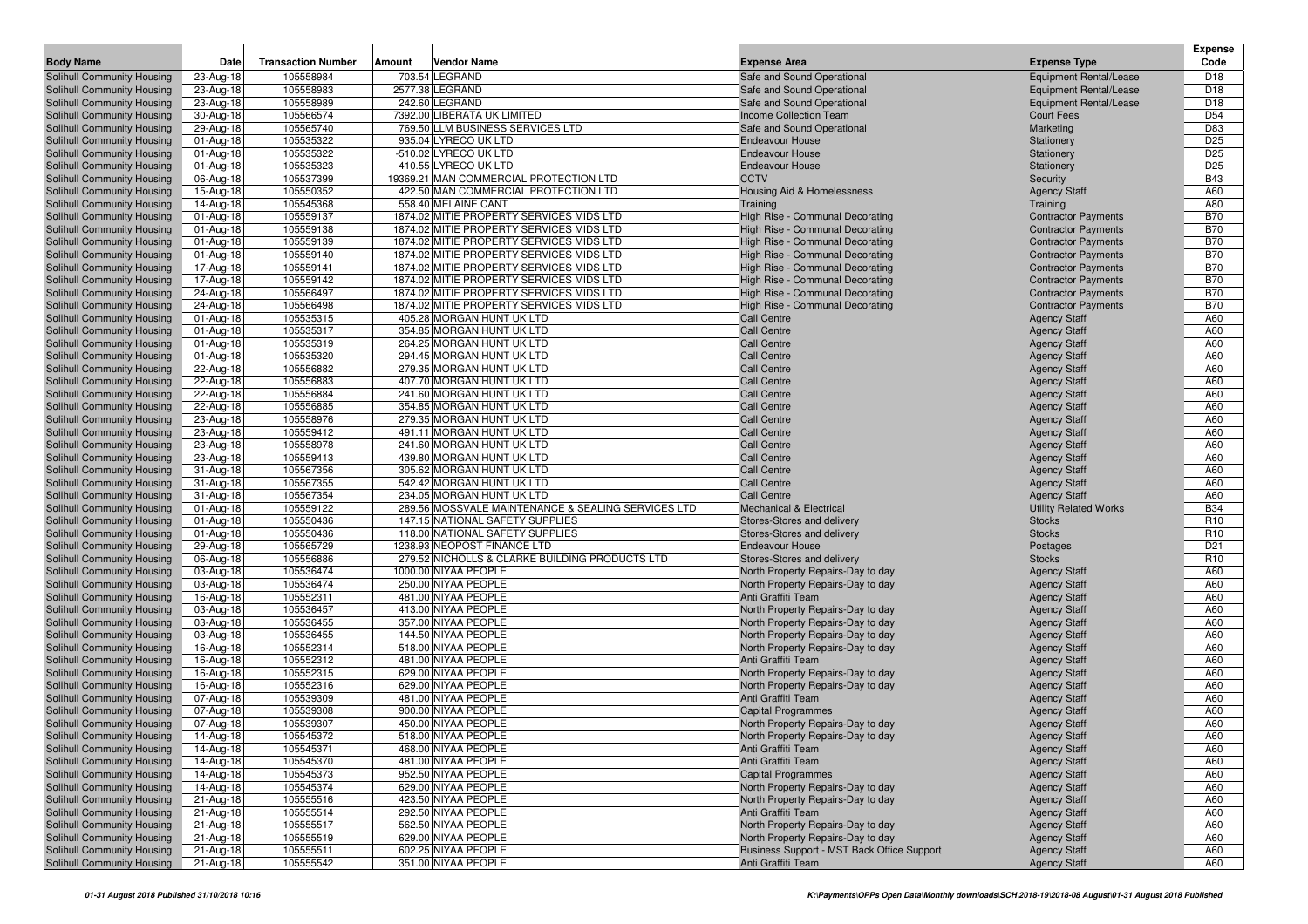| Body Name | Date | Transaction Number | Amount | Vendor Name | Expense Area | Expense Type | Expense Code |
|---|---|---|---|---|---|---|---|
| Solihull Community Housing | 23-Aug-18 | 105558984 | 703.54 | LEGRAND | Safe and Sound Operational | Equipment Rental/Lease | D18 |
| Solihull Community Housing | 23-Aug-18 | 105558983 | 2577.38 | LEGRAND | Safe and Sound Operational | Equipment Rental/Lease | D18 |
| Solihull Community Housing | 23-Aug-18 | 105558989 | 242.60 | LEGRAND | Safe and Sound Operational | Equipment Rental/Lease | D18 |
| Solihull Community Housing | 30-Aug-18 | 105566574 | 7392.00 | LIBERATA UK LIMITED | Income Collection Team | Court Fees | D54 |
| Solihull Community Housing | 29-Aug-18 | 105565740 | 769.50 | LLM BUSINESS SERVICES LTD | Safe and Sound Operational | Marketing | D83 |
| Solihull Community Housing | 01-Aug-18 | 105535322 | 935.04 | LYRECO UK LTD | Endeavour House | Stationery | D25 |
| Solihull Community Housing | 01-Aug-18 | 105535322 | -510.02 | LYRECO UK LTD | Endeavour House | Stationery | D25 |
| Solihull Community Housing | 01-Aug-18 | 105535323 | 410.55 | LYRECO UK LTD | Endeavour House | Stationery | D25 |
| Solihull Community Housing | 06-Aug-18 | 105537399 | 19369.21 | MAN COMMERCIAL PROTECTION LTD | CCTV | Security | B43 |
| Solihull Community Housing | 15-Aug-18 | 105550352 | 422.50 | MAN COMMERCIAL PROTECTION LTD | Housing Aid & Homelessness | Agency Staff | A60 |
| Solihull Community Housing | 14-Aug-18 | 105545368 | 558.40 | MELAINE CANT | Training | Training | A80 |
| Solihull Community Housing | 01-Aug-18 | 105559137 | 1874.02 | MITIE PROPERTY SERVICES MIDS LTD | High Rise - Communal Decorating | Contractor Payments | B70 |
| Solihull Community Housing | 01-Aug-18 | 105559138 | 1874.02 | MITIE PROPERTY SERVICES MIDS LTD | High Rise - Communal Decorating | Contractor Payments | B70 |
| Solihull Community Housing | 01-Aug-18 | 105559139 | 1874.02 | MITIE PROPERTY SERVICES MIDS LTD | High Rise - Communal Decorating | Contractor Payments | B70 |
| Solihull Community Housing | 01-Aug-18 | 105559140 | 1874.02 | MITIE PROPERTY SERVICES MIDS LTD | High Rise - Communal Decorating | Contractor Payments | B70 |
| Solihull Community Housing | 17-Aug-18 | 105559141 | 1874.02 | MITIE PROPERTY SERVICES MIDS LTD | High Rise - Communal Decorating | Contractor Payments | B70 |
| Solihull Community Housing | 17-Aug-18 | 105559142 | 1874.02 | MITIE PROPERTY SERVICES MIDS LTD | High Rise - Communal Decorating | Contractor Payments | B70 |
| Solihull Community Housing | 24-Aug-18 | 105566497 | 1874.02 | MITIE PROPERTY SERVICES MIDS LTD | High Rise - Communal Decorating | Contractor Payments | B70 |
| Solihull Community Housing | 24-Aug-18 | 105566498 | 1874.02 | MITIE PROPERTY SERVICES MIDS LTD | High Rise - Communal Decorating | Contractor Payments | B70 |
| Solihull Community Housing | 01-Aug-18 | 105535315 | 405.28 | MORGAN HUNT UK LTD | Call Centre | Agency Staff | A60 |
| Solihull Community Housing | 01-Aug-18 | 105535317 | 354.85 | MORGAN HUNT UK LTD | Call Centre | Agency Staff | A60 |
| Solihull Community Housing | 01-Aug-18 | 105535319 | 264.25 | MORGAN HUNT UK LTD | Call Centre | Agency Staff | A60 |
| Solihull Community Housing | 01-Aug-18 | 105535320 | 294.45 | MORGAN HUNT UK LTD | Call Centre | Agency Staff | A60 |
| Solihull Community Housing | 22-Aug-18 | 105556882 | 279.35 | MORGAN HUNT UK LTD | Call Centre | Agency Staff | A60 |
| Solihull Community Housing | 22-Aug-18 | 105556883 | 407.70 | MORGAN HUNT UK LTD | Call Centre | Agency Staff | A60 |
| Solihull Community Housing | 22-Aug-18 | 105556884 | 241.60 | MORGAN HUNT UK LTD | Call Centre | Agency Staff | A60 |
| Solihull Community Housing | 22-Aug-18 | 105556885 | 354.85 | MORGAN HUNT UK LTD | Call Centre | Agency Staff | A60 |
| Solihull Community Housing | 23-Aug-18 | 105558976 | 279.35 | MORGAN HUNT UK LTD | Call Centre | Agency Staff | A60 |
| Solihull Community Housing | 23-Aug-18 | 105559412 | 491.11 | MORGAN HUNT UK LTD | Call Centre | Agency Staff | A60 |
| Solihull Community Housing | 23-Aug-18 | 105558978 | 241.60 | MORGAN HUNT UK LTD | Call Centre | Agency Staff | A60 |
| Solihull Community Housing | 23-Aug-18 | 105559413 | 439.80 | MORGAN HUNT UK LTD | Call Centre | Agency Staff | A60 |
| Solihull Community Housing | 31-Aug-18 | 105567356 | 305.62 | MORGAN HUNT UK LTD | Call Centre | Agency Staff | A60 |
| Solihull Community Housing | 31-Aug-18 | 105567355 | 542.42 | MORGAN HUNT UK LTD | Call Centre | Agency Staff | A60 |
| Solihull Community Housing | 31-Aug-18 | 105567354 | 234.05 | MORGAN HUNT UK LTD | Call Centre | Agency Staff | A60 |
| Solihull Community Housing | 01-Aug-18 | 105559122 | 289.56 | MOSSVALE MAINTENANCE & SEALING SERVICES LTD | Mechanical & Electrical | Utility Related Works | B34 |
| Solihull Community Housing | 01-Aug-18 | 105550436 | 147.15 | NATIONAL SAFETY SUPPLIES | Stores-Stores and delivery | Stocks | R10 |
| Solihull Community Housing | 01-Aug-18 | 105550436 | 118.00 | NATIONAL SAFETY SUPPLIES | Stores-Stores and delivery | Stocks | R10 |
| Solihull Community Housing | 29-Aug-18 | 105565729 | 1238.93 | NEOPOST FINANCE LTD | Endeavour House | Postages | D21 |
| Solihull Community Housing | 06-Aug-18 | 105556886 | 279.52 | NICHOLLS & CLARKE BUILDING PRODUCTS LTD | Stores-Stores and delivery | Stocks | R10 |
| Solihull Community Housing | 03-Aug-18 | 105536474 | 1000.00 | NIYAA PEOPLE | North Property Repairs-Day to day | Agency Staff | A60 |
| Solihull Community Housing | 03-Aug-18 | 105536474 | 250.00 | NIYAA PEOPLE | North Property Repairs-Day to day | Agency Staff | A60 |
| Solihull Community Housing | 16-Aug-18 | 105552311 | 481.00 | NIYAA PEOPLE | Anti Graffiti Team | Agency Staff | A60 |
| Solihull Community Housing | 03-Aug-18 | 105536457 | 413.00 | NIYAA PEOPLE | North Property Repairs-Day to day | Agency Staff | A60 |
| Solihull Community Housing | 03-Aug-18 | 105536455 | 357.00 | NIYAA PEOPLE | North Property Repairs-Day to day | Agency Staff | A60 |
| Solihull Community Housing | 03-Aug-18 | 105536455 | 144.50 | NIYAA PEOPLE | North Property Repairs-Day to day | Agency Staff | A60 |
| Solihull Community Housing | 16-Aug-18 | 105552314 | 518.00 | NIYAA PEOPLE | North Property Repairs-Day to day | Agency Staff | A60 |
| Solihull Community Housing | 16-Aug-18 | 105552312 | 481.00 | NIYAA PEOPLE | Anti Graffiti Team | Agency Staff | A60 |
| Solihull Community Housing | 16-Aug-18 | 105552315 | 629.00 | NIYAA PEOPLE | North Property Repairs-Day to day | Agency Staff | A60 |
| Solihull Community Housing | 16-Aug-18 | 105552316 | 629.00 | NIYAA PEOPLE | North Property Repairs-Day to day | Agency Staff | A60 |
| Solihull Community Housing | 07-Aug-18 | 105539309 | 481.00 | NIYAA PEOPLE | Anti Graffiti Team | Agency Staff | A60 |
| Solihull Community Housing | 07-Aug-18 | 105539308 | 900.00 | NIYAA PEOPLE | Capital Programmes | Agency Staff | A60 |
| Solihull Community Housing | 07-Aug-18 | 105539307 | 450.00 | NIYAA PEOPLE | North Property Repairs-Day to day | Agency Staff | A60 |
| Solihull Community Housing | 14-Aug-18 | 105545372 | 518.00 | NIYAA PEOPLE | North Property Repairs-Day to day | Agency Staff | A60 |
| Solihull Community Housing | 14-Aug-18 | 105545371 | 468.00 | NIYAA PEOPLE | Anti Graffiti Team | Agency Staff | A60 |
| Solihull Community Housing | 14-Aug-18 | 105545370 | 481.00 | NIYAA PEOPLE | Anti Graffiti Team | Agency Staff | A60 |
| Solihull Community Housing | 14-Aug-18 | 105545373 | 952.50 | NIYAA PEOPLE | Capital Programmes | Agency Staff | A60 |
| Solihull Community Housing | 14-Aug-18 | 105545374 | 629.00 | NIYAA PEOPLE | North Property Repairs-Day to day | Agency Staff | A60 |
| Solihull Community Housing | 21-Aug-18 | 105555516 | 423.50 | NIYAA PEOPLE | North Property Repairs-Day to day | Agency Staff | A60 |
| Solihull Community Housing | 21-Aug-18 | 105555514 | 292.50 | NIYAA PEOPLE | Anti Graffiti Team | Agency Staff | A60 |
| Solihull Community Housing | 21-Aug-18 | 105555517 | 562.50 | NIYAA PEOPLE | North Property Repairs-Day to day | Agency Staff | A60 |
| Solihull Community Housing | 21-Aug-18 | 105555519 | 629.00 | NIYAA PEOPLE | North Property Repairs-Day to day | Agency Staff | A60 |
| Solihull Community Housing | 21-Aug-18 | 105555511 | 602.25 | NIYAA PEOPLE | Business Support - MST Back Office Support | Agency Staff | A60 |
| Solihull Community Housing | 21-Aug-18 | 105555542 | 351.00 | NIYAA PEOPLE | Anti Graffiti Team | Agency Staff | A60 |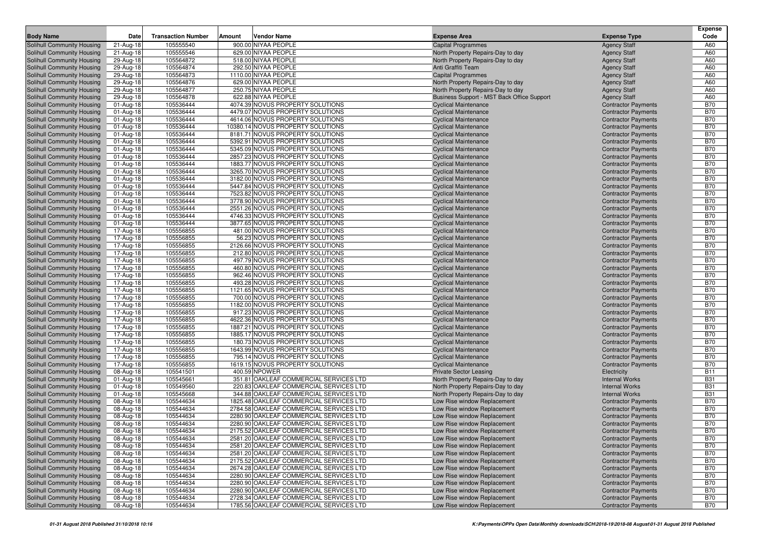| Body Name | Date | Transaction Number | Amount | Vendor Name | Expense Area | Expense Type | Expense Code |
|---|---|---|---|---|---|---|---|
| Solihull Community Housing | 21-Aug-18 | 105555540 | 900.00 | NIYAA PEOPLE | Capital Programmes | Agency Staff | A60 |
| Solihull Community Housing | 21-Aug-18 | 105555546 | 629.00 | NIYAA PEOPLE | North Property Repairs-Day to day | Agency Staff | A60 |
| Solihull Community Housing | 29-Aug-18 | 105564872 | 518.00 | NIYAA PEOPLE | North Property Repairs-Day to day | Agency Staff | A60 |
| Solihull Community Housing | 29-Aug-18 | 105564874 | 292.50 | NIYAA PEOPLE | Anti Graffiti Team | Agency Staff | A60 |
| Solihull Community Housing | 29-Aug-18 | 105564873 | 1110.00 | NIYAA PEOPLE | Capital Programmes | Agency Staff | A60 |
| Solihull Community Housing | 29-Aug-18 | 105564876 | 629.00 | NIYAA PEOPLE | North Property Repairs-Day to day | Agency Staff | A60 |
| Solihull Community Housing | 29-Aug-18 | 105564877 | 250.75 | NIYAA PEOPLE | North Property Repairs-Day to day | Agency Staff | A60 |
| Solihull Community Housing | 29-Aug-18 | 105564878 | 622.88 | NIYAA PEOPLE | Business Support - MST Back Office Support | Agency Staff | A60 |
| Solihull Community Housing | 01-Aug-18 | 105536444 | 4074.39 | NOVUS PROPERTY SOLUTIONS | Cyclical Maintenance | Contractor Payments | B70 |
| Solihull Community Housing | 01-Aug-18 | 105536444 | 4479.07 | NOVUS PROPERTY SOLUTIONS | Cyclical Maintenance | Contractor Payments | B70 |
| Solihull Community Housing | 01-Aug-18 | 105536444 | 4614.06 | NOVUS PROPERTY SOLUTIONS | Cyclical Maintenance | Contractor Payments | B70 |
| Solihull Community Housing | 01-Aug-18 | 105536444 | 10380.14 | NOVUS PROPERTY SOLUTIONS | Cyclical Maintenance | Contractor Payments | B70 |
| Solihull Community Housing | 01-Aug-18 | 105536444 | 8181.71 | NOVUS PROPERTY SOLUTIONS | Cyclical Maintenance | Contractor Payments | B70 |
| Solihull Community Housing | 01-Aug-18 | 105536444 | 5392.91 | NOVUS PROPERTY SOLUTIONS | Cyclical Maintenance | Contractor Payments | B70 |
| Solihull Community Housing | 01-Aug-18 | 105536444 | 5345.09 | NOVUS PROPERTY SOLUTIONS | Cyclical Maintenance | Contractor Payments | B70 |
| Solihull Community Housing | 01-Aug-18 | 105536444 | 2857.23 | NOVUS PROPERTY SOLUTIONS | Cyclical Maintenance | Contractor Payments | B70 |
| Solihull Community Housing | 01-Aug-18 | 105536444 | 1883.77 | NOVUS PROPERTY SOLUTIONS | Cyclical Maintenance | Contractor Payments | B70 |
| Solihull Community Housing | 01-Aug-18 | 105536444 | 3265.70 | NOVUS PROPERTY SOLUTIONS | Cyclical Maintenance | Contractor Payments | B70 |
| Solihull Community Housing | 01-Aug-18 | 105536444 | 3182.00 | NOVUS PROPERTY SOLUTIONS | Cyclical Maintenance | Contractor Payments | B70 |
| Solihull Community Housing | 01-Aug-18 | 105536444 | 5447.84 | NOVUS PROPERTY SOLUTIONS | Cyclical Maintenance | Contractor Payments | B70 |
| Solihull Community Housing | 01-Aug-18 | 105536444 | 7523.82 | NOVUS PROPERTY SOLUTIONS | Cyclical Maintenance | Contractor Payments | B70 |
| Solihull Community Housing | 01-Aug-18 | 105536444 | 3778.90 | NOVUS PROPERTY SOLUTIONS | Cyclical Maintenance | Contractor Payments | B70 |
| Solihull Community Housing | 01-Aug-18 | 105536444 | 2551.26 | NOVUS PROPERTY SOLUTIONS | Cyclical Maintenance | Contractor Payments | B70 |
| Solihull Community Housing | 01-Aug-18 | 105536444 | 4746.33 | NOVUS PROPERTY SOLUTIONS | Cyclical Maintenance | Contractor Payments | B70 |
| Solihull Community Housing | 01-Aug-18 | 105536444 | 3877.65 | NOVUS PROPERTY SOLUTIONS | Cyclical Maintenance | Contractor Payments | B70 |
| Solihull Community Housing | 17-Aug-18 | 105556855 | 481.00 | NOVUS PROPERTY SOLUTIONS | Cyclical Maintenance | Contractor Payments | B70 |
| Solihull Community Housing | 17-Aug-18 | 105556855 | 56.23 | NOVUS PROPERTY SOLUTIONS | Cyclical Maintenance | Contractor Payments | B70 |
| Solihull Community Housing | 17-Aug-18 | 105556855 | 2126.66 | NOVUS PROPERTY SOLUTIONS | Cyclical Maintenance | Contractor Payments | B70 |
| Solihull Community Housing | 17-Aug-18 | 105556855 | 212.80 | NOVUS PROPERTY SOLUTIONS | Cyclical Maintenance | Contractor Payments | B70 |
| Solihull Community Housing | 17-Aug-18 | 105556855 | 497.79 | NOVUS PROPERTY SOLUTIONS | Cyclical Maintenance | Contractor Payments | B70 |
| Solihull Community Housing | 17-Aug-18 | 105556855 | 460.80 | NOVUS PROPERTY SOLUTIONS | Cyclical Maintenance | Contractor Payments | B70 |
| Solihull Community Housing | 17-Aug-18 | 105556855 | 962.46 | NOVUS PROPERTY SOLUTIONS | Cyclical Maintenance | Contractor Payments | B70 |
| Solihull Community Housing | 17-Aug-18 | 105556855 | 493.28 | NOVUS PROPERTY SOLUTIONS | Cyclical Maintenance | Contractor Payments | B70 |
| Solihull Community Housing | 17-Aug-18 | 105556855 | 1121.65 | NOVUS PROPERTY SOLUTIONS | Cyclical Maintenance | Contractor Payments | B70 |
| Solihull Community Housing | 17-Aug-18 | 105556855 | 700.00 | NOVUS PROPERTY SOLUTIONS | Cyclical Maintenance | Contractor Payments | B70 |
| Solihull Community Housing | 17-Aug-18 | 105556855 | 1182.00 | NOVUS PROPERTY SOLUTIONS | Cyclical Maintenance | Contractor Payments | B70 |
| Solihull Community Housing | 17-Aug-18 | 105556855 | 917.23 | NOVUS PROPERTY SOLUTIONS | Cyclical Maintenance | Contractor Payments | B70 |
| Solihull Community Housing | 17-Aug-18 | 105556855 | 4622.36 | NOVUS PROPERTY SOLUTIONS | Cyclical Maintenance | Contractor Payments | B70 |
| Solihull Community Housing | 17-Aug-18 | 105556855 | 1887.21 | NOVUS PROPERTY SOLUTIONS | Cyclical Maintenance | Contractor Payments | B70 |
| Solihull Community Housing | 17-Aug-18 | 105556855 | 1885.17 | NOVUS PROPERTY SOLUTIONS | Cyclical Maintenance | Contractor Payments | B70 |
| Solihull Community Housing | 17-Aug-18 | 105556855 | 180.73 | NOVUS PROPERTY SOLUTIONS | Cyclical Maintenance | Contractor Payments | B70 |
| Solihull Community Housing | 17-Aug-18 | 105556855 | 1643.99 | NOVUS PROPERTY SOLUTIONS | Cyclical Maintenance | Contractor Payments | B70 |
| Solihull Community Housing | 17-Aug-18 | 105556855 | 795.14 | NOVUS PROPERTY SOLUTIONS | Cyclical Maintenance | Contractor Payments | B70 |
| Solihull Community Housing | 17-Aug-18 | 105556855 | 1619.15 | NOVUS PROPERTY SOLUTIONS | Cyclical Maintenance | Contractor Payments | B70 |
| Solihull Community Housing | 08-Aug-18 | 105541501 | 400.59 | NPOWER | Private Sector Leasing | Electricity | B11 |
| Solihull Community Housing | 01-Aug-18 | 105545661 | 351.81 | OAKLEAF COMMERCIAL SERVICES LTD | North Property Repairs-Day to day | Internal Works | B31 |
| Solihull Community Housing | 01-Aug-18 | 105549560 | 220.83 | OAKLEAF COMMERCIAL SERVICES LTD | North Property Repairs-Day to day | Internal Works | B31 |
| Solihull Community Housing | 01-Aug-18 | 105545668 | 344.88 | OAKLEAF COMMERCIAL SERVICES LTD | North Property Repairs-Day to day | Internal Works | B31 |
| Solihull Community Housing | 08-Aug-18 | 105544634 | 1825.48 | OAKLEAF COMMERCIAL SERVICES LTD | Low Rise window Replacement | Contractor Payments | B70 |
| Solihull Community Housing | 08-Aug-18 | 105544634 | 2784.58 | OAKLEAF COMMERCIAL SERVICES LTD | Low Rise window Replacement | Contractor Payments | B70 |
| Solihull Community Housing | 08-Aug-18 | 105544634 | 2280.90 | OAKLEAF COMMERCIAL SERVICES LTD | Low Rise window Replacement | Contractor Payments | B70 |
| Solihull Community Housing | 08-Aug-18 | 105544634 | 2280.90 | OAKLEAF COMMERCIAL SERVICES LTD | Low Rise window Replacement | Contractor Payments | B70 |
| Solihull Community Housing | 08-Aug-18 | 105544634 | 2175.52 | OAKLEAF COMMERCIAL SERVICES LTD | Low Rise window Replacement | Contractor Payments | B70 |
| Solihull Community Housing | 08-Aug-18 | 105544634 | 2581.20 | OAKLEAF COMMERCIAL SERVICES LTD | Low Rise window Replacement | Contractor Payments | B70 |
| Solihull Community Housing | 08-Aug-18 | 105544634 | 2581.20 | OAKLEAF COMMERCIAL SERVICES LTD | Low Rise window Replacement | Contractor Payments | B70 |
| Solihull Community Housing | 08-Aug-18 | 105544634 | 2581.20 | OAKLEAF COMMERCIAL SERVICES LTD | Low Rise window Replacement | Contractor Payments | B70 |
| Solihull Community Housing | 08-Aug-18 | 105544634 | 2175.52 | OAKLEAF COMMERCIAL SERVICES LTD | Low Rise window Replacement | Contractor Payments | B70 |
| Solihull Community Housing | 08-Aug-18 | 105544634 | 2674.28 | OAKLEAF COMMERCIAL SERVICES LTD | Low Rise window Replacement | Contractor Payments | B70 |
| Solihull Community Housing | 08-Aug-18 | 105544634 | 2280.90 | OAKLEAF COMMERCIAL SERVICES LTD | Low Rise window Replacement | Contractor Payments | B70 |
| Solihull Community Housing | 08-Aug-18 | 105544634 | 2280.90 | OAKLEAF COMMERCIAL SERVICES LTD | Low Rise window Replacement | Contractor Payments | B70 |
| Solihull Community Housing | 08-Aug-18 | 105544634 | 2280.90 | OAKLEAF COMMERCIAL SERVICES LTD | Low Rise window Replacement | Contractor Payments | B70 |
| Solihull Community Housing | 08-Aug-18 | 105544634 | 2728.34 | OAKLEAF COMMERCIAL SERVICES LTD | Low Rise window Replacement | Contractor Payments | B70 |
| Solihull Community Housing | 08-Aug-18 | 105544634 | 1785.56 | OAKLEAF COMMERCIAL SERVICES LTD | Low Rise window Replacement | Contractor Payments | B70 |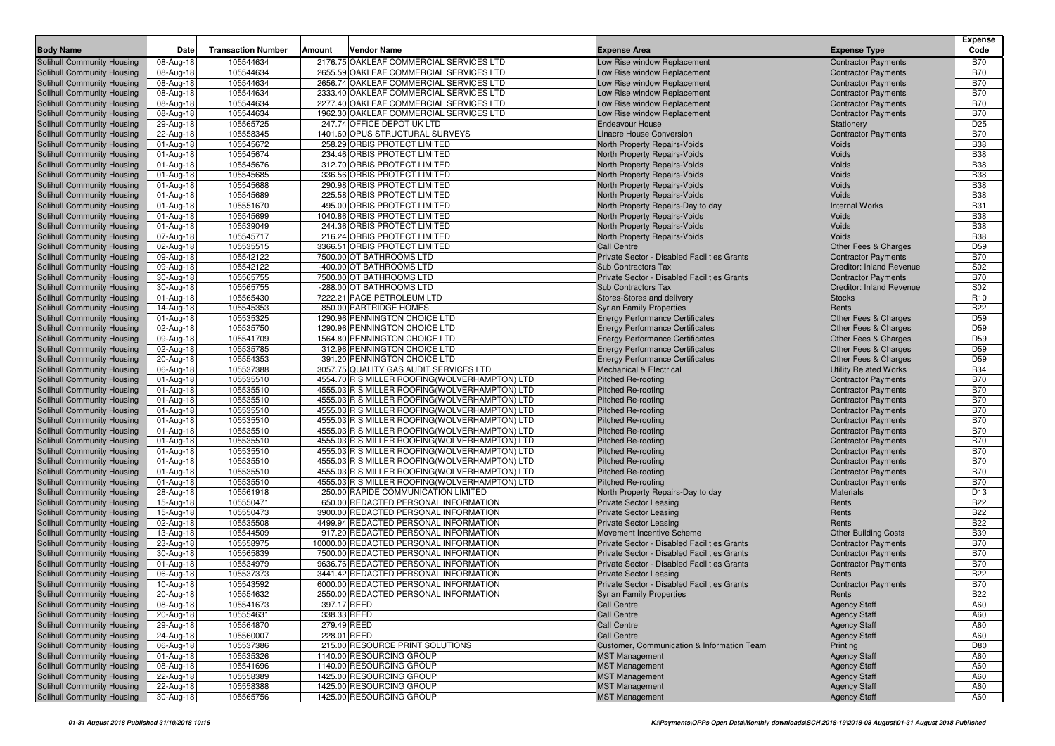| Body Name | Date | Transaction Number | Amount | Vendor Name | Expense Area | Expense Type | Expense Code |
|---|---|---|---|---|---|---|---|
| Solihull Community Housing | 08-Aug-18 | 105544634 | 2176.75 | OAKLEAF COMMERCIAL SERVICES LTD | Low Rise window Replacement | Contractor Payments | B70 |
| Solihull Community Housing | 08-Aug-18 | 105544634 | 2655.59 | OAKLEAF COMMERCIAL SERVICES LTD | Low Rise window Replacement | Contractor Payments | B70 |
| Solihull Community Housing | 08-Aug-18 | 105544634 | 2656.74 | OAKLEAF COMMERCIAL SERVICES LTD | Low Rise window Replacement | Contractor Payments | B70 |
| Solihull Community Housing | 08-Aug-18 | 105544634 | 2333.40 | OAKLEAF COMMERCIAL SERVICES LTD | Low Rise window Replacement | Contractor Payments | B70 |
| Solihull Community Housing | 08-Aug-18 | 105544634 | 2277.40 | OAKLEAF COMMERCIAL SERVICES LTD | Low Rise window Replacement | Contractor Payments | B70 |
| Solihull Community Housing | 08-Aug-18 | 105544634 | 1962.30 | OAKLEAF COMMERCIAL SERVICES LTD | Low Rise window Replacement | Contractor Payments | B70 |
| Solihull Community Housing | 29-Aug-18 | 105565725 | 247.74 | OFFICE DEPOT UK LTD | Endeavour House | Stationery | D25 |
| Solihull Community Housing | 22-Aug-18 | 105558345 | 1401.60 | OPUS STRUCTURAL SURVEYS | Linacre House Conversion | Contractor Payments | B70 |
| Solihull Community Housing | 01-Aug-18 | 105545672 | 258.29 | ORBIS PROTECT LIMITED | North Property Repairs-Voids | Voids | B38 |
| Solihull Community Housing | 01-Aug-18 | 105545674 | 234.46 | ORBIS PROTECT LIMITED | North Property Repairs-Voids | Voids | B38 |
| Solihull Community Housing | 01-Aug-18 | 105545676 | 312.70 | ORBIS PROTECT LIMITED | North Property Repairs-Voids | Voids | B38 |
| Solihull Community Housing | 01-Aug-18 | 105545685 | 336.56 | ORBIS PROTECT LIMITED | North Property Repairs-Voids | Voids | B38 |
| Solihull Community Housing | 01-Aug-18 | 105545688 | 290.98 | ORBIS PROTECT LIMITED | North Property Repairs-Voids | Voids | B38 |
| Solihull Community Housing | 01-Aug-18 | 105545689 | 225.58 | ORBIS PROTECT LIMITED | North Property Repairs-Voids | Voids | B38 |
| Solihull Community Housing | 01-Aug-18 | 105551670 | 495.00 | ORBIS PROTECT LIMITED | North Property Repairs-Day to day | Internal Works | B31 |
| Solihull Community Housing | 01-Aug-18 | 105545699 | 1040.86 | ORBIS PROTECT LIMITED | North Property Repairs-Voids | Voids | B38 |
| Solihull Community Housing | 01-Aug-18 | 105539049 | 244.36 | ORBIS PROTECT LIMITED | North Property Repairs-Voids | Voids | B38 |
| Solihull Community Housing | 07-Aug-18 | 105545717 | 216.24 | ORBIS PROTECT LIMITED | North Property Repairs-Voids | Voids | B38 |
| Solihull Community Housing | 02-Aug-18 | 105535515 | 3366.51 | ORBIS PROTECT LIMITED | Call Centre | Other Fees & Charges | D59 |
| Solihull Community Housing | 09-Aug-18 | 105542122 | 7500.00 | OT BATHROOMS LTD | Private Sector - Disabled Facilities Grants | Contractor Payments | B70 |
| Solihull Community Housing | 09-Aug-18 | 105542122 | -400.00 | OT BATHROOMS LTD | Sub Contractors Tax | Creditor: Inland Revenue | S02 |
| Solihull Community Housing | 30-Aug-18 | 105565755 | 7500.00 | OT BATHROOMS LTD | Private Sector - Disabled Facilities Grants | Contractor Payments | B70 |
| Solihull Community Housing | 30-Aug-18 | 105565755 | -288.00 | OT BATHROOMS LTD | Sub Contractors Tax | Creditor: Inland Revenue | S02 |
| Solihull Community Housing | 01-Aug-18 | 105565430 | 7222.21 | PACE PETROLEUM LTD | Stores-Stores and delivery | Stocks | R10 |
| Solihull Community Housing | 14-Aug-18 | 105545353 | 850.00 | PARTRIDGE HOMES | Syrian Family Properties | Rents | B22 |
| Solihull Community Housing | 01-Aug-18 | 105535325 | 1290.96 | PENNINGTON CHOICE LTD | Energy Performance Certificates | Other Fees & Charges | D59 |
| Solihull Community Housing | 02-Aug-18 | 105535750 | 1290.96 | PENNINGTON CHOICE LTD | Energy Performance Certificates | Other Fees & Charges | D59 |
| Solihull Community Housing | 09-Aug-18 | 105541709 | 1564.80 | PENNINGTON CHOICE LTD | Energy Performance Certificates | Other Fees & Charges | D59 |
| Solihull Community Housing | 02-Aug-18 | 105535785 | 312.96 | PENNINGTON CHOICE LTD | Energy Performance Certificates | Other Fees & Charges | D59 |
| Solihull Community Housing | 20-Aug-18 | 105554353 | 391.20 | PENNINGTON CHOICE LTD | Energy Performance Certificates | Other Fees & Charges | D59 |
| Solihull Community Housing | 06-Aug-18 | 105537388 | 3057.75 | QUALITY GAS AUDIT SERVICES LTD | Mechanical & Electrical | Utility Related Works | B34 |
| Solihull Community Housing | 01-Aug-18 | 105535510 | 4554.70 | R S MILLER ROOFING(WOLVERHAMPTON) LTD | Pitched Re-roofing | Contractor Payments | B70 |
| Solihull Community Housing | 01-Aug-18 | 105535510 | 4555.03 | R S MILLER ROOFING(WOLVERHAMPTON) LTD | Pitched Re-roofing | Contractor Payments | B70 |
| Solihull Community Housing | 01-Aug-18 | 105535510 | 4555.03 | R S MILLER ROOFING(WOLVERHAMPTON) LTD | Pitched Re-roofing | Contractor Payments | B70 |
| Solihull Community Housing | 01-Aug-18 | 105535510 | 4555.03 | R S MILLER ROOFING(WOLVERHAMPTON) LTD | Pitched Re-roofing | Contractor Payments | B70 |
| Solihull Community Housing | 01-Aug-18 | 105535510 | 4555.03 | R S MILLER ROOFING(WOLVERHAMPTON) LTD | Pitched Re-roofing | Contractor Payments | B70 |
| Solihull Community Housing | 01-Aug-18 | 105535510 | 4555.03 | R S MILLER ROOFING(WOLVERHAMPTON) LTD | Pitched Re-roofing | Contractor Payments | B70 |
| Solihull Community Housing | 01-Aug-18 | 105535510 | 4555.03 | R S MILLER ROOFING(WOLVERHAMPTON) LTD | Pitched Re-roofing | Contractor Payments | B70 |
| Solihull Community Housing | 01-Aug-18 | 105535510 | 4555.03 | R S MILLER ROOFING(WOLVERHAMPTON) LTD | Pitched Re-roofing | Contractor Payments | B70 |
| Solihull Community Housing | 01-Aug-18 | 105535510 | 4555.03 | R S MILLER ROOFING(WOLVERHAMPTON) LTD | Pitched Re-roofing | Contractor Payments | B70 |
| Solihull Community Housing | 01-Aug-18 | 105535510 | 4555.03 | R S MILLER ROOFING(WOLVERHAMPTON) LTD | Pitched Re-roofing | Contractor Payments | B70 |
| Solihull Community Housing | 01-Aug-18 | 105535510 | 4555.03 | R S MILLER ROOFING(WOLVERHAMPTON) LTD | Pitched Re-roofing | Contractor Payments | B70 |
| Solihull Community Housing | 28-Aug-18 | 105561918 | 250.00 | RAPIDE COMMUNICATION LIMITED | North Property Repairs-Day to day | Materials | D13 |
| Solihull Community Housing | 15-Aug-18 | 105550471 | 650.00 | REDACTED PERSONAL INFORMATION | Private Sector Leasing | Rents | B22 |
| Solihull Community Housing | 15-Aug-18 | 105550473 | 3900.00 | REDACTED PERSONAL INFORMATION | Private Sector Leasing | Rents | B22 |
| Solihull Community Housing | 02-Aug-18 | 105535508 | 4499.94 | REDACTED PERSONAL INFORMATION | Private Sector Leasing | Rents | B22 |
| Solihull Community Housing | 13-Aug-18 | 105544509 | 917.20 | REDACTED PERSONAL INFORMATION | Movement Incentive Scheme | Other Building Costs | B39 |
| Solihull Community Housing | 23-Aug-18 | 105558975 | 10000.00 | REDACTED PERSONAL INFORMATION | Private Sector - Disabled Facilities Grants | Contractor Payments | B70 |
| Solihull Community Housing | 30-Aug-18 | 105565839 | 7500.00 | REDACTED PERSONAL INFORMATION | Private Sector - Disabled Facilities Grants | Contractor Payments | B70 |
| Solihull Community Housing | 01-Aug-18 | 105534979 | 9636.76 | REDACTED PERSONAL INFORMATION | Private Sector - Disabled Facilities Grants | Contractor Payments | B70 |
| Solihull Community Housing | 06-Aug-18 | 105537373 | 3441.42 | REDACTED PERSONAL INFORMATION | Private Sector Leasing | Rents | B22 |
| Solihull Community Housing | 10-Aug-18 | 105543592 | 6000.00 | REDACTED PERSONAL INFORMATION | Private Sector - Disabled Facilities Grants | Contractor Payments | B70 |
| Solihull Community Housing | 20-Aug-18 | 105554632 | 2550.00 | REDACTED PERSONAL INFORMATION | Syrian Family Properties | Rents | B22 |
| Solihull Community Housing | 08-Aug-18 | 105541673 | 397.17 | REED | Call Centre | Agency Staff | A60 |
| Solihull Community Housing | 20-Aug-18 | 105554631 | 338.33 | REED | Call Centre | Agency Staff | A60 |
| Solihull Community Housing | 29-Aug-18 | 105564870 | 279.49 | REED | Call Centre | Agency Staff | A60 |
| Solihull Community Housing | 24-Aug-18 | 105560007 | 228.01 | REED | Call Centre | Agency Staff | A60 |
| Solihull Community Housing | 06-Aug-18 | 105537386 | 215.00 | RESOURCE PRINT SOLUTIONS | Customer, Communication & Information Team | Printing | D80 |
| Solihull Community Housing | 01-Aug-18 | 105535326 | 1140.00 | RESOURCING GROUP | MST Management | Agency Staff | A60 |
| Solihull Community Housing | 08-Aug-18 | 105541696 | 1140.00 | RESOURCING GROUP | MST Management | Agency Staff | A60 |
| Solihull Community Housing | 22-Aug-18 | 105558389 | 1425.00 | RESOURCING GROUP | MST Management | Agency Staff | A60 |
| Solihull Community Housing | 22-Aug-18 | 105558388 | 1425.00 | RESOURCING GROUP | MST Management | Agency Staff | A60 |
| Solihull Community Housing | 30-Aug-18 | 105565756 | 1425.00 | RESOURCING GROUP | MST Management | Agency Staff | A60 |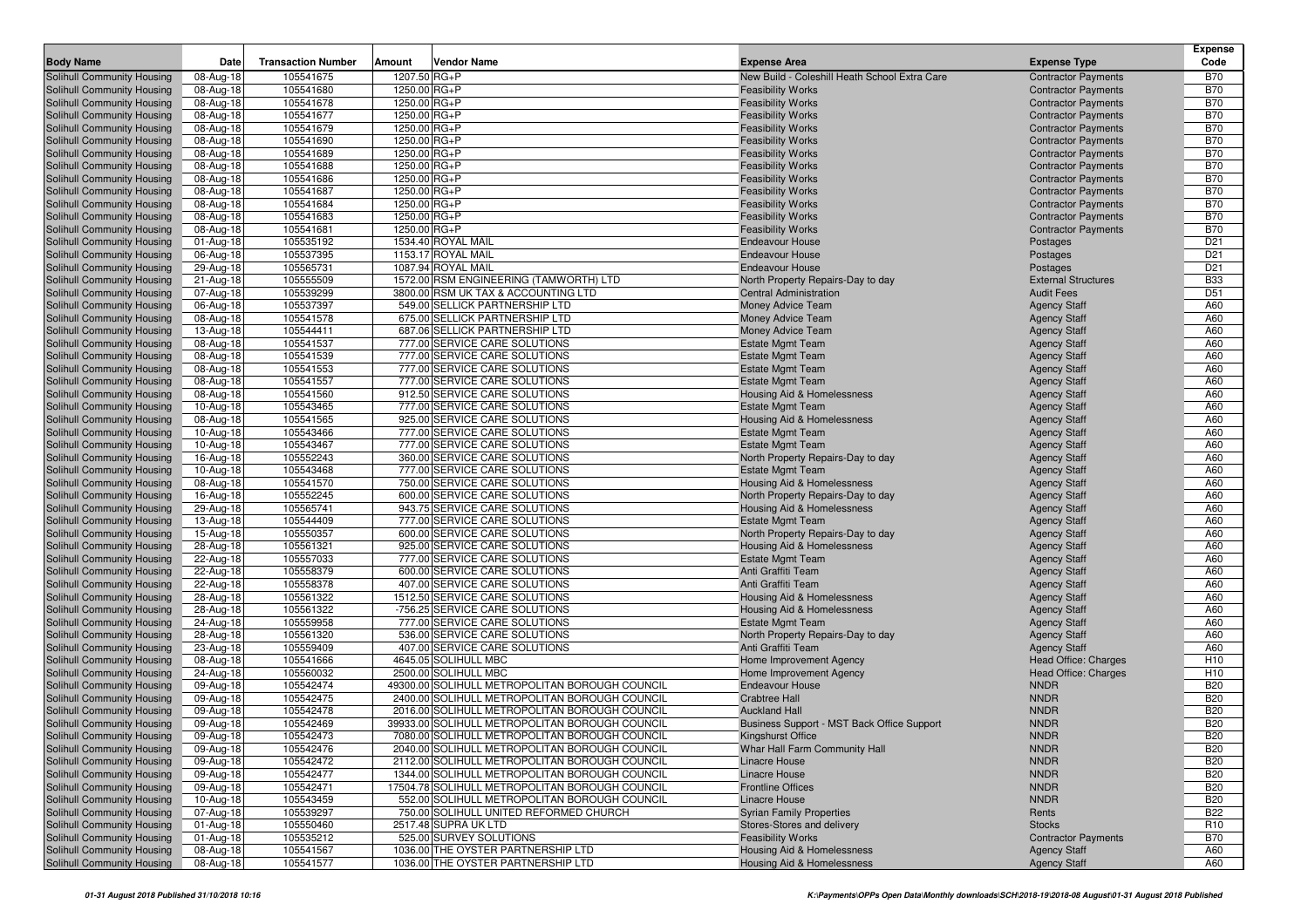| Body Name | Date | Transaction Number | Amount | Vendor Name | Expense Area | Expense Type | Expense Code |
|---|---|---|---|---|---|---|---|
| Solihull Community Housing | 08-Aug-18 | 105541675 | 1207.50 | RG+P | New Build - Coleshill Heath School Extra Care | Contractor Payments | B70 |
| Solihull Community Housing | 08-Aug-18 | 105541680 | 1250.00 | RG+P | Feasibility Works | Contractor Payments | B70 |
| Solihull Community Housing | 08-Aug-18 | 105541678 | 1250.00 | RG+P | Feasibility Works | Contractor Payments | B70 |
| Solihull Community Housing | 08-Aug-18 | 105541677 | 1250.00 | RG+P | Feasibility Works | Contractor Payments | B70 |
| Solihull Community Housing | 08-Aug-18 | 105541679 | 1250.00 | RG+P | Feasibility Works | Contractor Payments | B70 |
| Solihull Community Housing | 08-Aug-18 | 105541690 | 1250.00 | RG+P | Feasibility Works | Contractor Payments | B70 |
| Solihull Community Housing | 08-Aug-18 | 105541689 | 1250.00 | RG+P | Feasibility Works | Contractor Payments | B70 |
| Solihull Community Housing | 08-Aug-18 | 105541688 | 1250.00 | RG+P | Feasibility Works | Contractor Payments | B70 |
| Solihull Community Housing | 08-Aug-18 | 105541686 | 1250.00 | RG+P | Feasibility Works | Contractor Payments | B70 |
| Solihull Community Housing | 08-Aug-18 | 105541687 | 1250.00 | RG+P | Feasibility Works | Contractor Payments | B70 |
| Solihull Community Housing | 08-Aug-18 | 105541684 | 1250.00 | RG+P | Feasibility Works | Contractor Payments | B70 |
| Solihull Community Housing | 08-Aug-18 | 105541683 | 1250.00 | RG+P | Feasibility Works | Contractor Payments | B70 |
| Solihull Community Housing | 08-Aug-18 | 105541681 | 1250.00 | RG+P | Feasibility Works | Contractor Payments | B70 |
| Solihull Community Housing | 01-Aug-18 | 105535192 | 1534.40 | ROYAL MAIL | Endeavour House | Postages | D21 |
| Solihull Community Housing | 06-Aug-18 | 105537395 | 1153.17 | ROYAL MAIL | Endeavour House | Postages | D21 |
| Solihull Community Housing | 29-Aug-18 | 105565731 | 1087.94 | ROYAL MAIL | Endeavour House | Postages | D21 |
| Solihull Community Housing | 21-Aug-18 | 105555509 | 1572.00 | RSM ENGINEERING (TAMWORTH) LTD | North Property Repairs-Day to day | External Structures | B33 |
| Solihull Community Housing | 07-Aug-18 | 105539299 | 3800.00 | RSM UK TAX & ACCOUNTING LTD | Central Administration | Audit Fees | D51 |
| Solihull Community Housing | 06-Aug-18 | 105537397 | 549.00 | SELLICK PARTNERSHIP LTD | Money Advice Team | Agency Staff | A60 |
| Solihull Community Housing | 08-Aug-18 | 105541578 | 675.00 | SELLICK PARTNERSHIP LTD | Money Advice Team | Agency Staff | A60 |
| Solihull Community Housing | 13-Aug-18 | 105544411 | 687.06 | SELLICK PARTNERSHIP LTD | Money Advice Team | Agency Staff | A60 |
| Solihull Community Housing | 08-Aug-18 | 105541537 | 777.00 | SERVICE CARE SOLUTIONS | Estate Mgmt Team | Agency Staff | A60 |
| Solihull Community Housing | 08-Aug-18 | 105541539 | 777.00 | SERVICE CARE SOLUTIONS | Estate Mgmt Team | Agency Staff | A60 |
| Solihull Community Housing | 08-Aug-18 | 105541553 | 777.00 | SERVICE CARE SOLUTIONS | Estate Mgmt Team | Agency Staff | A60 |
| Solihull Community Housing | 08-Aug-18 | 105541557 | 777.00 | SERVICE CARE SOLUTIONS | Estate Mgmt Team | Agency Staff | A60 |
| Solihull Community Housing | 08-Aug-18 | 105541560 | 912.50 | SERVICE CARE SOLUTIONS | Housing Aid & Homelessness | Agency Staff | A60 |
| Solihull Community Housing | 10-Aug-18 | 105543465 | 777.00 | SERVICE CARE SOLUTIONS | Estate Mgmt Team | Agency Staff | A60 |
| Solihull Community Housing | 08-Aug-18 | 105541565 | 925.00 | SERVICE CARE SOLUTIONS | Housing Aid & Homelessness | Agency Staff | A60 |
| Solihull Community Housing | 10-Aug-18 | 105543466 | 777.00 | SERVICE CARE SOLUTIONS | Estate Mgmt Team | Agency Staff | A60 |
| Solihull Community Housing | 10-Aug-18 | 105543467 | 777.00 | SERVICE CARE SOLUTIONS | Estate Mgmt Team | Agency Staff | A60 |
| Solihull Community Housing | 16-Aug-18 | 105552243 | 360.00 | SERVICE CARE SOLUTIONS | North Property Repairs-Day to day | Agency Staff | A60 |
| Solihull Community Housing | 10-Aug-18 | 105543468 | 777.00 | SERVICE CARE SOLUTIONS | Estate Mgmt Team | Agency Staff | A60 |
| Solihull Community Housing | 08-Aug-18 | 105541570 | 750.00 | SERVICE CARE SOLUTIONS | Housing Aid & Homelessness | Agency Staff | A60 |
| Solihull Community Housing | 16-Aug-18 | 105552245 | 600.00 | SERVICE CARE SOLUTIONS | North Property Repairs-Day to day | Agency Staff | A60 |
| Solihull Community Housing | 29-Aug-18 | 105565741 | 943.75 | SERVICE CARE SOLUTIONS | Housing Aid & Homelessness | Agency Staff | A60 |
| Solihull Community Housing | 13-Aug-18 | 105544409 | 777.00 | SERVICE CARE SOLUTIONS | Estate Mgmt Team | Agency Staff | A60 |
| Solihull Community Housing | 15-Aug-18 | 105550357 | 600.00 | SERVICE CARE SOLUTIONS | North Property Repairs-Day to day | Agency Staff | A60 |
| Solihull Community Housing | 28-Aug-18 | 105561321 | 925.00 | SERVICE CARE SOLUTIONS | Housing Aid & Homelessness | Agency Staff | A60 |
| Solihull Community Housing | 22-Aug-18 | 105557033 | 777.00 | SERVICE CARE SOLUTIONS | Estate Mgmt Team | Agency Staff | A60 |
| Solihull Community Housing | 22-Aug-18 | 105558379 | 600.00 | SERVICE CARE SOLUTIONS | Anti Graffiti Team | Agency Staff | A60 |
| Solihull Community Housing | 22-Aug-18 | 105558378 | 407.00 | SERVICE CARE SOLUTIONS | Anti Graffiti Team | Agency Staff | A60 |
| Solihull Community Housing | 28-Aug-18 | 105561322 | 1512.50 | SERVICE CARE SOLUTIONS | Housing Aid & Homelessness | Agency Staff | A60 |
| Solihull Community Housing | 28-Aug-18 | 105561322 | -756.25 | SERVICE CARE SOLUTIONS | Housing Aid & Homelessness | Agency Staff | A60 |
| Solihull Community Housing | 24-Aug-18 | 105559958 | 777.00 | SERVICE CARE SOLUTIONS | Estate Mgmt Team | Agency Staff | A60 |
| Solihull Community Housing | 28-Aug-18 | 105561320 | 536.00 | SERVICE CARE SOLUTIONS | North Property Repairs-Day to day | Agency Staff | A60 |
| Solihull Community Housing | 23-Aug-18 | 105559409 | 407.00 | SERVICE CARE SOLUTIONS | Anti Graffiti Team | Agency Staff | A60 |
| Solihull Community Housing | 08-Aug-18 | 105541666 | 4645.05 | SOLIHULL MBC | Home Improvement Agency | Head Office: Charges | H10 |
| Solihull Community Housing | 24-Aug-18 | 105560032 | 2500.00 | SOLIHULL MBC | Home Improvement Agency | Head Office: Charges | H10 |
| Solihull Community Housing | 09-Aug-18 | 105542474 | 49300.00 | SOLIHULL METROPOLITAN BOROUGH COUNCIL | Endeavour House | NNDR | B20 |
| Solihull Community Housing | 09-Aug-18 | 105542475 | 2400.00 | SOLIHULL METROPOLITAN BOROUGH COUNCIL | Crabtree Hall | NNDR | B20 |
| Solihull Community Housing | 09-Aug-18 | 105542478 | 2016.00 | SOLIHULL METROPOLITAN BOROUGH COUNCIL | Auckland Hall | NNDR | B20 |
| Solihull Community Housing | 09-Aug-18 | 105542469 | 39933.00 | SOLIHULL METROPOLITAN BOROUGH COUNCIL | Business Support - MST Back Office Support | NNDR | B20 |
| Solihull Community Housing | 09-Aug-18 | 105542473 | 7080.00 | SOLIHULL METROPOLITAN BOROUGH COUNCIL | Kingshurst Office | NNDR | B20 |
| Solihull Community Housing | 09-Aug-18 | 105542476 | 2040.00 | SOLIHULL METROPOLITAN BOROUGH COUNCIL | Whar Hall Farm Community Hall | NNDR | B20 |
| Solihull Community Housing | 09-Aug-18 | 105542472 | 2112.00 | SOLIHULL METROPOLITAN BOROUGH COUNCIL | Linacre House | NNDR | B20 |
| Solihull Community Housing | 09-Aug-18 | 105542477 | 1344.00 | SOLIHULL METROPOLITAN BOROUGH COUNCIL | Linacre House | NNDR | B20 |
| Solihull Community Housing | 09-Aug-18 | 105542471 | 17504.78 | SOLIHULL METROPOLITAN BOROUGH COUNCIL | Frontline Offices | NNDR | B20 |
| Solihull Community Housing | 10-Aug-18 | 105543459 | 552.00 | SOLIHULL METROPOLITAN BOROUGH COUNCIL | Linacre House | NNDR | B20 |
| Solihull Community Housing | 07-Aug-18 | 105539297 | 750.00 | SOLIHULL UNITED REFORMED CHURCH | Syrian Family Properties | Rents | B22 |
| Solihull Community Housing | 01-Aug-18 | 105550460 | 2517.48 | SUPRA UK LTD | Stores-Stores and delivery | Stocks | R10 |
| Solihull Community Housing | 01-Aug-18 | 105535212 | 525.00 | SURVEY SOLUTIONS | Feasibility Works | Contractor Payments | B70 |
| Solihull Community Housing | 08-Aug-18 | 105541567 | 1036.00 | THE OYSTER PARTNERSHIP LTD | Housing Aid & Homelessness | Agency Staff | A60 |
| Solihull Community Housing | 08-Aug-18 | 105541577 | 1036.00 | THE OYSTER PARTNERSHIP LTD | Housing Aid & Homelessness | Agency Staff | A60 |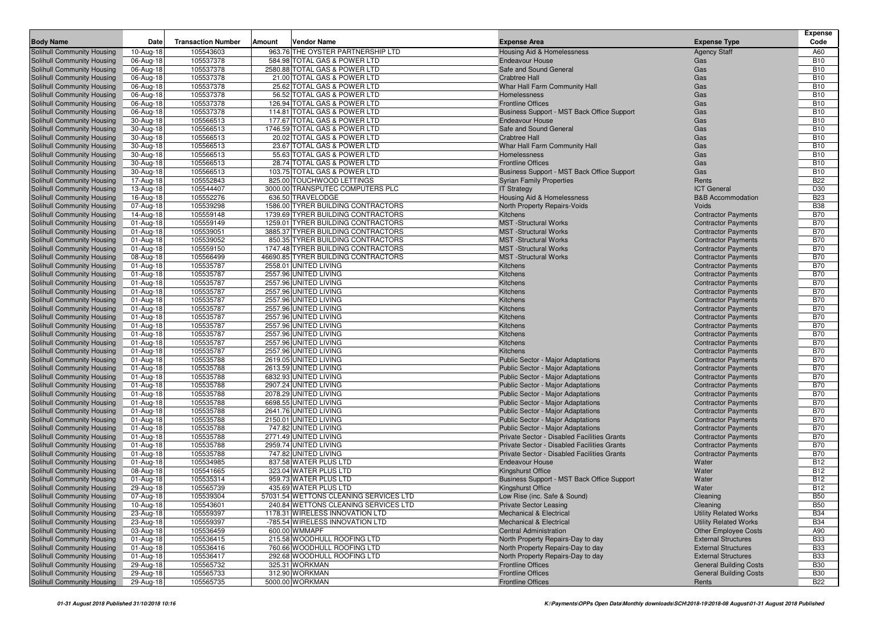| Body Name | Date | Transaction Number | Amount | Vendor Name | Expense Area | Expense Type | Expense Code |
|---|---|---|---|---|---|---|---|
| Solihull Community Housing | 10-Aug-18 | 105543603 | 963.76 | THE OYSTER PARTNERSHIP LTD | Housing Aid & Homelessness | Agency Staff | A60 |
| Solihull Community Housing | 06-Aug-18 | 105537378 | 584.98 | TOTAL GAS & POWER LTD | Endeavour House | Gas | B10 |
| Solihull Community Housing | 06-Aug-18 | 105537378 | 2580.88 | TOTAL GAS & POWER LTD | Safe and Sound General | Gas | B10 |
| Solihull Community Housing | 06-Aug-18 | 105537378 | 21.00 | TOTAL GAS & POWER LTD | Crabtree Hall | Gas | B10 |
| Solihull Community Housing | 06-Aug-18 | 105537378 | 25.62 | TOTAL GAS & POWER LTD | Whar Hall Farm Community Hall | Gas | B10 |
| Solihull Community Housing | 06-Aug-18 | 105537378 | 56.52 | TOTAL GAS & POWER LTD | Homelessness | Gas | B10 |
| Solihull Community Housing | 06-Aug-18 | 105537378 | 126.94 | TOTAL GAS & POWER LTD | Frontline Offices | Gas | B10 |
| Solihull Community Housing | 06-Aug-18 | 105537378 | 114.81 | TOTAL GAS & POWER LTD | Business Support - MST Back Office Support | Gas | B10 |
| Solihull Community Housing | 30-Aug-18 | 105566513 | 177.67 | TOTAL GAS & POWER LTD | Endeavour House | Gas | B10 |
| Solihull Community Housing | 30-Aug-18 | 105566513 | 1746.59 | TOTAL GAS & POWER LTD | Safe and Sound General | Gas | B10 |
| Solihull Community Housing | 30-Aug-18 | 105566513 | 20.02 | TOTAL GAS & POWER LTD | Crabtree Hall | Gas | B10 |
| Solihull Community Housing | 30-Aug-18 | 105566513 | 23.67 | TOTAL GAS & POWER LTD | Whar Hall Farm Community Hall | Gas | B10 |
| Solihull Community Housing | 30-Aug-18 | 105566513 | 55.63 | TOTAL GAS & POWER LTD | Homelessness | Gas | B10 |
| Solihull Community Housing | 30-Aug-18 | 105566513 | 28.74 | TOTAL GAS & POWER LTD | Frontline Offices | Gas | B10 |
| Solihull Community Housing | 30-Aug-18 | 105566513 | 103.75 | TOTAL GAS & POWER LTD | Business Support - MST Back Office Support | Gas | B10 |
| Solihull Community Housing | 17-Aug-18 | 105552843 | 825.00 | TOUCHWOOD LETTINGS | Syrian Family Properties | Rents | B22 |
| Solihull Community Housing | 13-Aug-18 | 105544407 | 3000.00 | TRANSPUTEC COMPUTERS PLC | IT Strategy | ICT General | D30 |
| Solihull Community Housing | 16-Aug-18 | 105552276 | 636.50 | TRAVELODGE | Housing Aid & Homelessness | B&B Accommodation | B23 |
| Solihull Community Housing | 07-Aug-18 | 105539298 | 1586.00 | TYRER BUILDING CONTRACTORS | North Property Repairs-Voids | Voids | B38 |
| Solihull Community Housing | 14-Aug-18 | 105559148 | 1739.69 | TYRER BUILDING CONTRACTORS | Kitchens | Contractor Payments | B70 |
| Solihull Community Housing | 01-Aug-18 | 105559149 | 1259.01 | TYRER BUILDING CONTRACTORS | MST -Structural Works | Contractor Payments | B70 |
| Solihull Community Housing | 01-Aug-18 | 105539051 | 3885.37 | TYRER BUILDING CONTRACTORS | MST -Structural Works | Contractor Payments | B70 |
| Solihull Community Housing | 01-Aug-18 | 105539052 | 850.35 | TYRER BUILDING CONTRACTORS | MST -Structural Works | Contractor Payments | B70 |
| Solihull Community Housing | 01-Aug-18 | 105559150 | 1747.48 | TYRER BUILDING CONTRACTORS | MST -Structural Works | Contractor Payments | B70 |
| Solihull Community Housing | 08-Aug-18 | 105566499 | 46690.85 | TYRER BUILDING CONTRACTORS | MST -Structural Works | Contractor Payments | B70 |
| Solihull Community Housing | 01-Aug-18 | 105535787 | 2558.01 | UNITED LIVING | Kitchens | Contractor Payments | B70 |
| Solihull Community Housing | 01-Aug-18 | 105535787 | 2557.96 | UNITED LIVING | Kitchens | Contractor Payments | B70 |
| Solihull Community Housing | 01-Aug-18 | 105535787 | 2557.96 | UNITED LIVING | Kitchens | Contractor Payments | B70 |
| Solihull Community Housing | 01-Aug-18 | 105535787 | 2557.96 | UNITED LIVING | Kitchens | Contractor Payments | B70 |
| Solihull Community Housing | 01-Aug-18 | 105535787 | 2557.96 | UNITED LIVING | Kitchens | Contractor Payments | B70 |
| Solihull Community Housing | 01-Aug-18 | 105535787 | 2557.96 | UNITED LIVING | Kitchens | Contractor Payments | B70 |
| Solihull Community Housing | 01-Aug-18 | 105535787 | 2557.96 | UNITED LIVING | Kitchens | Contractor Payments | B70 |
| Solihull Community Housing | 01-Aug-18 | 105535787 | 2557.96 | UNITED LIVING | Kitchens | Contractor Payments | B70 |
| Solihull Community Housing | 01-Aug-18 | 105535787 | 2557.96 | UNITED LIVING | Kitchens | Contractor Payments | B70 |
| Solihull Community Housing | 01-Aug-18 | 105535787 | 2557.96 | UNITED LIVING | Kitchens | Contractor Payments | B70 |
| Solihull Community Housing | 01-Aug-18 | 105535787 | 2557.96 | UNITED LIVING | Kitchens | Contractor Payments | B70 |
| Solihull Community Housing | 01-Aug-18 | 105535788 | 2619.05 | UNITED LIVING | Public Sector - Major Adaptations | Contractor Payments | B70 |
| Solihull Community Housing | 01-Aug-18 | 105535788 | 2613.59 | UNITED LIVING | Public Sector - Major Adaptations | Contractor Payments | B70 |
| Solihull Community Housing | 01-Aug-18 | 105535788 | 6832.93 | UNITED LIVING | Public Sector - Major Adaptations | Contractor Payments | B70 |
| Solihull Community Housing | 01-Aug-18 | 105535788 | 2907.24 | UNITED LIVING | Public Sector - Major Adaptations | Contractor Payments | B70 |
| Solihull Community Housing | 01-Aug-18 | 105535788 | 2078.29 | UNITED LIVING | Public Sector - Major Adaptations | Contractor Payments | B70 |
| Solihull Community Housing | 01-Aug-18 | 105535788 | 6698.55 | UNITED LIVING | Public Sector - Major Adaptations | Contractor Payments | B70 |
| Solihull Community Housing | 01-Aug-18 | 105535788 | 2641.76 | UNITED LIVING | Public Sector - Major Adaptations | Contractor Payments | B70 |
| Solihull Community Housing | 01-Aug-18 | 105535788 | 2150.01 | UNITED LIVING | Public Sector - Major Adaptations | Contractor Payments | B70 |
| Solihull Community Housing | 01-Aug-18 | 105535788 | 747.82 | UNITED LIVING | Public Sector - Major Adaptations | Contractor Payments | B70 |
| Solihull Community Housing | 01-Aug-18 | 105535788 | 2771.49 | UNITED LIVING | Private Sector - Disabled Facilities Grants | Contractor Payments | B70 |
| Solihull Community Housing | 01-Aug-18 | 105535788 | 2959.74 | UNITED LIVING | Private Sector - Disabled Facilities Grants | Contractor Payments | B70 |
| Solihull Community Housing | 01-Aug-18 | 105535788 | 747.82 | UNITED LIVING | Private Sector - Disabled Facilities Grants | Contractor Payments | B70 |
| Solihull Community Housing | 01-Aug-18 | 105534985 | 837.58 | WATER PLUS LTD | Endeavour House | Water | B12 |
| Solihull Community Housing | 08-Aug-18 | 105541665 | 323.04 | WATER PLUS LTD | Kingshurst Office | Water | B12 |
| Solihull Community Housing | 01-Aug-18 | 105535314 | 959.73 | WATER PLUS LTD | Business Support - MST Back Office Support | Water | B12 |
| Solihull Community Housing | 29-Aug-18 | 105565739 | 435.69 | WATER PLUS LTD | Kingshurst Office | Water | B12 |
| Solihull Community Housing | 07-Aug-18 | 105539304 | 57031.54 | WETTONS CLEANING SERVICES LTD | Low Rise (inc. Safe & Sound) | Cleaning | B50 |
| Solihull Community Housing | 10-Aug-18 | 105543601 | 240.84 | WETTONS CLEANING SERVICES LTD | Private Sector Leasing | Cleaning | B50 |
| Solihull Community Housing | 23-Aug-18 | 105559397 | 1178.31 | WIRELESS INNOVATION LTD | Mechanical & Electrical | Utility Related Works | B34 |
| Solihull Community Housing | 23-Aug-18 | 105559397 | -785.54 | WIRELESS INNOVATION LTD | Mechanical & Electrical | Utility Related Works | B34 |
| Solihull Community Housing | 03-Aug-18 | 105536459 | 600.00 | WMMAPF | Central Administration | Other Employee Costs | A90 |
| Solihull Community Housing | 01-Aug-18 | 105536415 | 215.58 | WOODHULL ROOFING LTD | North Property Repairs-Day to day | External Structures | B33 |
| Solihull Community Housing | 01-Aug-18 | 105536416 | 760.66 | WOODHULL ROOFING LTD | North Property Repairs-Day to day | External Structures | B33 |
| Solihull Community Housing | 01-Aug-18 | 105536417 | 292.68 | WOODHULL ROOFING LTD | North Property Repairs-Day to day | External Structures | B33 |
| Solihull Community Housing | 29-Aug-18 | 105565732 | 325.31 | WORKMAN | Frontline Offices | General Building Costs | B30 |
| Solihull Community Housing | 29-Aug-18 | 105565733 | 312.90 | WORKMAN | Frontline Offices | General Building Costs | B30 |
| Solihull Community Housing | 29-Aug-18 | 105565735 | 5000.00 | WORKMAN | Frontline Offices | Rents | B22 |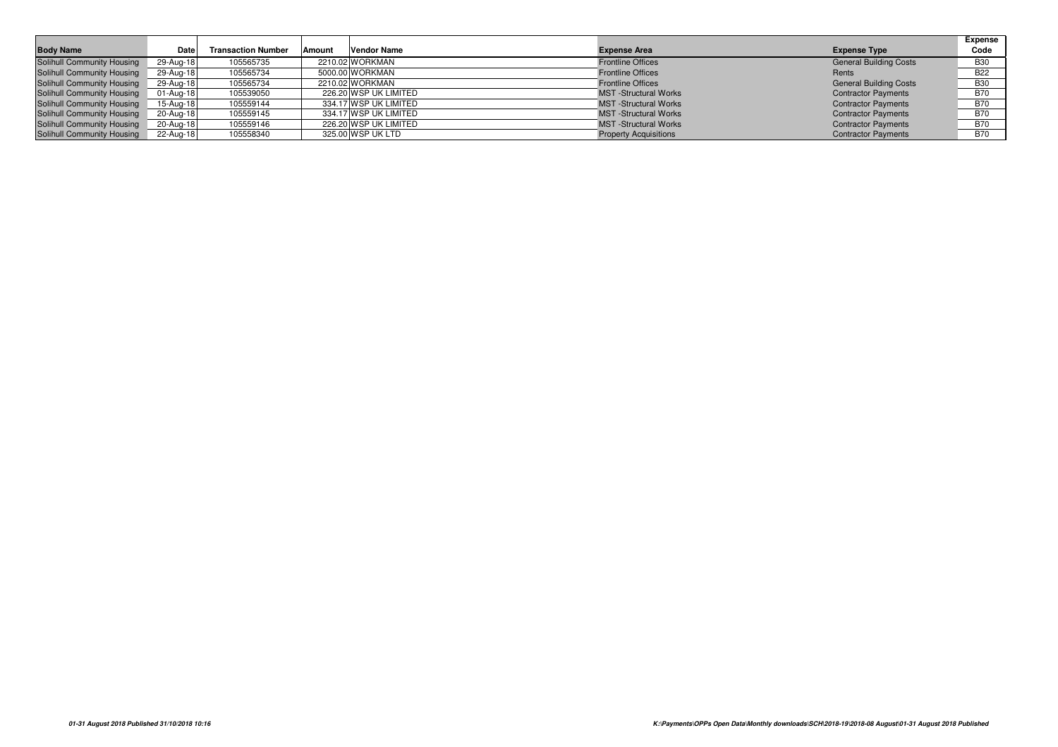| Body Name | Date | Transaction Number | Amount | Vendor Name | Expense Area | Expense Type | Expense Code |
|---|---|---|---|---|---|---|---|
| Solihull Community Housing | 29-Aug-18 | 105565735 | 2210.02 | WORKMAN | Frontline Offices | General Building Costs | B30 |
| Solihull Community Housing | 29-Aug-18 | 105565734 | 5000.00 | WORKMAN | Frontline Offices | Rents | B22 |
| Solihull Community Housing | 29-Aug-18 | 105565734 | 2210.02 | WORKMAN | Frontline Offices | General Building Costs | B30 |
| Solihull Community Housing | 01-Aug-18 | 105539050 | 226.20 | WSP UK LIMITED | MST -Structural Works | Contractor Payments | B70 |
| Solihull Community Housing | 15-Aug-18 | 105559144 | 334.17 | WSP UK LIMITED | MST -Structural Works | Contractor Payments | B70 |
| Solihull Community Housing | 20-Aug-18 | 105559145 | 334.17 | WSP UK LIMITED | MST -Structural Works | Contractor Payments | B70 |
| Solihull Community Housing | 20-Aug-18 | 105559146 | 226.20 | WSP UK LIMITED | MST -Structural Works | Contractor Payments | B70 |
| Solihull Community Housing | 22-Aug-18 | 105558340 | 325.00 | WSP UK LTD | Property Acquisitions | Contractor Payments | B70 |